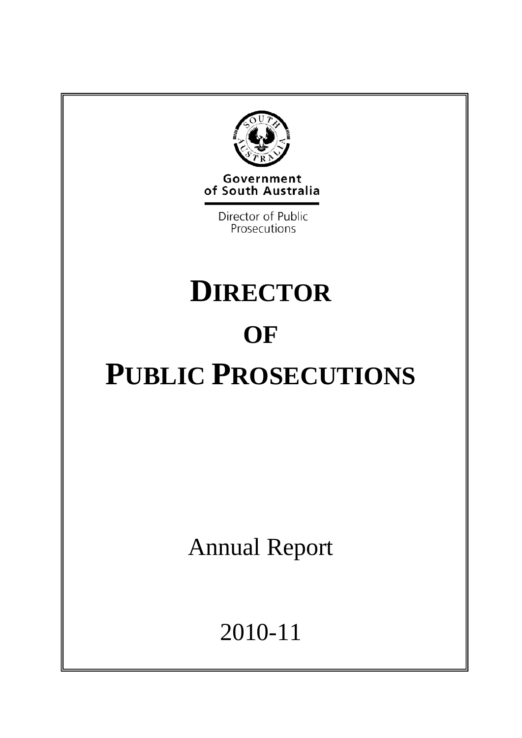Government of South Australia

Director of Public Prosecutions

# DIRECTOR OF PUBLIC PROSECUTIONS

Annual Report

2010-11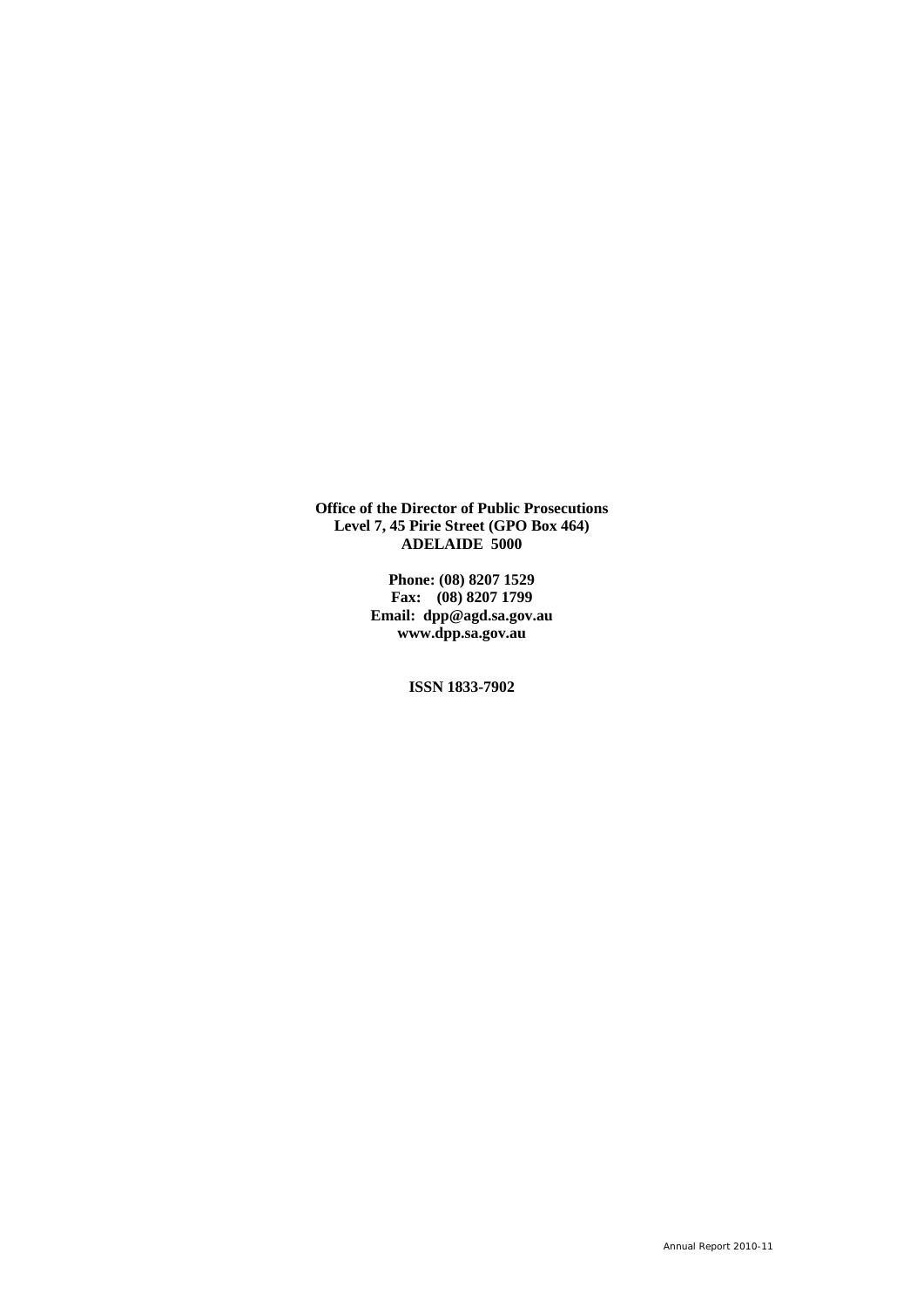**Office of the Director of Public Prosecutions**
**Level 7, 45 Pirie Street (GPO Box 464)**
**ADELAIDE 5000**

**Phone: (08) 8207 1529**
**Fax: (08) 8207 1799**
**Email: dpp@agd.sa.gov.au**
**www.dpp.sa.gov.au**

**ISSN 1833-7902**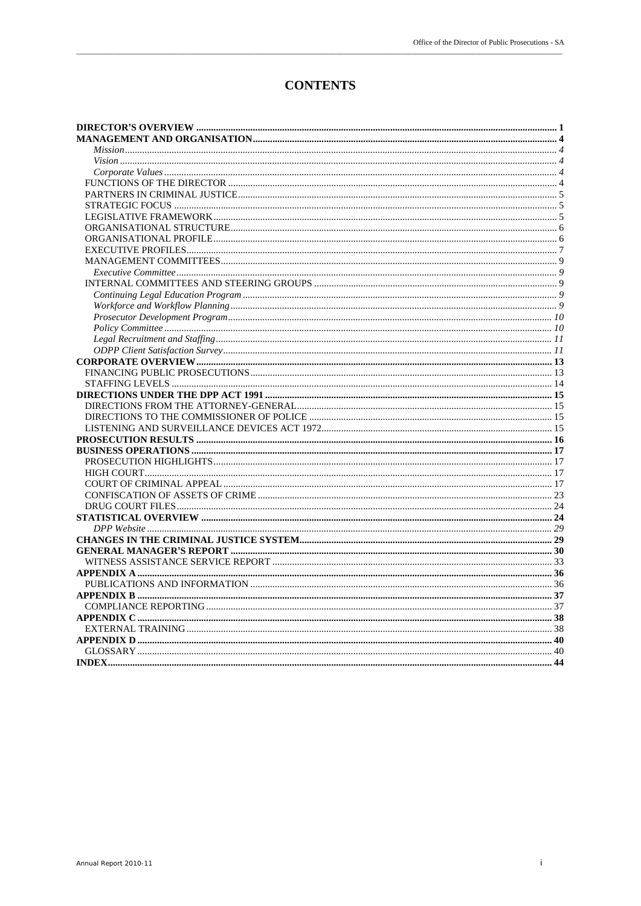# CONTENTS

**DIRECTOR'S OVERVIEW** .......... **1**
**MANAGEMENT AND ORGANISATION** .......... **4**
*Mission* .......... *4*
*Vision* .......... *4*
*Corporate Values* .......... *4*
FUNCTIONS OF THE DIRECTOR .......... 4
PARTNERS IN CRIMINAL JUSTICE .......... 5
STRATEGIC FOCUS .......... 5
LEGISLATIVE FRAMEWORK .......... 5
ORGANISATIONAL STRUCTURE .......... 6
ORGANISATIONAL PROFILE .......... 6
EXECUTIVE PROFILES .......... 7
MANAGEMENT COMMITTEES .......... 9
*Executive Committee* .......... *9*
INTERNAL COMMITTEES AND STEERING GROUPS .......... 9
*Continuing Legal Education Program* .......... *9*
*Workforce and Workflow Planning* .......... *9*
*Prosecutor Development Program* .......... *10*
*Policy Committee* .......... *10*
*Legal Recruitment and Staffing* .......... *11*
*ODPP Client Satisfaction Survey* .......... *11*
**CORPORATE OVERVIEW** .......... **13**
FINANCING PUBLIC PROSECUTIONS .......... 13
STAFFING LEVELS .......... 14
**DIRECTIONS UNDER THE DPP ACT 1991** .......... **15**
DIRECTIONS FROM THE ATTORNEY-GENERAL .......... 15
DIRECTIONS TO THE COMMISSIONER OF POLICE .......... 15
LISTENING AND SURVEILLANCE DEVICES ACT 1972 .......... 15
**PROSECUTION RESULTS** .......... **16**
**BUSINESS OPERATIONS** .......... **17**
PROSECUTION HIGHLIGHTS .......... 17
HIGH COURT .......... 17
COURT OF CRIMINAL APPEAL .......... 17
CONFISCATION OF ASSETS OF CRIME .......... 23
DRUG COURT FILES .......... 24
**STATISTICAL OVERVIEW** .......... **24**
*DPP Website* .......... *29*
**CHANGES IN THE CRIMINAL JUSTICE SYSTEM** .......... **29**
**GENERAL MANAGER'S REPORT** .......... **30**
WITNESS ASSISTANCE SERVICE REPORT .......... 33
**APPENDIX A** .......... **36**
PUBLICATIONS AND INFORMATION .......... 36
**APPENDIX B** .......... **37**
COMPLIANCE REPORTING .......... 37
**APPENDIX C** .......... **38**
EXTERNAL TRAINING .......... 38
**APPENDIX D** .......... **40**
GLOSSARY .......... 40
**INDEX** .......... **44**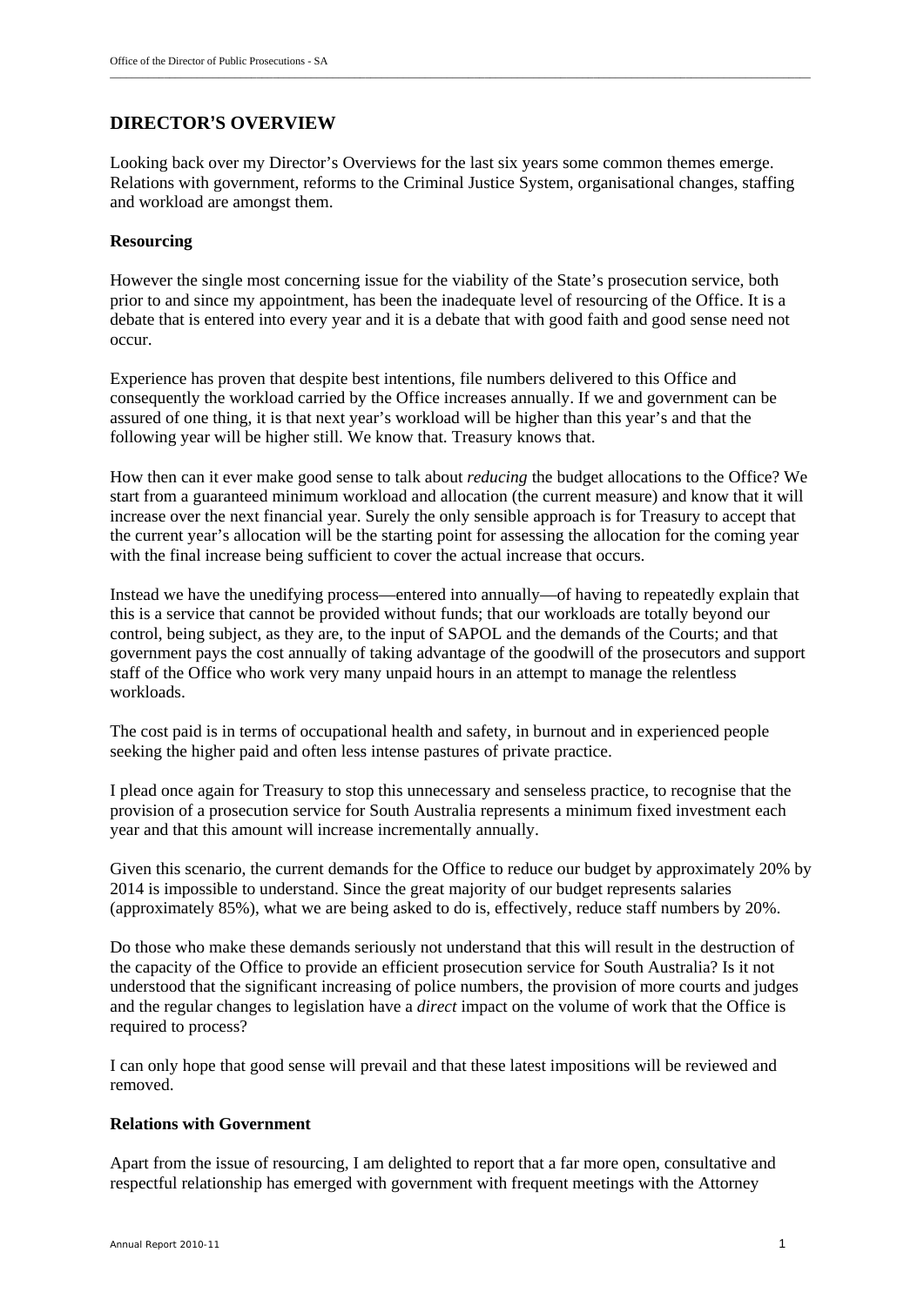## DIRECTOR'S OVERVIEW

Looking back over my Director's Overviews for the last six years some common themes emerge. Relations with government, reforms to the Criminal Justice System, organisational changes, staffing and workload are amongst them.

### Resourcing

However the single most concerning issue for the viability of the State's prosecution service, both prior to and since my appointment, has been the inadequate level of resourcing of the Office. It is a debate that is entered into every year and it is a debate that with good faith and good sense need not occur.

Experience has proven that despite best intentions, file numbers delivered to this Office and consequently the workload carried by the Office increases annually. If we and government can be assured of one thing, it is that next year's workload will be higher than this year's and that the following year will be higher still. We know that. Treasury knows that.

How then can it ever make good sense to talk about *reducing* the budget allocations to the Office? We start from a guaranteed minimum workload and allocation (the current measure) and know that it will increase over the next financial year. Surely the only sensible approach is for Treasury to accept that the current year's allocation will be the starting point for assessing the allocation for the coming year with the final increase being sufficient to cover the actual increase that occurs.

Instead we have the unedifying process—entered into annually—of having to repeatedly explain that this is a service that cannot be provided without funds; that our workloads are totally beyond our control, being subject, as they are, to the input of SAPOL and the demands of the Courts; and that government pays the cost annually of taking advantage of the goodwill of the prosecutors and support staff of the Office who work very many unpaid hours in an attempt to manage the relentless workloads.

The cost paid is in terms of occupational health and safety, in burnout and in experienced people seeking the higher paid and often less intense pastures of private practice.

I plead once again for Treasury to stop this unnecessary and senseless practice, to recognise that the provision of a prosecution service for South Australia represents a minimum fixed investment each year and that this amount will increase incrementally annually.

Given this scenario, the current demands for the Office to reduce our budget by approximately 20% by 2014 is impossible to understand. Since the great majority of our budget represents salaries (approximately 85%), what we are being asked to do is, effectively, reduce staff numbers by 20%.

Do those who make these demands seriously not understand that this will result in the destruction of the capacity of the Office to provide an efficient prosecution service for South Australia? Is it not understood that the significant increasing of police numbers, the provision of more courts and judges and the regular changes to legislation have a *direct* impact on the volume of work that the Office is required to process?

I can only hope that good sense will prevail and that these latest impositions will be reviewed and removed.

### Relations with Government

Apart from the issue of resourcing, I am delighted to report that a far more open, consultative and respectful relationship has emerged with government with frequent meetings with the Attorney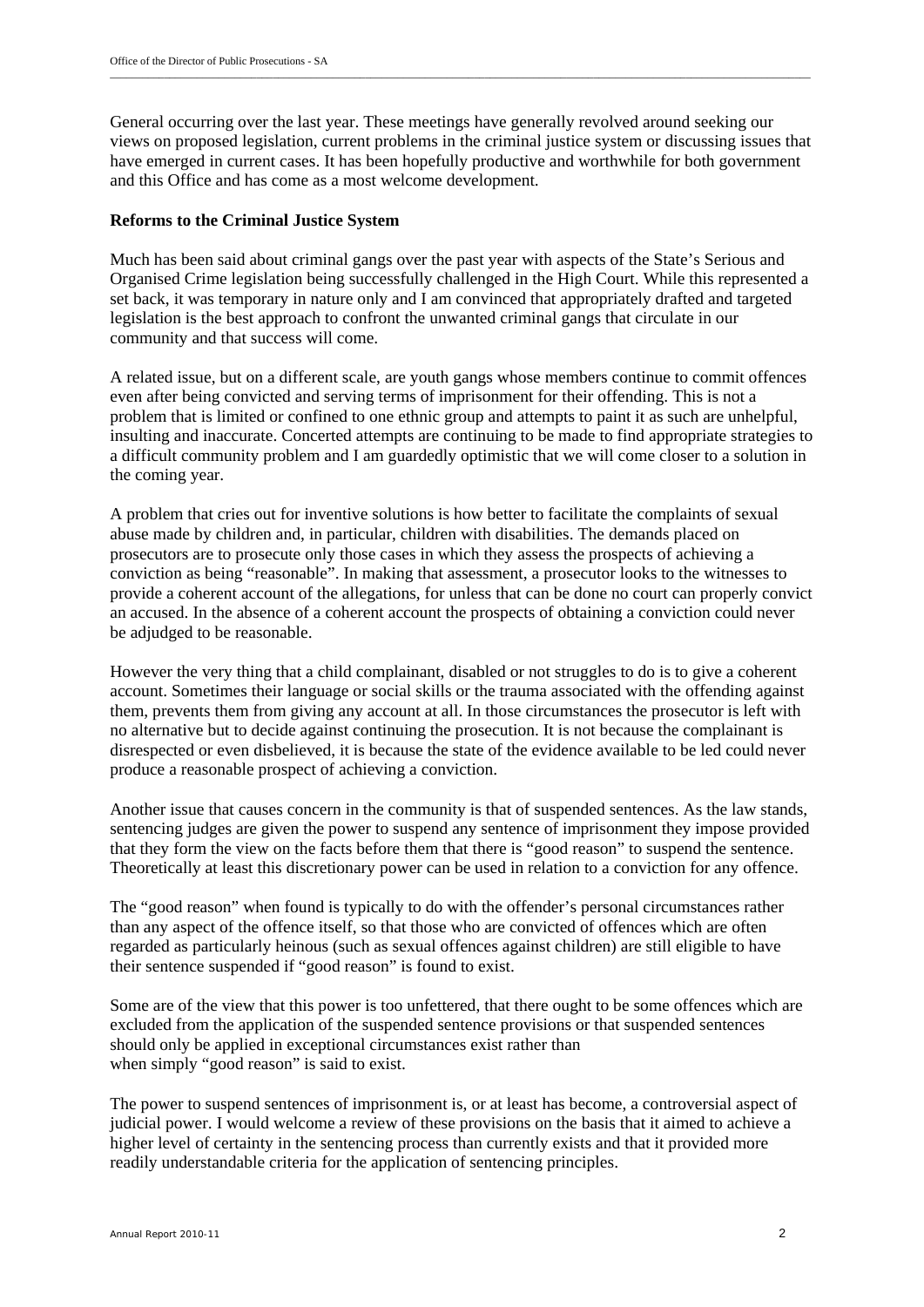General occurring over the last year. These meetings have generally revolved around seeking our views on proposed legislation, current problems in the criminal justice system or discussing issues that have emerged in current cases. It has been hopefully productive and worthwhile for both government and this Office and has come as a most welcome development.

**Reforms to the Criminal Justice System**

Much has been said about criminal gangs over the past year with aspects of the State's Serious and Organised Crime legislation being successfully challenged in the High Court. While this represented a set back, it was temporary in nature only and I am convinced that appropriately drafted and targeted legislation is the best approach to confront the unwanted criminal gangs that circulate in our community and that success will come.

A related issue, but on a different scale, are youth gangs whose members continue to commit offences even after being convicted and serving terms of imprisonment for their offending. This is not a problem that is limited or confined to one ethnic group and attempts to paint it as such are unhelpful, insulting and inaccurate. Concerted attempts are continuing to be made to find appropriate strategies to a difficult community problem and I am guardedly optimistic that we will come closer to a solution in the coming year.

A problem that cries out for inventive solutions is how better to facilitate the complaints of sexual abuse made by children and, in particular, children with disabilities. The demands placed on prosecutors are to prosecute only those cases in which they assess the prospects of achieving a conviction as being "reasonable". In making that assessment, a prosecutor looks to the witnesses to provide a coherent account of the allegations, for unless that can be done no court can properly convict an accused. In the absence of a coherent account the prospects of obtaining a conviction could never be adjudged to be reasonable.

However the very thing that a child complainant, disabled or not struggles to do is to give a coherent account. Sometimes their language or social skills or the trauma associated with the offending against them, prevents them from giving any account at all. In those circumstances the prosecutor is left with no alternative but to decide against continuing the prosecution. It is not because the complainant is disrespected or even disbelieved, it is because the state of the evidence available to be led could never produce a reasonable prospect of achieving a conviction.

Another issue that causes concern in the community is that of suspended sentences. As the law stands, sentencing judges are given the power to suspend any sentence of imprisonment they impose provided that they form the view on the facts before them that there is "good reason" to suspend the sentence. Theoretically at least this discretionary power can be used in relation to a conviction for any offence.

The "good reason" when found is typically to do with the offender's personal circumstances rather than any aspect of the offence itself, so that those who are convicted of offences which are often regarded as particularly heinous (such as sexual offences against children) are still eligible to have their sentence suspended if "good reason" is found to exist.

Some are of the view that this power is too unfettered, that there ought to be some offences which are excluded from the application of the suspended sentence provisions or that suspended sentences should only be applied in exceptional circumstances exist rather than when simply "good reason" is said to exist.

The power to suspend sentences of imprisonment is, or at least has become, a controversial aspect of judicial power. I would welcome a review of these provisions on the basis that it aimed to achieve a higher level of certainty in the sentencing process than currently exists and that it provided more readily understandable criteria for the application of sentencing principles.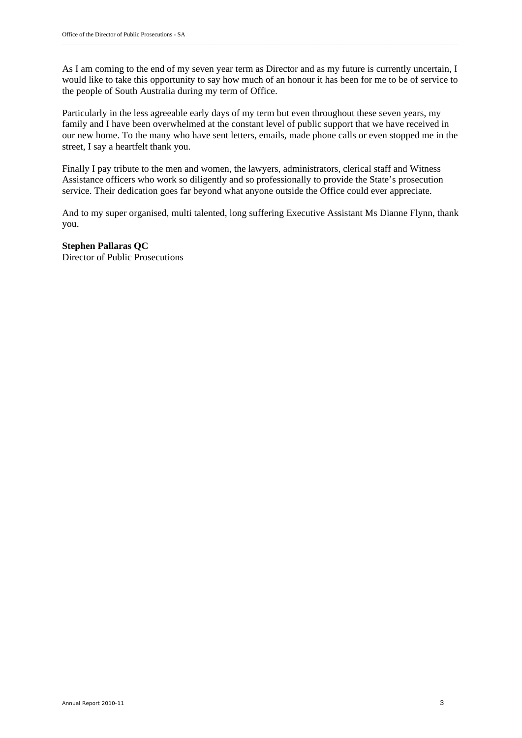As I am coming to the end of my seven year term as Director and as my future is currently uncertain, I would like to take this opportunity to say how much of an honour it has been for me to be of service to the people of South Australia during my term of Office.

Particularly in the less agreeable early days of my term but even throughout these seven years, my family and I have been overwhelmed at the constant level of public support that we have received in our new home. To the many who have sent letters, emails, made phone calls or even stopped me in the street, I say a heartfelt thank you.

Finally I pay tribute to the men and women, the lawyers, administrators, clerical staff and Witness Assistance officers who work so diligently and so professionally to provide the State's prosecution service. Their dedication goes far beyond what anyone outside the Office could ever appreciate.

And to my super organised, multi talented, long suffering Executive Assistant Ms Dianne Flynn, thank you.

**Stephen Pallaras QC**
Director of Public Prosecutions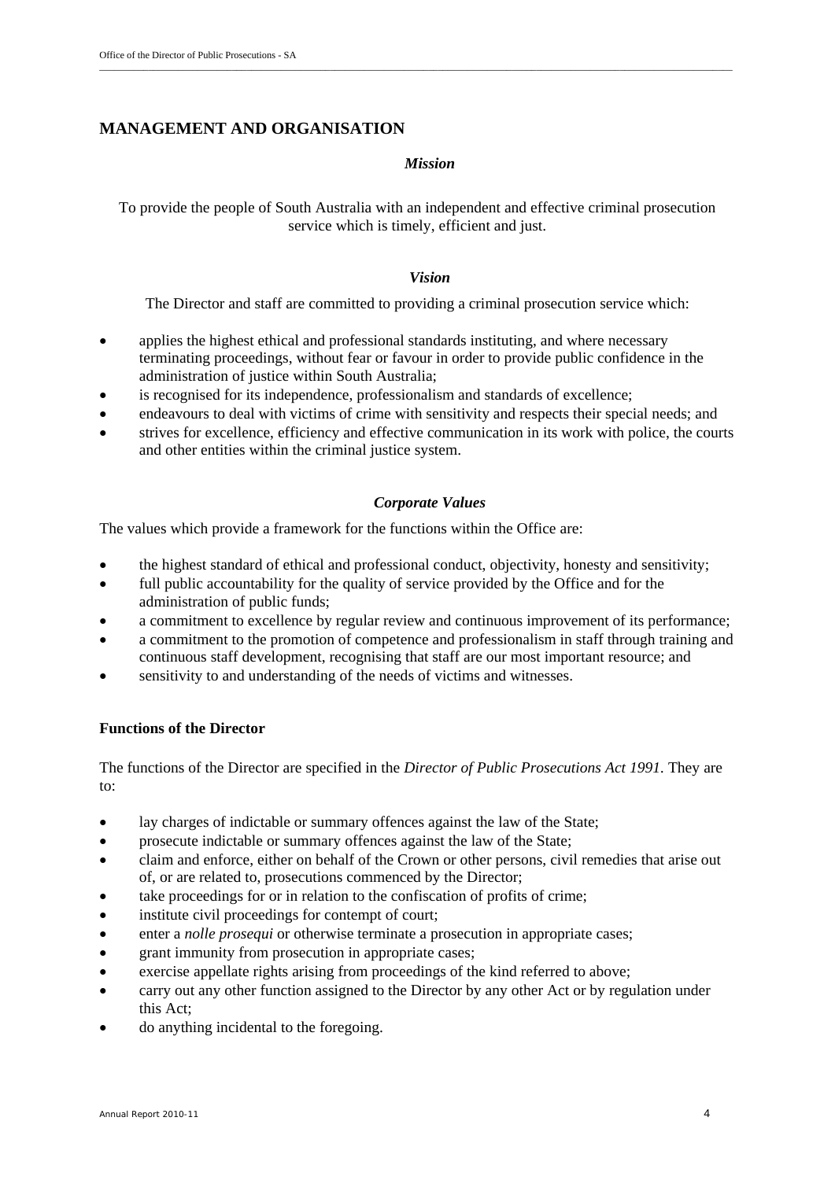## MANAGEMENT AND ORGANISATION

### *Mission*

To provide the people of South Australia with an independent and effective criminal prosecution service which is timely, efficient and just.

### *Vision*

The Director and staff are committed to providing a criminal prosecution service which:

- applies the highest ethical and professional standards instituting, and where necessary terminating proceedings, without fear or favour in order to provide public confidence in the administration of justice within South Australia;
- is recognised for its independence, professionalism and standards of excellence;
- endeavours to deal with victims of crime with sensitivity and respects their special needs; and
- strives for excellence, efficiency and effective communication in its work with police, the courts and other entities within the criminal justice system.

### *Corporate Values*

The values which provide a framework for the functions within the Office are:

- the highest standard of ethical and professional conduct, objectivity, honesty and sensitivity;
- full public accountability for the quality of service provided by the Office and for the administration of public funds;
- a commitment to excellence by regular review and continuous improvement of its performance;
- a commitment to the promotion of competence and professionalism in staff through training and continuous staff development, recognising that staff are our most important resource; and
- sensitivity to and understanding of the needs of victims and witnesses.

### Functions of the Director

The functions of the Director are specified in the *Director of Public Prosecutions Act 1991.* They are to:

- lay charges of indictable or summary offences against the law of the State;
- prosecute indictable or summary offences against the law of the State;
- claim and enforce, either on behalf of the Crown or other persons, civil remedies that arise out of, or are related to, prosecutions commenced by the Director;
- take proceedings for or in relation to the confiscation of profits of crime;
- institute civil proceedings for contempt of court;
- enter a *nolle prosequi* or otherwise terminate a prosecution in appropriate cases;
- grant immunity from prosecution in appropriate cases;
- exercise appellate rights arising from proceedings of the kind referred to above;
- carry out any other function assigned to the Director by any other Act or by regulation under this Act;
- do anything incidental to the foregoing.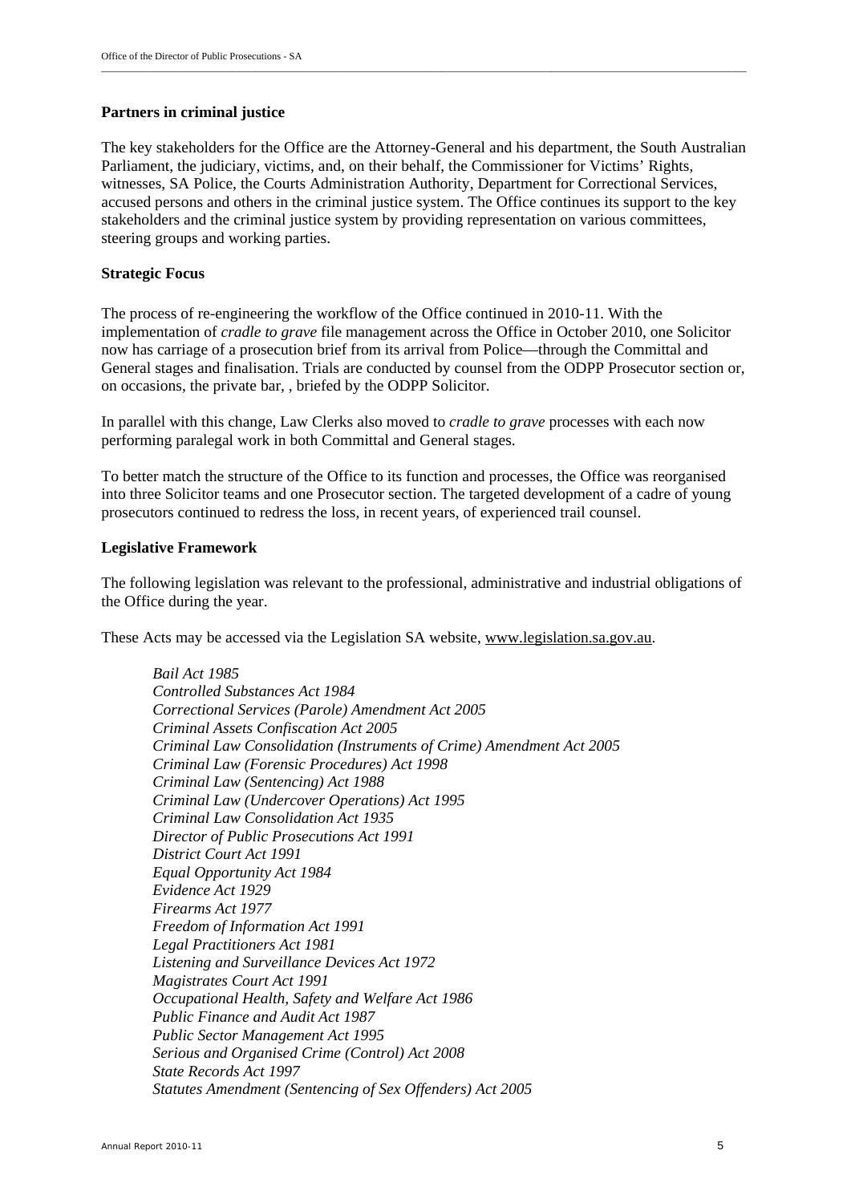**Partners in criminal justice**

The key stakeholders for the Office are the Attorney-General and his department, the South Australian Parliament, the judiciary, victims, and, on their behalf, the Commissioner for Victims' Rights, witnesses, SA Police, the Courts Administration Authority, Department for Correctional Services, accused persons and others in the criminal justice system. The Office continues its support to the key stakeholders and the criminal justice system by providing representation on various committees, steering groups and working parties.

**Strategic Focus**

The process of re-engineering the workflow of the Office continued in 2010-11. With the implementation of *cradle to grave* file management across the Office in October 2010, one Solicitor now has carriage of a prosecution brief from its arrival from Police—through the Committal and General stages and finalisation. Trials are conducted by counsel from the ODPP Prosecutor section or, on occasions, the private bar, , briefed by the ODPP Solicitor.

In parallel with this change, Law Clerks also moved to *cradle to grave* processes with each now performing paralegal work in both Committal and General stages.

To better match the structure of the Office to its function and processes, the Office was reorganised into three Solicitor teams and one Prosecutor section. The targeted development of a cadre of young prosecutors continued to redress the loss, in recent years, of experienced trail counsel.

**Legislative Framework**

The following legislation was relevant to the professional, administrative and industrial obligations of the Office during the year.

These Acts may be accessed via the Legislation SA website, www.legislation.sa.gov.au.

*Bail Act 1985*
*Controlled Substances Act 1984*
*Correctional Services (Parole) Amendment Act 2005*
*Criminal Assets Confiscation Act 2005*
*Criminal Law Consolidation (Instruments of Crime) Amendment Act 2005*
*Criminal Law (Forensic Procedures) Act 1998*
*Criminal Law (Sentencing) Act 1988*
*Criminal Law (Undercover Operations) Act 1995*
*Criminal Law Consolidation Act 1935*
*Director of Public Prosecutions Act 1991*
*District Court Act 1991*
*Equal Opportunity Act 1984*
*Evidence Act 1929*
*Firearms Act 1977*
*Freedom of Information Act 1991*
*Legal Practitioners Act 1981*
*Listening and Surveillance Devices Act 1972*
*Magistrates Court Act 1991*
*Occupational Health, Safety and Welfare Act 1986*
*Public Finance and Audit Act 1987*
*Public Sector Management Act 1995*
*Serious and Organised Crime (Control) Act 2008*
*State Records Act 1997*
*Statutes Amendment (Sentencing of Sex Offenders) Act 2005*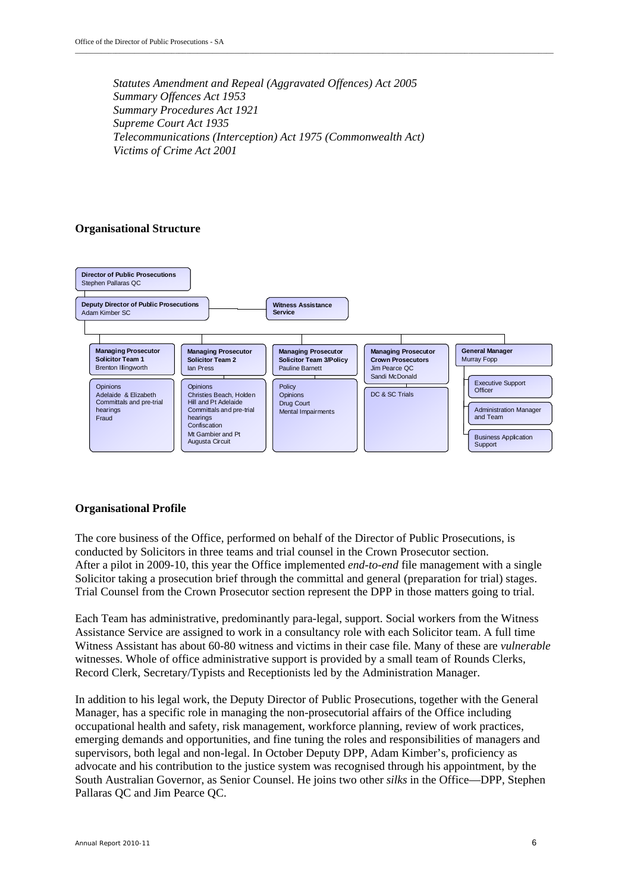*Statutes Amendment and Repeal (Aggravated Offences) Act 2005*
*Summary Offences Act 1953*
*Summary Procedures Act 1921*
*Supreme Court Act 1935*
*Telecommunications (Interception) Act 1975 (Commonwealth Act)*
*Victims of Crime Act 2001*

## Organisational Structure

**Director of Public Prosecutions**
Stephen Pallaras QC

**Deputy Director of Public Prosecutions**
Adam Kimber SC

**Witness Assistance Service**

**Managing Prosecutor Solicitor Team 1**
Brenton Illingworth
- Opinions
- Adelaide & Elizabeth Committals and pre-trial hearings
- Fraud

**Managing Prosecutor Solicitor Team 2**
Ian Press
- Opinions
- Christies Beach, Holden Hill and Pt Adelaide Committals and pre-trial hearings
- Confiscation
- Mt Gambier and Pt Augusta Circuit

**Managing Prosecutor Solicitor Team 3/Policy**
Pauline Barnett
- Policy
- Opinions
- Drug Court
- Mental Impairments

**Managing Prosecutor Crown Prosecutors**
Jim Pearce QC
Sandi McDonald
- DC & SC Trials

**General Manager**
Murray Fopp
- Executive Support Officer
- Administration Manager and Team
- Business Application Support

## Organisational Profile

The core business of the Office, performed on behalf of the Director of Public Prosecutions, is conducted by Solicitors in three teams and trial counsel in the Crown Prosecutor section. After a pilot in 2009-10, this year the Office implemented *end-to-end* file management with a single Solicitor taking a prosecution brief through the committal and general (preparation for trial) stages. Trial Counsel from the Crown Prosecutor section represent the DPP in those matters going to trial.

Each Team has administrative, predominantly para-legal, support. Social workers from the Witness Assistance Service are assigned to work in a consultancy role with each Solicitor team. A full time Witness Assistant has about 60-80 witness and victims in their case file. Many of these are *vulnerable* witnesses. Whole of office administrative support is provided by a small team of Rounds Clerks, Record Clerk, Secretary/Typists and Receptionists led by the Administration Manager.

In addition to his legal work, the Deputy Director of Public Prosecutions, together with the General Manager, has a specific role in managing the non-prosecutorial affairs of the Office including occupational health and safety, risk management, workforce planning, review of work practices, emerging demands and opportunities, and fine tuning the roles and responsibilities of managers and supervisors, both legal and non-legal. In October Deputy DPP, Adam Kimber's, proficiency as advocate and his contribution to the justice system was recognised through his appointment, by the South Australian Governor, as Senior Counsel. He joins two other *silks* in the Office—DPP, Stephen Pallaras QC and Jim Pearce QC.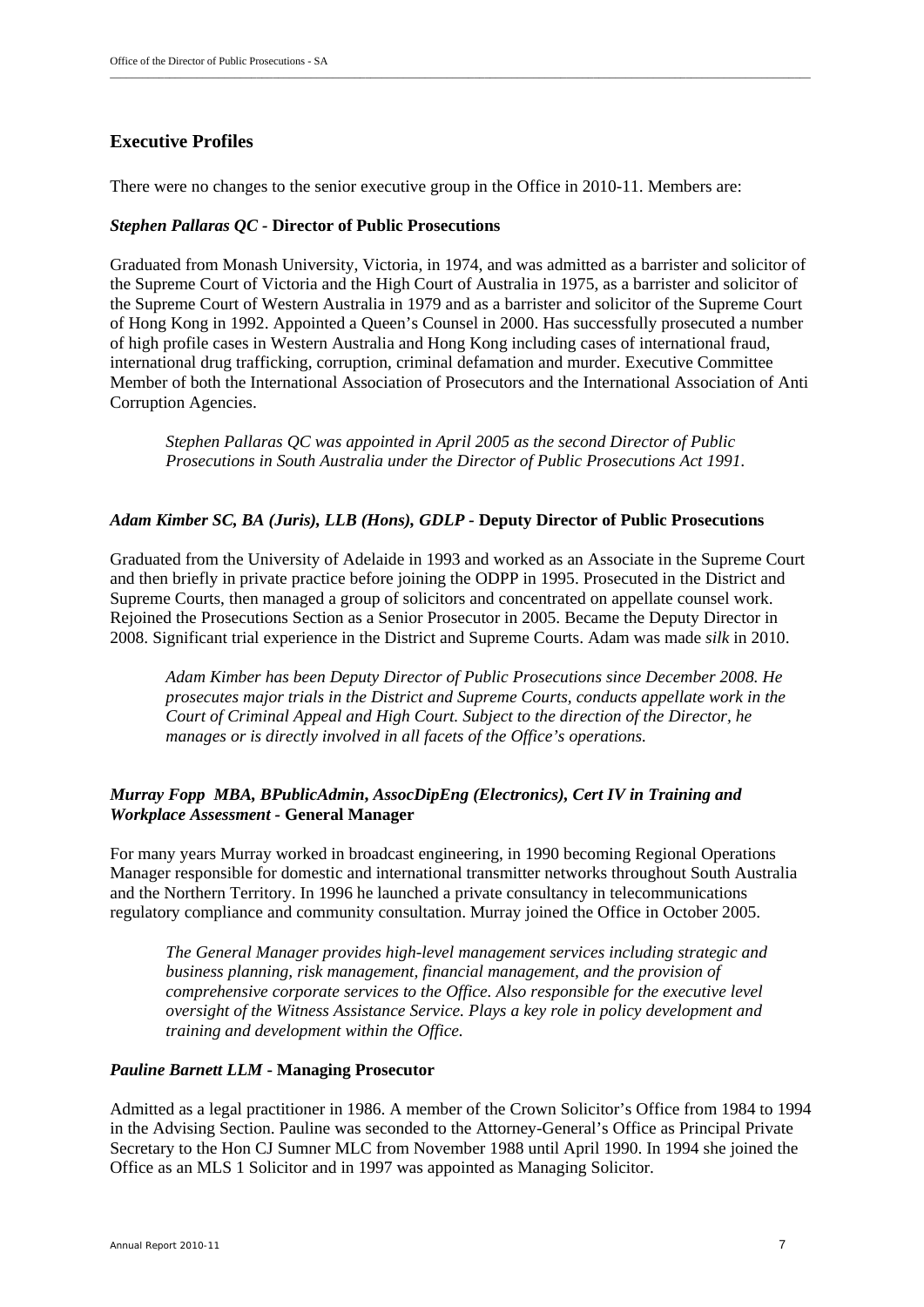## Executive Profiles

There were no changes to the senior executive group in the Office in 2010-11. Members are:

### *Stephen Pallaras QC* - Director of Public Prosecutions

Graduated from Monash University, Victoria, in 1974, and was admitted as a barrister and solicitor of the Supreme Court of Victoria and the High Court of Australia in 1975, as a barrister and solicitor of the Supreme Court of Western Australia in 1979 and as a barrister and solicitor of the Supreme Court of Hong Kong in 1992. Appointed a Queen's Counsel in 2000. Has successfully prosecuted a number of high profile cases in Western Australia and Hong Kong including cases of international fraud, international drug trafficking, corruption, criminal defamation and murder. Executive Committee Member of both the International Association of Prosecutors and the International Association of Anti Corruption Agencies.

> *Stephen Pallaras QC was appointed in April 2005 as the second Director of Public Prosecutions in South Australia under the Director of Public Prosecutions Act 1991.*

### *Adam Kimber SC, BA (Juris), LLB (Hons), GDLP* - Deputy Director of Public Prosecutions

Graduated from the University of Adelaide in 1993 and worked as an Associate in the Supreme Court and then briefly in private practice before joining the ODPP in 1995. Prosecuted in the District and Supreme Courts, then managed a group of solicitors and concentrated on appellate counsel work. Rejoined the Prosecutions Section as a Senior Prosecutor in 2005. Became the Deputy Director in 2008. Significant trial experience in the District and Supreme Courts. Adam was made *silk* in 2010.

> *Adam Kimber has been Deputy Director of Public Prosecutions since December 2008. He prosecutes major trials in the District and Supreme Courts, conducts appellate work in the Court of Criminal Appeal and High Court. Subject to the direction of the Director, he manages or is directly involved in all facets of the Office's operations.*

### *Murray Fopp MBA, BPublicAdmin, AssocDipEng (Electronics), Cert IV in Training and Workplace Assessment* - General Manager

For many years Murray worked in broadcast engineering, in 1990 becoming Regional Operations Manager responsible for domestic and international transmitter networks throughout South Australia and the Northern Territory. In 1996 he launched a private consultancy in telecommunications regulatory compliance and community consultation. Murray joined the Office in October 2005.

> *The General Manager provides high-level management services including strategic and business planning, risk management, financial management, and the provision of comprehensive corporate services to the Office. Also responsible for the executive level oversight of the Witness Assistance Service. Plays a key role in policy development and training and development within the Office.*

### *Pauline Barnett LLM* - Managing Prosecutor

Admitted as a legal practitioner in 1986. A member of the Crown Solicitor's Office from 1984 to 1994 in the Advising Section. Pauline was seconded to the Attorney-General's Office as Principal Private Secretary to the Hon CJ Sumner MLC from November 1988 until April 1990. In 1994 she joined the Office as an MLS 1 Solicitor and in 1997 was appointed as Managing Solicitor.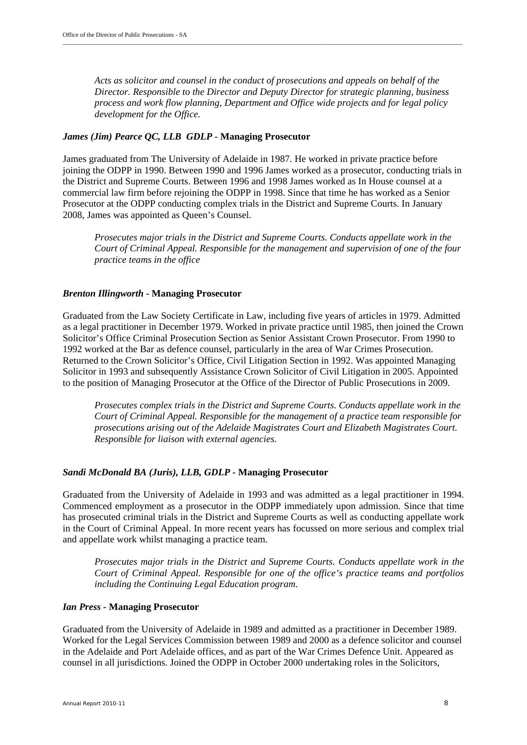*Acts as solicitor and counsel in the conduct of prosecutions and appeals on behalf of the Director. Responsible to the Director and Deputy Director for strategic planning, business process and work flow planning, Department and Office wide projects and for legal policy development for the Office.*

### *James (Jim) Pearce QC, LLB GDLP* - **Managing Prosecutor**

James graduated from The University of Adelaide in 1987. He worked in private practice before joining the ODPP in 1990. Between 1990 and 1996 James worked as a prosecutor, conducting trials in the District and Supreme Courts. Between 1996 and 1998 James worked as In House counsel at a commercial law firm before rejoining the ODPP in 1998. Since that time he has worked as a Senior Prosecutor at the ODPP conducting complex trials in the District and Supreme Courts. In January 2008, James was appointed as Queen's Counsel.

*Prosecutes major trials in the District and Supreme Courts. Conducts appellate work in the Court of Criminal Appeal. Responsible for the management and supervision of one of the four practice teams in the office*

### *Brenton Illingworth* - **Managing Prosecutor**

Graduated from the Law Society Certificate in Law, including five years of articles in 1979. Admitted as a legal practitioner in December 1979. Worked in private practice until 1985, then joined the Crown Solicitor's Office Criminal Prosecution Section as Senior Assistant Crown Prosecutor. From 1990 to 1992 worked at the Bar as defence counsel, particularly in the area of War Crimes Prosecution. Returned to the Crown Solicitor's Office, Civil Litigation Section in 1992. Was appointed Managing Solicitor in 1993 and subsequently Assistance Crown Solicitor of Civil Litigation in 2005. Appointed to the position of Managing Prosecutor at the Office of the Director of Public Prosecutions in 2009.

*Prosecutes complex trials in the District and Supreme Courts. Conducts appellate work in the Court of Criminal Appeal. Responsible for the management of a practice team responsible for prosecutions arising out of the Adelaide Magistrates Court and Elizabeth Magistrates Court. Responsible for liaison with external agencies.*

### *Sandi McDonald BA (Juris), LLB, GDLP* - **Managing Prosecutor**

Graduated from the University of Adelaide in 1993 and was admitted as a legal practitioner in 1994. Commenced employment as a prosecutor in the ODPP immediately upon admission. Since that time has prosecuted criminal trials in the District and Supreme Courts as well as conducting appellate work in the Court of Criminal Appeal. In more recent years has focussed on more serious and complex trial and appellate work whilst managing a practice team.

*Prosecutes major trials in the District and Supreme Courts. Conducts appellate work in the Court of Criminal Appeal. Responsible for one of the office's practice teams and portfolios including the Continuing Legal Education program.*

### *Ian Press* - **Managing Prosecutor**

Graduated from the University of Adelaide in 1989 and admitted as a practitioner in December 1989. Worked for the Legal Services Commission between 1989 and 2000 as a defence solicitor and counsel in the Adelaide and Port Adelaide offices, and as part of the War Crimes Defence Unit. Appeared as counsel in all jurisdictions. Joined the ODPP in October 2000 undertaking roles in the Solicitors,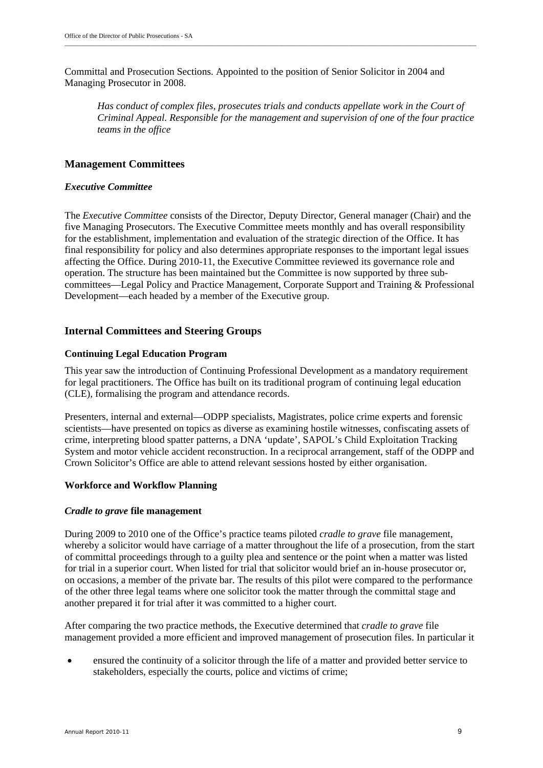Committal and Prosecution Sections. Appointed to the position of Senior Solicitor in 2004 and Managing Prosecutor in 2008.

> *Has conduct of complex files, prosecutes trials and conducts appellate work in the Court of Criminal Appeal. Responsible for the management and supervision of one of the four practice teams in the office*

## Management Committees

### *Executive Committee*

The *Executive Committee* consists of the Director, Deputy Director, General manager (Chair) and the five Managing Prosecutors. The Executive Committee meets monthly and has overall responsibility for the establishment, implementation and evaluation of the strategic direction of the Office. It has final responsibility for policy and also determines appropriate responses to the important legal issues affecting the Office. During 2010-11, the Executive Committee reviewed its governance role and operation. The structure has been maintained but the Committee is now supported by three sub-committees—Legal Policy and Practice Management, Corporate Support and Training & Professional Development—each headed by a member of the Executive group.

## Internal Committees and Steering Groups

### Continuing Legal Education Program

This year saw the introduction of Continuing Professional Development as a mandatory requirement for legal practitioners. The Office has built on its traditional program of continuing legal education (CLE), formalising the program and attendance records.

Presenters, internal and external—ODPP specialists, Magistrates, police crime experts and forensic scientists—have presented on topics as diverse as examining hostile witnesses, confiscating assets of crime, interpreting blood spatter patterns, a DNA 'update', SAPOL's Child Exploitation Tracking System and motor vehicle accident reconstruction. In a reciprocal arrangement, staff of the ODPP and Crown Solicitor's Office are able to attend relevant sessions hosted by either organisation.

### Workforce and Workflow Planning

#### *Cradle to grave* file management

During 2009 to 2010 one of the Office's practice teams piloted *cradle to grave* file management, whereby a solicitor would have carriage of a matter throughout the life of a prosecution, from the start of committal proceedings through to a guilty plea and sentence or the point when a matter was listed for trial in a superior court. When listed for trial that solicitor would brief an in-house prosecutor or, on occasions, a member of the private bar. The results of this pilot were compared to the performance of the other three legal teams where one solicitor took the matter through the committal stage and another prepared it for trial after it was committed to a higher court.

After comparing the two practice methods, the Executive determined that *cradle to grave* file management provided a more efficient and improved management of prosecution files. In particular it

- ensured the continuity of a solicitor through the life of a matter and provided better service to stakeholders, especially the courts, police and victims of crime;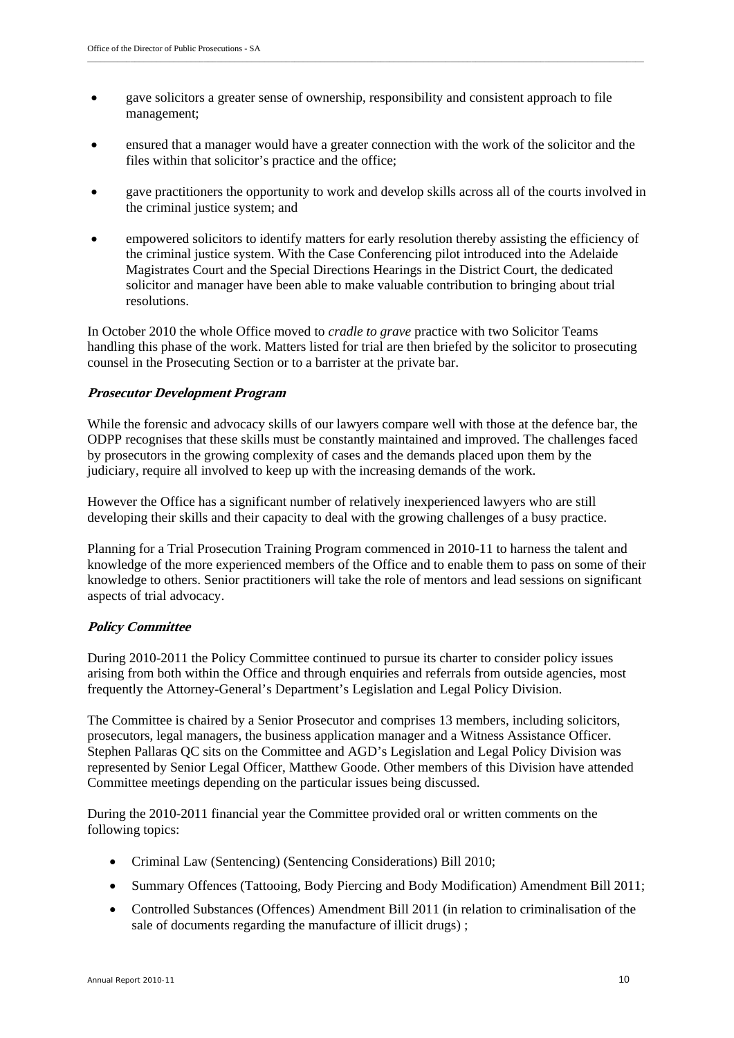- gave solicitors a greater sense of ownership, responsibility and consistent approach to file management;
- ensured that a manager would have a greater connection with the work of the solicitor and the files within that solicitor's practice and the office;
- gave practitioners the opportunity to work and develop skills across all of the courts involved in the criminal justice system; and
- empowered solicitors to identify matters for early resolution thereby assisting the efficiency of the criminal justice system. With the Case Conferencing pilot introduced into the Adelaide Magistrates Court and the Special Directions Hearings in the District Court, the dedicated solicitor and manager have been able to make valuable contribution to bringing about trial resolutions.

In October 2010 the whole Office moved to *cradle to grave* practice with two Solicitor Teams handling this phase of the work. Matters listed for trial are then briefed by the solicitor to prosecuting counsel in the Prosecuting Section or to a barrister at the private bar.

### *Prosecutor Development Program*

While the forensic and advocacy skills of our lawyers compare well with those at the defence bar, the ODPP recognises that these skills must be constantly maintained and improved. The challenges faced by prosecutors in the growing complexity of cases and the demands placed upon them by the judiciary, require all involved to keep up with the increasing demands of the work.

However the Office has a significant number of relatively inexperienced lawyers who are still developing their skills and their capacity to deal with the growing challenges of a busy practice.

Planning for a Trial Prosecution Training Program commenced in 2010-11 to harness the talent and knowledge of the more experienced members of the Office and to enable them to pass on some of their knowledge to others. Senior practitioners will take the role of mentors and lead sessions on significant aspects of trial advocacy.

### *Policy Committee*

During 2010-2011 the Policy Committee continued to pursue its charter to consider policy issues arising from both within the Office and through enquiries and referrals from outside agencies, most frequently the Attorney-General's Department's Legislation and Legal Policy Division.

The Committee is chaired by a Senior Prosecutor and comprises 13 members, including solicitors, prosecutors, legal managers, the business application manager and a Witness Assistance Officer. Stephen Pallaras QC sits on the Committee and AGD's Legislation and Legal Policy Division was represented by Senior Legal Officer, Matthew Goode. Other members of this Division have attended Committee meetings depending on the particular issues being discussed.

During the 2010-2011 financial year the Committee provided oral or written comments on the following topics:

- Criminal Law (Sentencing) (Sentencing Considerations) Bill 2010;
- Summary Offences (Tattooing, Body Piercing and Body Modification) Amendment Bill 2011;
- Controlled Substances (Offences) Amendment Bill 2011 (in relation to criminalisation of the sale of documents regarding the manufacture of illicit drugs) ;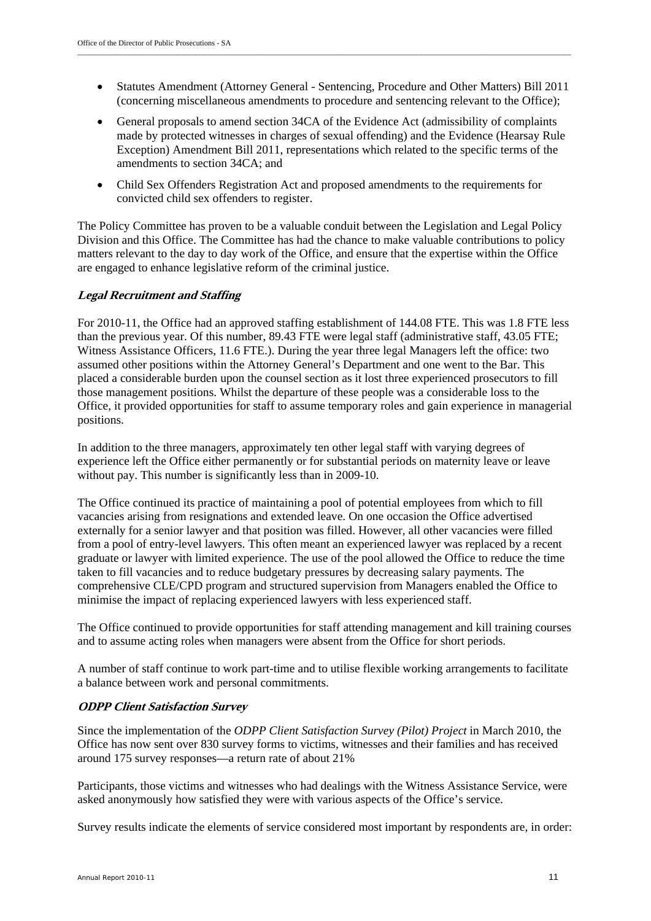- Statutes Amendment (Attorney General - Sentencing, Procedure and Other Matters) Bill 2011 (concerning miscellaneous amendments to procedure and sentencing relevant to the Office);
- General proposals to amend section 34CA of the Evidence Act (admissibility of complaints made by protected witnesses in charges of sexual offending) and the Evidence (Hearsay Rule Exception) Amendment Bill 2011, representations which related to the specific terms of the amendments to section 34CA; and
- Child Sex Offenders Registration Act and proposed amendments to the requirements for convicted child sex offenders to register.

The Policy Committee has proven to be a valuable conduit between the Legislation and Legal Policy Division and this Office. The Committee has had the chance to make valuable contributions to policy matters relevant to the day to day work of the Office, and ensure that the expertise within the Office are engaged to enhance legislative reform of the criminal justice.

### *Legal Recruitment and Staffing*

For 2010-11, the Office had an approved staffing establishment of 144.08 FTE. This was 1.8 FTE less than the previous year. Of this number, 89.43 FTE were legal staff (administrative staff, 43.05 FTE; Witness Assistance Officers, 11.6 FTE.). During the year three legal Managers left the office: two assumed other positions within the Attorney General's Department and one went to the Bar. This placed a considerable burden upon the counsel section as it lost three experienced prosecutors to fill those management positions. Whilst the departure of these people was a considerable loss to the Office, it provided opportunities for staff to assume temporary roles and gain experience in managerial positions.

In addition to the three managers, approximately ten other legal staff with varying degrees of experience left the Office either permanently or for substantial periods on maternity leave or leave without pay. This number is significantly less than in 2009-10.

The Office continued its practice of maintaining a pool of potential employees from which to fill vacancies arising from resignations and extended leave. On one occasion the Office advertised externally for a senior lawyer and that position was filled. However, all other vacancies were filled from a pool of entry-level lawyers. This often meant an experienced lawyer was replaced by a recent graduate or lawyer with limited experience. The use of the pool allowed the Office to reduce the time taken to fill vacancies and to reduce budgetary pressures by decreasing salary payments. The comprehensive CLE/CPD program and structured supervision from Managers enabled the Office to minimise the impact of replacing experienced lawyers with less experienced staff.

The Office continued to provide opportunities for staff attending management and kill training courses and to assume acting roles when managers were absent from the Office for short periods.

A number of staff continue to work part-time and to utilise flexible working arrangements to facilitate a balance between work and personal commitments.

### *ODPP Client Satisfaction Survey*

Since the implementation of the *ODPP Client Satisfaction Survey (Pilot) Project* in March 2010, the Office has now sent over 830 survey forms to victims, witnesses and their families and has received around 175 survey responses—a return rate of about 21%

Participants, those victims and witnesses who had dealings with the Witness Assistance Service, were asked anonymously how satisfied they were with various aspects of the Office's service.

Survey results indicate the elements of service considered most important by respondents are, in order: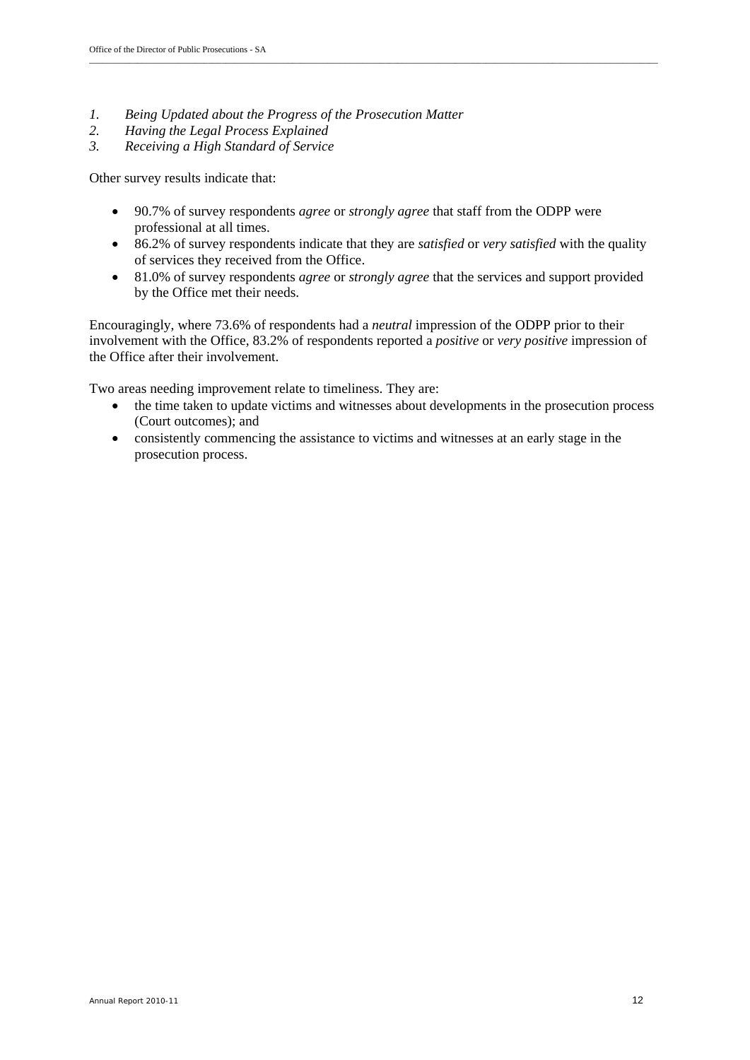1. *Being Updated about the Progress of the Prosecution Matter*
2. *Having the Legal Process Explained*
3. *Receiving a High Standard of Service*

Other survey results indicate that:

- 90.7% of survey respondents *agree* or *strongly agree* that staff from the ODPP were professional at all times.
- 86.2% of survey respondents indicate that they are *satisfied* or *very satisfied* with the quality of services they received from the Office.
- 81.0% of survey respondents *agree* or *strongly agree* that the services and support provided by the Office met their needs.

Encouragingly, where 73.6% of respondents had a *neutral* impression of the ODPP prior to their involvement with the Office, 83.2% of respondents reported a *positive* or *very positive* impression of the Office after their involvement.

Two areas needing improvement relate to timeliness. They are:

- the time taken to update victims and witnesses about developments in the prosecution process (Court outcomes); and
- consistently commencing the assistance to victims and witnesses at an early stage in the prosecution process.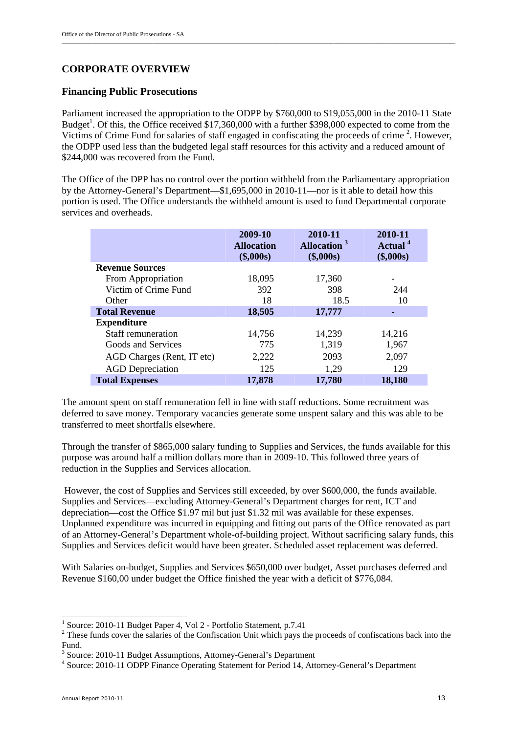## CORPORATE OVERVIEW

### Financing Public Prosecutions

Parliament increased the appropriation to the ODPP by $760,000 to $19,055,000 in the 2010-11 State Budget[1]. Of this, the Office received $17,360,000 with a further $398,000 expected to come from the Victims of Crime Fund for salaries of staff engaged in confiscating the proceeds of crime [2]. However, the ODPP used less than the budgeted legal staff resources for this activity and a reduced amount of $244,000 was recovered from the Fund.

The Office of the DPP has no control over the portion withheld from the Parliamentary appropriation by the Attorney-General's Department—$1,695,000 in 2010-11—nor is it able to detail how this portion is used. The Office understands the withheld amount is used to fund Departmental corporate services and overheads.

| | 2009-10 Allocation ($,000s) | 2010-11 Allocation [3] ($,000s) | 2010-11 Actual [4] ($,000s) |
|---|---|---|---|
| **Revenue Sources** | | | |
| From Appropriation | 18,095 | 17,360 | - |
| Victim of Crime Fund | 392 | 398 | 244 |
| Other | 18 | 18.5 | 10 |
| **Total Revenue** | **18,505** | **17,777** | **-** |
| **Expenditure** | | | |
| Staff remuneration | 14,756 | 14,239 | 14,216 |
| Goods and Services | 775 | 1,319 | 1,967 |
| AGD Charges (Rent, IT etc) | 2,222 | 2093 | 2,097 |
| AGD Depreciation | 125 | 1,29 | 129 |
| **Total Expenses** | **17,878** | **17,780** | **18,180** |

The amount spent on staff remuneration fell in line with staff reductions. Some recruitment was deferred to save money. Temporary vacancies generate some unspent salary and this was able to be transferred to meet shortfalls elsewhere.

Through the transfer of $865,000 salary funding to Supplies and Services, the funds available for this purpose was around half a million dollars more than in 2009-10. This followed three years of reduction in the Supplies and Services allocation.

However, the cost of Supplies and Services still exceeded, by over $600,000, the funds available. Supplies and Services—excluding Attorney-General's Department charges for rent, ICT and depreciation—cost the Office $1.97 mil but just $1.32 mil was available for these expenses. Unplanned expenditure was incurred in equipping and fitting out parts of the Office renovated as part of an Attorney-General's Department whole-of-building project. Without sacrificing salary funds, this Supplies and Services deficit would have been greater. Scheduled asset replacement was deferred.

With Salaries on-budget, Supplies and Services $650,000 over budget, Asset purchases deferred and Revenue $160,00 under budget the Office finished the year with a deficit of $776,084.

---

[1] Source: 2010-11 Budget Paper 4, Vol 2 - Portfolio Statement, p.7.41

[2] These funds cover the salaries of the Confiscation Unit which pays the proceeds of confiscations back into the Fund.

[3] Source: 2010-11 Budget Assumptions, Attorney-General's Department

[4] Source: 2010-11 ODPP Finance Operating Statement for Period 14, Attorney-General's Department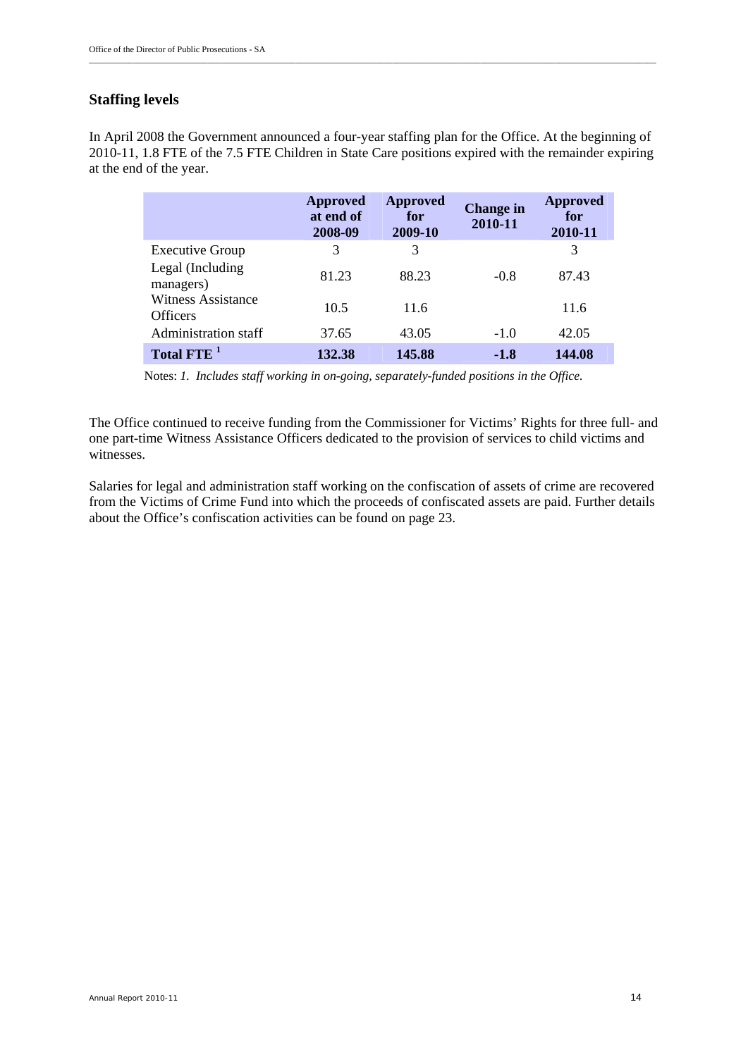## Staffing levels

In April 2008 the Government announced a four-year staffing plan for the Office. At the beginning of 2010-11, 1.8 FTE of the 7.5 FTE Children in State Care positions expired with the remainder expiring at the end of the year.

| | Approved at end of 2008-09 | Approved for 2009-10 | Change in 2010-11 | Approved for 2010-11 |
|---|---|---|---|---|
| Executive Group | 3 | 3 | | 3 |
| Legal (Including managers) | 81.23 | 88.23 | -0.8 | 87.43 |
| Witness Assistance Officers | 10.5 | 11.6 | | 11.6 |
| Administration staff | 37.65 | 43.05 | -1.0 | 42.05 |
| **Total FTE [1]** | **132.38** | **145.88** | **-1.8** | **144.08** |

Notes: *1. Includes staff working in on-going, separately-funded positions in the Office.*

The Office continued to receive funding from the Commissioner for Victims' Rights for three full- and one part-time Witness Assistance Officers dedicated to the provision of services to child victims and witnesses.

Salaries for legal and administration staff working on the confiscation of assets of crime are recovered from the Victims of Crime Fund into which the proceeds of confiscated assets are paid. Further details about the Office's confiscation activities can be found on page 23.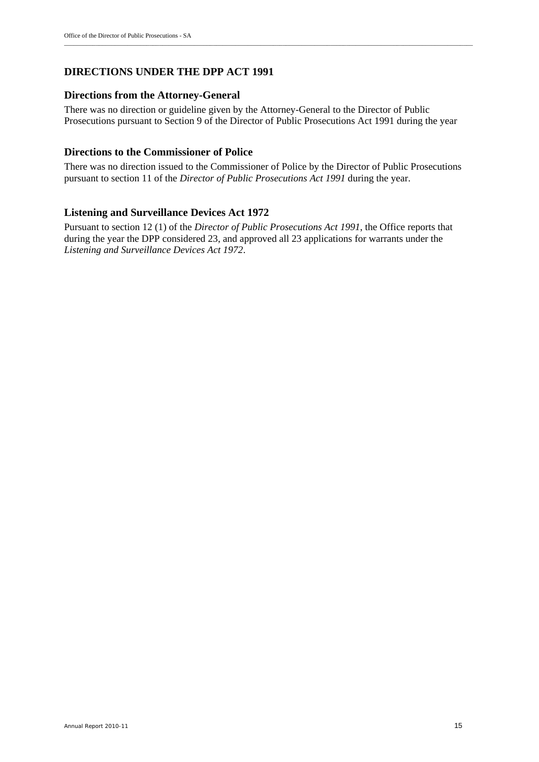## DIRECTIONS UNDER THE DPP ACT 1991

### Directions from the Attorney-General

There was no direction or guideline given by the Attorney-General to the Director of Public Prosecutions pursuant to Section 9 of the Director of Public Prosecutions Act 1991 during the year

### Directions to the Commissioner of Police

There was no direction issued to the Commissioner of Police by the Director of Public Prosecutions pursuant to section 11 of the *Director of Public Prosecutions Act 1991* during the year.

### Listening and Surveillance Devices Act 1972

Pursuant to section 12 (1) of the *Director of Public Prosecutions Act 1991*, the Office reports that during the year the DPP considered 23, and approved all 23 applications for warrants under the *Listening and Surveillance Devices Act 1972*.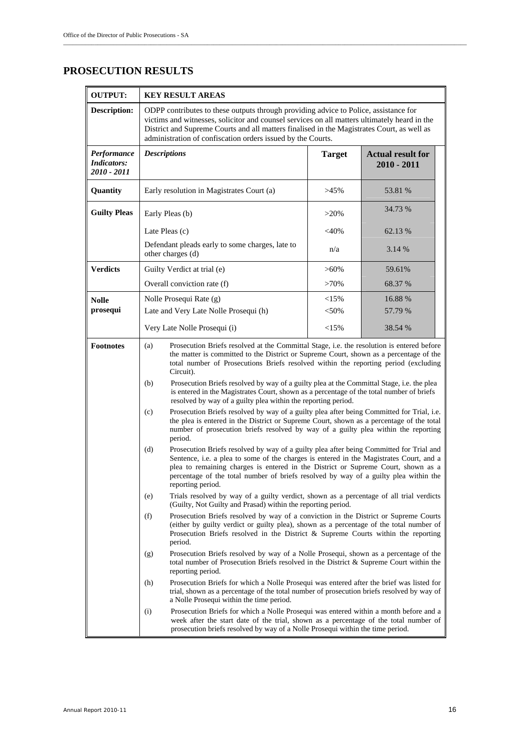## PROSECUTION RESULTS

| OUTPUT: | KEY RESULT AREAS | | |
|---|---|---|---|
| **Description:** | ODPP contributes to these outputs through providing advice to Police, assistance for victims and witnesses, solicitor and counsel services on all matters ultimately heard in the District and Supreme Courts and all matters finalised in the Magistrates Court, as well as administration of confiscation orders issued by the Courts. | | |
| ***Performance Indicators: 2010 - 2011*** | ***Descriptions*** | **Target** | **Actual result for 2010 - 2011** |
| **Quantity** | Early resolution in Magistrates Court (a) | >45% | 53.81 % |
| **Guilty Pleas** | Early Pleas (b) | >20% | 34.73 % |
| | Late Pleas (c) | <40% | 62.13 % |
| | Defendant pleads early to some charges, late to other charges (d) | n/a | 3.14 % |
| **Verdicts** | Guilty Verdict at trial (e) | >60% | 59.61% |
| | Overall conviction rate (f) | >70% | 68.37 % |
| **Nolle prosequi** | Nolle Prosequi Rate (g) | <15% | 16.88 % |
| | Late and Very Late Nolle Prosequi (h) | <50% | 57.79 % |
| | Very Late Nolle Prosequi (i) | <15% | 38.54 % |

**Footnotes**

(a) Prosecution Briefs resolved at the Committal Stage, i.e. the resolution is entered before the matter is committed to the District or Supreme Court, shown as a percentage of the total number of Prosecutions Briefs resolved within the reporting period (excluding Circuit).

(b) Prosecution Briefs resolved by way of a guilty plea at the Committal Stage, i.e. the plea is entered in the Magistrates Court, shown as a percentage of the total number of briefs resolved by way of a guilty plea within the reporting period.

(c) Prosecution Briefs resolved by way of a guilty plea after being Committed for Trial, i.e. the plea is entered in the District or Supreme Court, shown as a percentage of the total number of prosecution briefs resolved by way of a guilty plea within the reporting period.

(d) Prosecution Briefs resolved by way of a guilty plea after being Committed for Trial and Sentence, i.e. a plea to some of the charges is entered in the Magistrates Court, and a plea to remaining charges is entered in the District or Supreme Court, shown as a percentage of the total number of briefs resolved by way of a guilty plea within the reporting period.

(e) Trials resolved by way of a guilty verdict, shown as a percentage of all trial verdicts (Guilty, Not Guilty and Prasad) within the reporting period.

(f) Prosecution Briefs resolved by way of a conviction in the District or Supreme Courts (either by guilty verdict or guilty plea), shown as a percentage of the total number of Prosecution Briefs resolved in the District & Supreme Courts within the reporting period.

(g) Prosecution Briefs resolved by way of a Nolle Prosequi, shown as a percentage of the total number of Prosecution Briefs resolved in the District & Supreme Court within the reporting period.

(h) Prosecution Briefs for which a Nolle Prosequi was entered after the brief was listed for trial, shown as a percentage of the total number of prosecution briefs resolved by way of a Nolle Prosequi within the time period.

(i) Prosecution Briefs for which a Nolle Prosequi was entered within a month before and a week after the start date of the trial, shown as a percentage of the total number of prosecution briefs resolved by way of a Nolle Prosequi within the time period.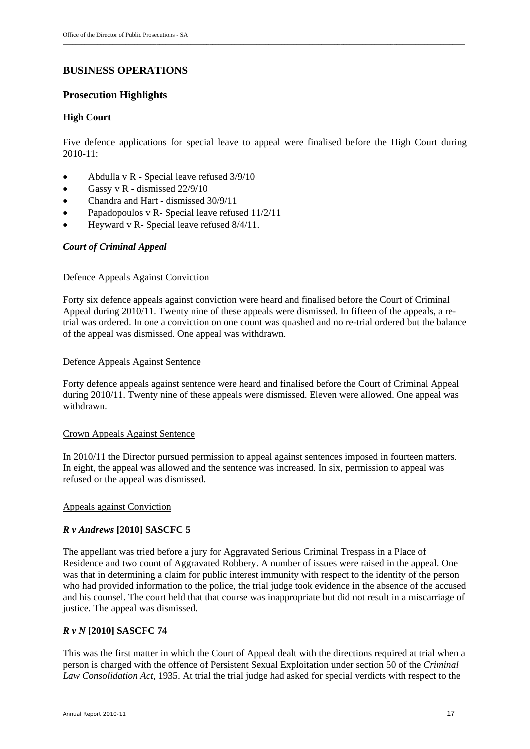## BUSINESS OPERATIONS

## Prosecution Highlights

### High Court

Five defence applications for special leave to appeal were finalised before the High Court during 2010-11:

- Abdulla v R - Special leave refused 3/9/10
- Gassy v R - dismissed 22/9/10
- Chandra and Hart - dismissed 30/9/11
- Papadopoulos v R- Special leave refused 11/2/11
- Heyward v R- Special leave refused 8/4/11.

### *Court of Criminal Appeal*

Defence Appeals Against Conviction

Forty six defence appeals against conviction were heard and finalised before the Court of Criminal Appeal during 2010/11. Twenty nine of these appeals were dismissed. In fifteen of the appeals, a re-trial was ordered. In one a conviction on one count was quashed and no re-trial ordered but the balance of the appeal was dismissed. One appeal was withdrawn.

Defence Appeals Against Sentence

Forty defence appeals against sentence were heard and finalised before the Court of Criminal Appeal during 2010/11. Twenty nine of these appeals were dismissed. Eleven were allowed. One appeal was withdrawn.

Crown Appeals Against Sentence

In 2010/11 the Director pursued permission to appeal against sentences imposed in fourteen matters. In eight, the appeal was allowed and the sentence was increased. In six, permission to appeal was refused or the appeal was dismissed.

Appeals against Conviction

### *R v Andrews* [2010] SASCFC 5

The appellant was tried before a jury for Aggravated Serious Criminal Trespass in a Place of Residence and two count of Aggravated Robbery. A number of issues were raised in the appeal. One was that in determining a claim for public interest immunity with respect to the identity of the person who had provided information to the police, the trial judge took evidence in the absence of the accused and his counsel. The court held that that course was inappropriate but did not result in a miscarriage of justice. The appeal was dismissed.

### *R v N* [2010] SASCFC 74

This was the first matter in which the Court of Appeal dealt with the directions required at trial when a person is charged with the offence of Persistent Sexual Exploitation under section 50 of the *Criminal Law Consolidation Act*, 1935. At trial the trial judge had asked for special verdicts with respect to the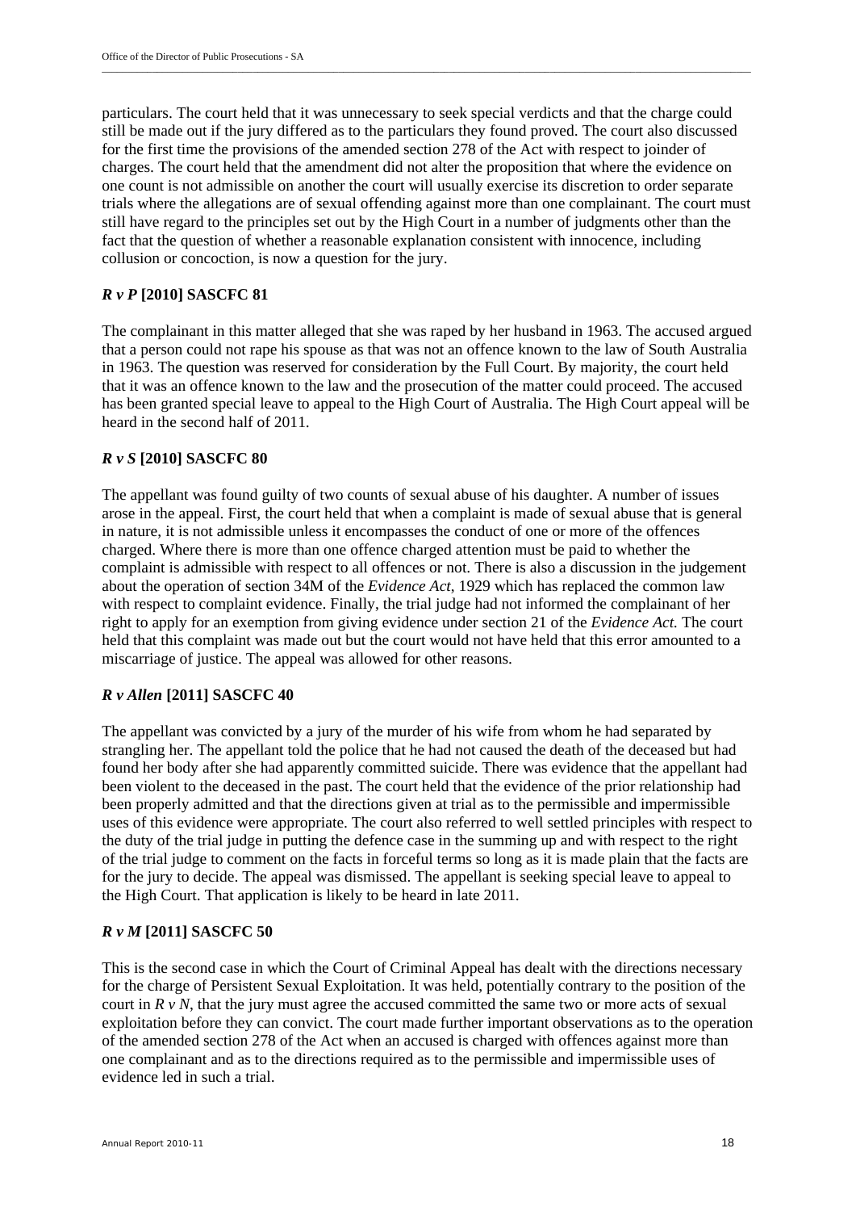particulars. The court held that it was unnecessary to seek special verdicts and that the charge could still be made out if the jury differed as to the particulars they found proved. The court also discussed for the first time the provisions of the amended section 278 of the Act with respect to joinder of charges. The court held that the amendment did not alter the proposition that where the evidence on one count is not admissible on another the court will usually exercise its discretion to order separate trials where the allegations are of sexual offending against more than one complainant. The court must still have regard to the principles set out by the High Court in a number of judgments other than the fact that the question of whether a reasonable explanation consistent with innocence, including collusion or concoction, is now a question for the jury.

### *R v P* [2010] SASCFC 81

The complainant in this matter alleged that she was raped by her husband in 1963. The accused argued that a person could not rape his spouse as that was not an offence known to the law of South Australia in 1963. The question was reserved for consideration by the Full Court. By majority, the court held that it was an offence known to the law and the prosecution of the matter could proceed. The accused has been granted special leave to appeal to the High Court of Australia. The High Court appeal will be heard in the second half of 2011.

### *R v S* [2010] SASCFC 80

The appellant was found guilty of two counts of sexual abuse of his daughter. A number of issues arose in the appeal. First, the court held that when a complaint is made of sexual abuse that is general in nature, it is not admissible unless it encompasses the conduct of one or more of the offences charged. Where there is more than one offence charged attention must be paid to whether the complaint is admissible with respect to all offences or not. There is also a discussion in the judgement about the operation of section 34M of the *Evidence Act*, 1929 which has replaced the common law with respect to complaint evidence. Finally, the trial judge had not informed the complainant of her right to apply for an exemption from giving evidence under section 21 of the *Evidence Act.* The court held that this complaint was made out but the court would not have held that this error amounted to a miscarriage of justice. The appeal was allowed for other reasons.

### *R v Allen* [2011] SASCFC 40

The appellant was convicted by a jury of the murder of his wife from whom he had separated by strangling her. The appellant told the police that he had not caused the death of the deceased but had found her body after she had apparently committed suicide. There was evidence that the appellant had been violent to the deceased in the past. The court held that the evidence of the prior relationship had been properly admitted and that the directions given at trial as to the permissible and impermissible uses of this evidence were appropriate. The court also referred to well settled principles with respect to the duty of the trial judge in putting the defence case in the summing up and with respect to the right of the trial judge to comment on the facts in forceful terms so long as it is made plain that the facts are for the jury to decide. The appeal was dismissed. The appellant is seeking special leave to appeal to the High Court. That application is likely to be heard in late 2011.

### *R v M* [2011] SASCFC 50

This is the second case in which the Court of Criminal Appeal has dealt with the directions necessary for the charge of Persistent Sexual Exploitation. It was held, potentially contrary to the position of the court in *R v N*, that the jury must agree the accused committed the same two or more acts of sexual exploitation before they can convict. The court made further important observations as to the operation of the amended section 278 of the Act when an accused is charged with offences against more than one complainant and as to the directions required as to the permissible and impermissible uses of evidence led in such a trial.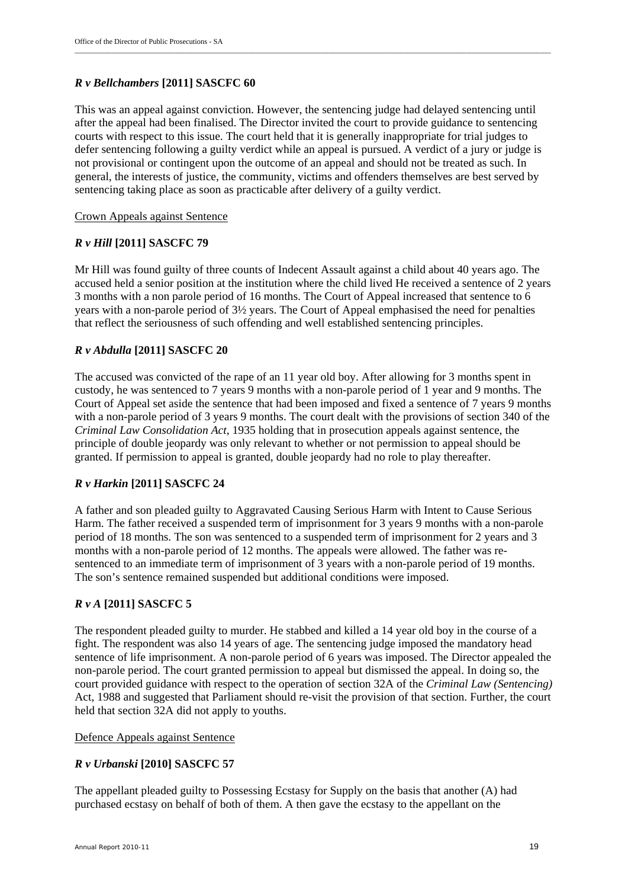### *R v Bellchambers* [2011] SASCFC 60

This was an appeal against conviction. However, the sentencing judge had delayed sentencing until after the appeal had been finalised. The Director invited the court to provide guidance to sentencing courts with respect to this issue. The court held that it is generally inappropriate for trial judges to defer sentencing following a guilty verdict while an appeal is pursued. A verdict of a jury or judge is not provisional or contingent upon the outcome of an appeal and should not be treated as such. In general, the interests of justice, the community, victims and offenders themselves are best served by sentencing taking place as soon as practicable after delivery of a guilty verdict.

Crown Appeals against Sentence

### *R v Hill* [2011] SASCFC 79

Mr Hill was found guilty of three counts of Indecent Assault against a child about 40 years ago. The accused held a senior position at the institution where the child lived He received a sentence of 2 years 3 months with a non parole period of 16 months. The Court of Appeal increased that sentence to 6 years with a non-parole period of 3½ years. The Court of Appeal emphasised the need for penalties that reflect the seriousness of such offending and well established sentencing principles.

### *R v Abdulla* [2011] SASCFC 20

The accused was convicted of the rape of an 11 year old boy. After allowing for 3 months spent in custody, he was sentenced to 7 years 9 months with a non-parole period of 1 year and 9 months. The Court of Appeal set aside the sentence that had been imposed and fixed a sentence of 7 years 9 months with a non-parole period of 3 years 9 months. The court dealt with the provisions of section 340 of the *Criminal Law Consolidation Act*, 1935 holding that in prosecution appeals against sentence, the principle of double jeopardy was only relevant to whether or not permission to appeal should be granted. If permission to appeal is granted, double jeopardy had no role to play thereafter.

### *R v Harkin* [2011] SASCFC 24

A father and son pleaded guilty to Aggravated Causing Serious Harm with Intent to Cause Serious Harm. The father received a suspended term of imprisonment for 3 years 9 months with a non-parole period of 18 months. The son was sentenced to a suspended term of imprisonment for 2 years and 3 months with a non-parole period of 12 months. The appeals were allowed. The father was re-sentenced to an immediate term of imprisonment of 3 years with a non-parole period of 19 months. The son's sentence remained suspended but additional conditions were imposed.

### *R v A* [2011] SASCFC 5

The respondent pleaded guilty to murder. He stabbed and killed a 14 year old boy in the course of a fight. The respondent was also 14 years of age. The sentencing judge imposed the mandatory head sentence of life imprisonment. A non-parole period of 6 years was imposed. The Director appealed the non-parole period. The court granted permission to appeal but dismissed the appeal. In doing so, the court provided guidance with respect to the operation of section 32A of the *Criminal Law (Sentencing)* Act, 1988 and suggested that Parliament should re-visit the provision of that section. Further, the court held that section 32A did not apply to youths.

Defence Appeals against Sentence

### *R v Urbanski* [2010] SASCFC 57

The appellant pleaded guilty to Possessing Ecstasy for Supply on the basis that another (A) had purchased ecstasy on behalf of both of them. A then gave the ecstasy to the appellant on the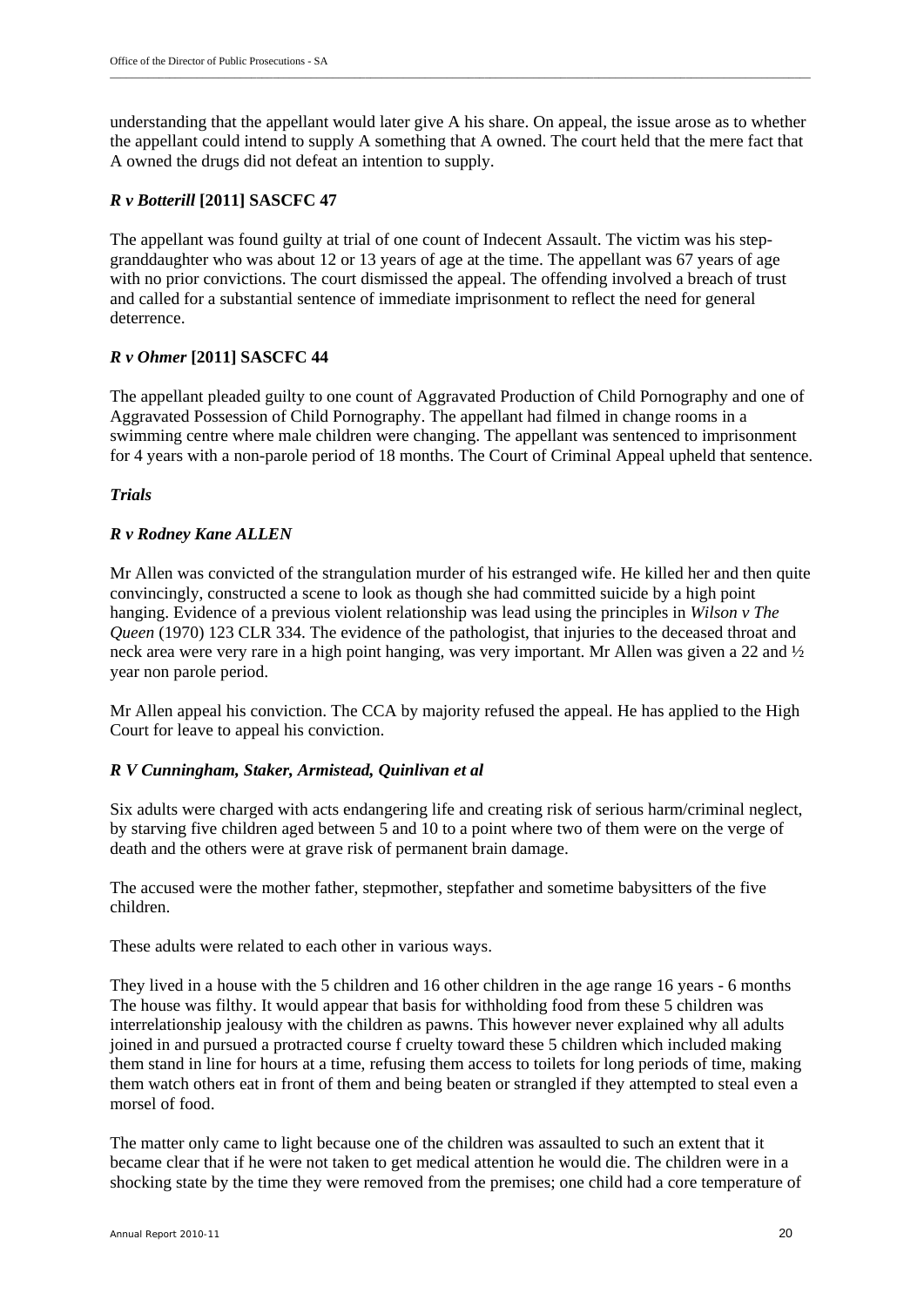understanding that the appellant would later give A his share. On appeal, the issue arose as to whether the appellant could intend to supply A something that A owned. The court held that the mere fact that A owned the drugs did not defeat an intention to supply.

### *R v Botterill* [2011] SASCFC 47

The appellant was found guilty at trial of one count of Indecent Assault. The victim was his step-granddaughter who was about 12 or 13 years of age at the time. The appellant was 67 years of age with no prior convictions. The court dismissed the appeal. The offending involved a breach of trust and called for a substantial sentence of immediate imprisonment to reflect the need for general deterrence.

### *R v Ohmer* [2011] SASCFC 44

The appellant pleaded guilty to one count of Aggravated Production of Child Pornography and one of Aggravated Possession of Child Pornography. The appellant had filmed in change rooms in a swimming centre where male children were changing. The appellant was sentenced to imprisonment for 4 years with a non-parole period of 18 months. The Court of Criminal Appeal upheld that sentence.

### *Trials*

### *R v Rodney Kane ALLEN*

Mr Allen was convicted of the strangulation murder of his estranged wife. He killed her and then quite convincingly, constructed a scene to look as though she had committed suicide by a high point hanging. Evidence of a previous violent relationship was lead using the principles in *Wilson v The Queen* (1970) 123 CLR 334. The evidence of the pathologist, that injuries to the deceased throat and neck area were very rare in a high point hanging, was very important. Mr Allen was given a 22 and ½ year non parole period.

Mr Allen appeal his conviction. The CCA by majority refused the appeal. He has applied to the High Court for leave to appeal his conviction.

### *R V Cunningham, Staker, Armistead, Quinlivan et al*

Six adults were charged with acts endangering life and creating risk of serious harm/criminal neglect, by starving five children aged between 5 and 10 to a point where two of them were on the verge of death and the others were at grave risk of permanent brain damage.

The accused were the mother father, stepmother, stepfather and sometime babysitters of the five children.

These adults were related to each other in various ways.

They lived in a house with the 5 children and 16 other children in the age range 16 years - 6 months The house was filthy. It would appear that basis for withholding food from these 5 children was interrelationship jealousy with the children as pawns. This however never explained why all adults joined in and pursued a protracted course f cruelty toward these 5 children which included making them stand in line for hours at a time, refusing them access to toilets for long periods of time, making them watch others eat in front of them and being beaten or strangled if they attempted to steal even a morsel of food.

The matter only came to light because one of the children was assaulted to such an extent that it became clear that if he were not taken to get medical attention he would die. The children were in a shocking state by the time they were removed from the premises; one child had a core temperature of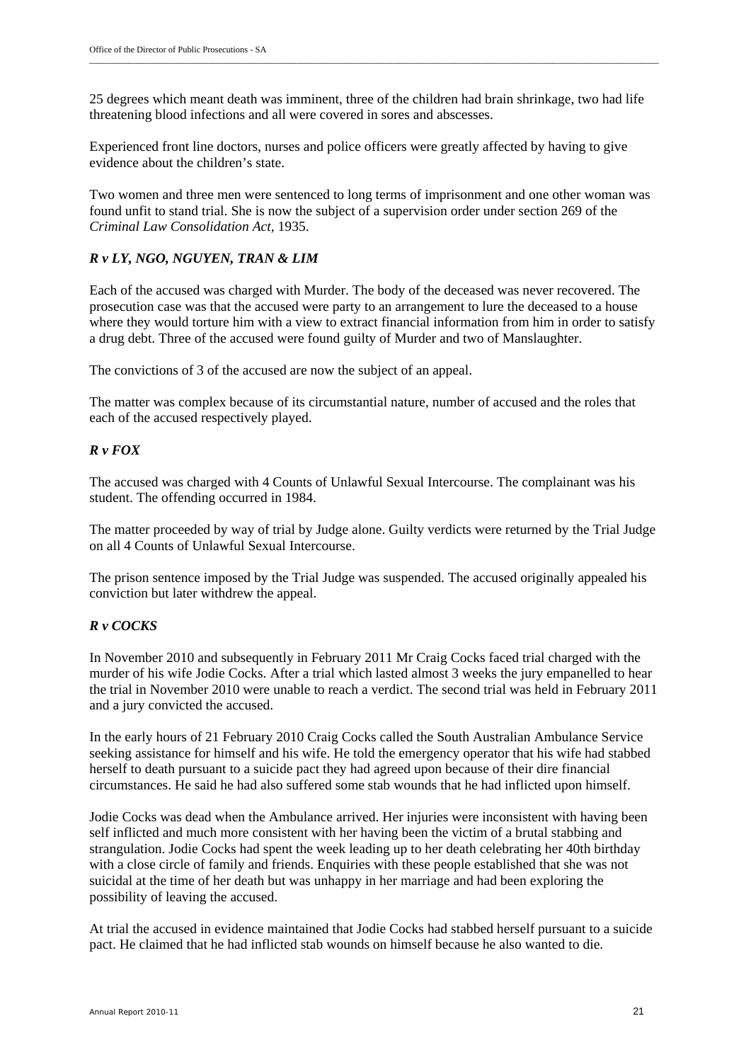25 degrees which meant death was imminent, three of the children had brain shrinkage, two had life threatening blood infections and all were covered in sores and abscesses.

Experienced front line doctors, nurses and police officers were greatly affected by having to give evidence about the children's state.

Two women and three men were sentenced to long terms of imprisonment and one other woman was found unfit to stand trial. She is now the subject of a supervision order under section 269 of the *Criminal Law Consolidation Act*, 1935.

### *R v LY, NGO, NGUYEN, TRAN & LIM*

Each of the accused was charged with Murder. The body of the deceased was never recovered. The prosecution case was that the accused were party to an arrangement to lure the deceased to a house where they would torture him with a view to extract financial information from him in order to satisfy a drug debt. Three of the accused were found guilty of Murder and two of Manslaughter.

The convictions of 3 of the accused are now the subject of an appeal.

The matter was complex because of its circumstantial nature, number of accused and the roles that each of the accused respectively played.

### *R v FOX*

The accused was charged with 4 Counts of Unlawful Sexual Intercourse. The complainant was his student. The offending occurred in 1984.

The matter proceeded by way of trial by Judge alone. Guilty verdicts were returned by the Trial Judge on all 4 Counts of Unlawful Sexual Intercourse.

The prison sentence imposed by the Trial Judge was suspended. The accused originally appealed his conviction but later withdrew the appeal.

### *R v COCKS*

In November 2010 and subsequently in February 2011 Mr Craig Cocks faced trial charged with the murder of his wife Jodie Cocks. After a trial which lasted almost 3 weeks the jury empanelled to hear the trial in November 2010 were unable to reach a verdict. The second trial was held in February 2011 and a jury convicted the accused.

In the early hours of 21 February 2010 Craig Cocks called the South Australian Ambulance Service seeking assistance for himself and his wife. He told the emergency operator that his wife had stabbed herself to death pursuant to a suicide pact they had agreed upon because of their dire financial circumstances. He said he had also suffered some stab wounds that he had inflicted upon himself.

Jodie Cocks was dead when the Ambulance arrived. Her injuries were inconsistent with having been self inflicted and much more consistent with her having been the victim of a brutal stabbing and strangulation. Jodie Cocks had spent the week leading up to her death celebrating her 40th birthday with a close circle of family and friends. Enquiries with these people established that she was not suicidal at the time of her death but was unhappy in her marriage and had been exploring the possibility of leaving the accused.

At trial the accused in evidence maintained that Jodie Cocks had stabbed herself pursuant to a suicide pact. He claimed that he had inflicted stab wounds on himself because he also wanted to die.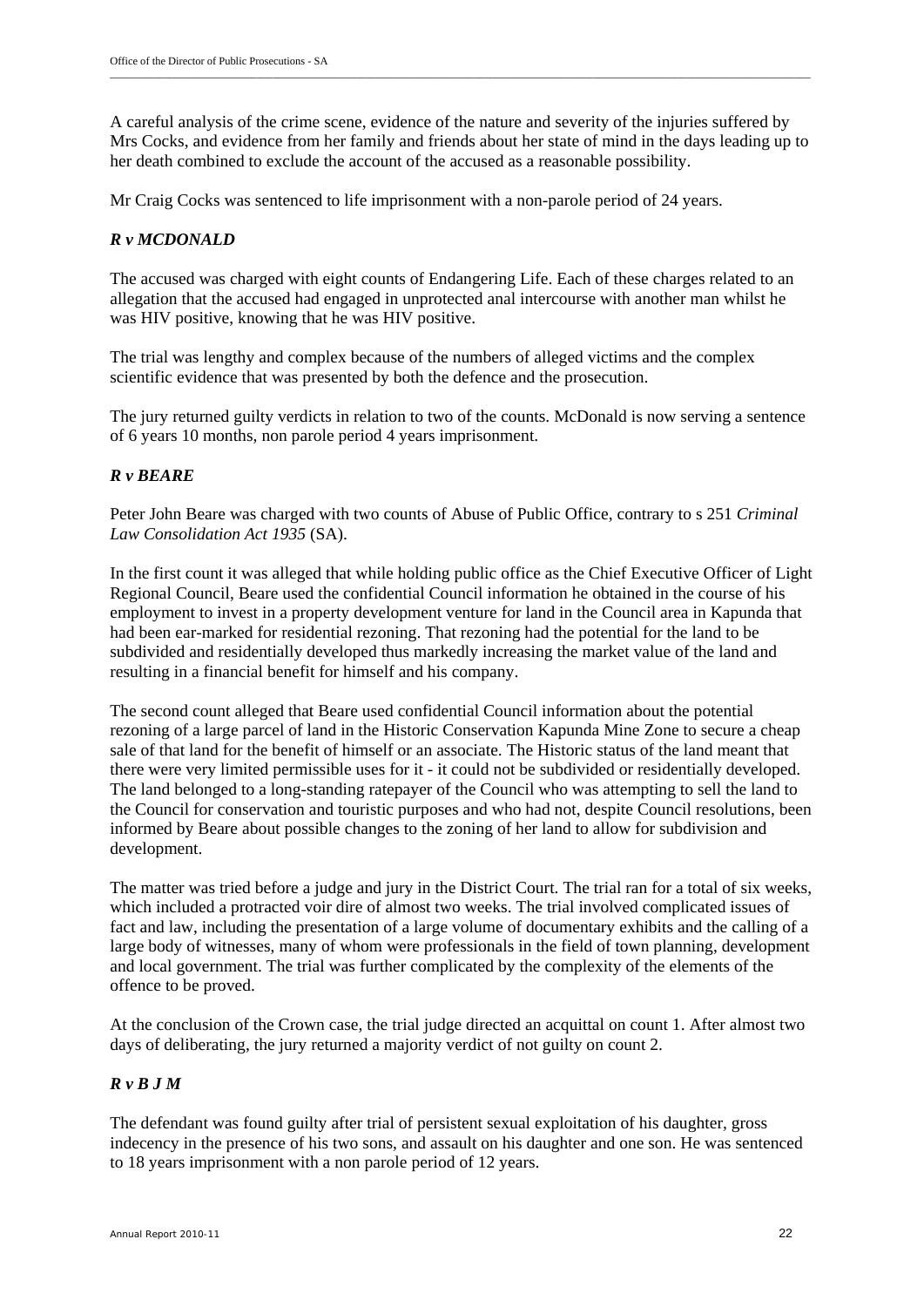A careful analysis of the crime scene, evidence of the nature and severity of the injuries suffered by Mrs Cocks, and evidence from her family and friends about her state of mind in the days leading up to her death combined to exclude the account of the accused as a reasonable possibility.

Mr Craig Cocks was sentenced to life imprisonment with a non-parole period of 24 years.

### *R v MCDONALD*

The accused was charged with eight counts of Endangering Life. Each of these charges related to an allegation that the accused had engaged in unprotected anal intercourse with another man whilst he was HIV positive, knowing that he was HIV positive.

The trial was lengthy and complex because of the numbers of alleged victims and the complex scientific evidence that was presented by both the defence and the prosecution.

The jury returned guilty verdicts in relation to two of the counts. McDonald is now serving a sentence of 6 years 10 months, non parole period 4 years imprisonment.

### *R v BEARE*

Peter John Beare was charged with two counts of Abuse of Public Office, contrary to s 251 *Criminal Law Consolidation Act 1935* (SA).

In the first count it was alleged that while holding public office as the Chief Executive Officer of Light Regional Council, Beare used the confidential Council information he obtained in the course of his employment to invest in a property development venture for land in the Council area in Kapunda that had been ear-marked for residential rezoning. That rezoning had the potential for the land to be subdivided and residentially developed thus markedly increasing the market value of the land and resulting in a financial benefit for himself and his company.

The second count alleged that Beare used confidential Council information about the potential rezoning of a large parcel of land in the Historic Conservation Kapunda Mine Zone to secure a cheap sale of that land for the benefit of himself or an associate. The Historic status of the land meant that there were very limited permissible uses for it - it could not be subdivided or residentially developed. The land belonged to a long-standing ratepayer of the Council who was attempting to sell the land to the Council for conservation and touristic purposes and who had not, despite Council resolutions, been informed by Beare about possible changes to the zoning of her land to allow for subdivision and development.

The matter was tried before a judge and jury in the District Court. The trial ran for a total of six weeks, which included a protracted voir dire of almost two weeks. The trial involved complicated issues of fact and law, including the presentation of a large volume of documentary exhibits and the calling of a large body of witnesses, many of whom were professionals in the field of town planning, development and local government. The trial was further complicated by the complexity of the elements of the offence to be proved.

At the conclusion of the Crown case, the trial judge directed an acquittal on count 1. After almost two days of deliberating, the jury returned a majority verdict of not guilty on count 2.

### *R v B J M*

The defendant was found guilty after trial of persistent sexual exploitation of his daughter, gross indecency in the presence of his two sons, and assault on his daughter and one son. He was sentenced to 18 years imprisonment with a non parole period of 12 years.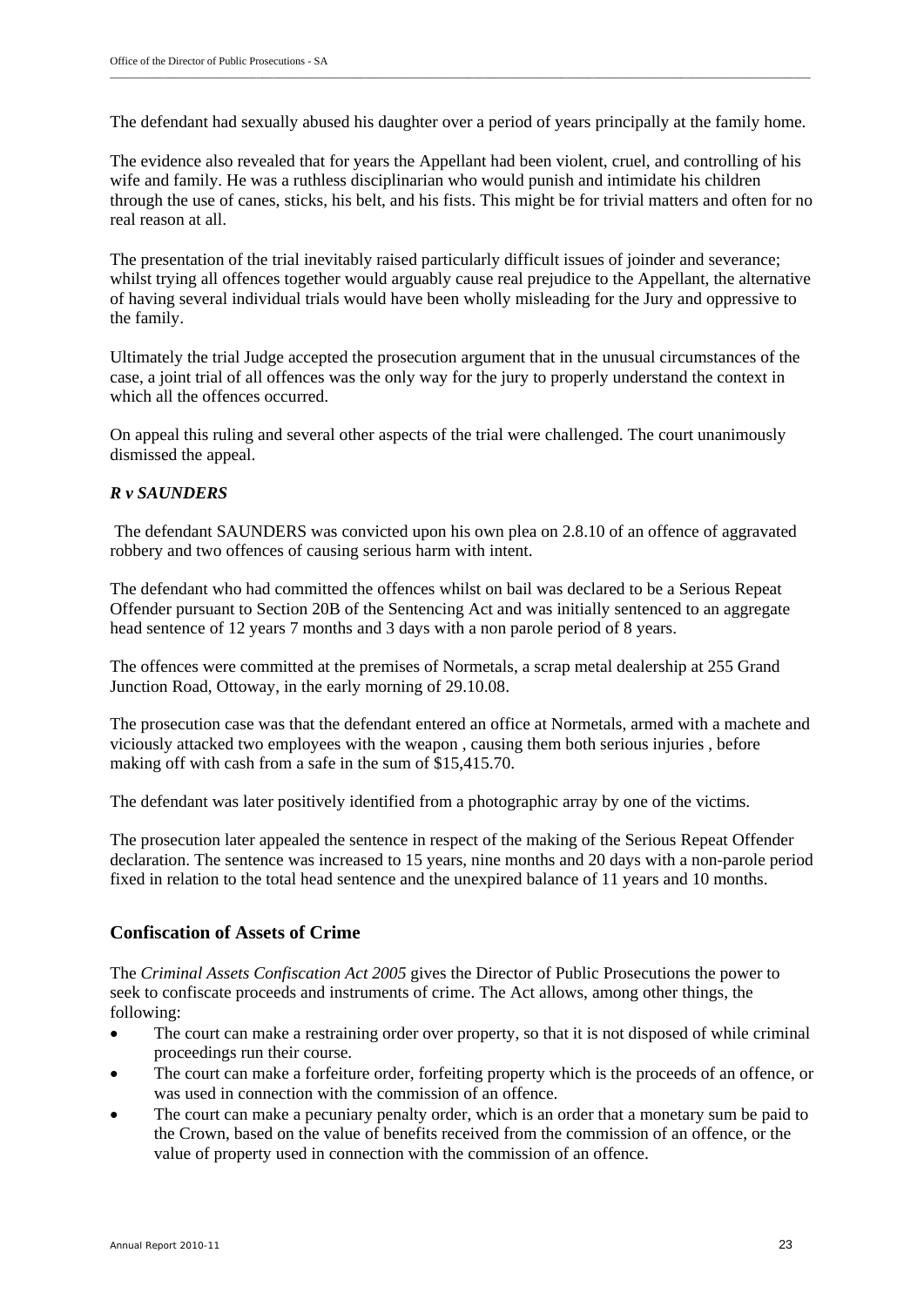The defendant had sexually abused his daughter over a period of years principally at the family home.

The evidence also revealed that for years the Appellant had been violent, cruel, and controlling of his wife and family. He was a ruthless disciplinarian who would punish and intimidate his children through the use of canes, sticks, his belt, and his fists. This might be for trivial matters and often for no real reason at all.

The presentation of the trial inevitably raised particularly difficult issues of joinder and severance; whilst trying all offences together would arguably cause real prejudice to the Appellant, the alternative of having several individual trials would have been wholly misleading for the Jury and oppressive to the family.

Ultimately the trial Judge accepted the prosecution argument that in the unusual circumstances of the case, a joint trial of all offences was the only way for the jury to properly understand the context in which all the offences occurred.

On appeal this ruling and several other aspects of the trial were challenged. The court unanimously dismissed the appeal.

### *R v SAUNDERS*

The defendant SAUNDERS was convicted upon his own plea on 2.8.10 of an offence of aggravated robbery and two offences of causing serious harm with intent.

The defendant who had committed the offences whilst on bail was declared to be a Serious Repeat Offender pursuant to Section 20B of the Sentencing Act and was initially sentenced to an aggregate head sentence of 12 years 7 months and 3 days with a non parole period of 8 years.

The offences were committed at the premises of Normetals, a scrap metal dealership at 255 Grand Junction Road, Ottoway, in the early morning of 29.10.08.

The prosecution case was that the defendant entered an office at Normetals, armed with a machete and viciously attacked two employees with the weapon , causing them both serious injuries , before making off with cash from a safe in the sum of $15,415.70.

The defendant was later positively identified from a photographic array by one of the victims.

The prosecution later appealed the sentence in respect of the making of the Serious Repeat Offender declaration. The sentence was increased to 15 years, nine months and 20 days with a non-parole period fixed in relation to the total head sentence and the unexpired balance of 11 years and 10 months.

## Confiscation of Assets of Crime

The *Criminal Assets Confiscation Act 2005* gives the Director of Public Prosecutions the power to seek to confiscate proceeds and instruments of crime. The Act allows, among other things, the following:

- The court can make a restraining order over property, so that it is not disposed of while criminal proceedings run their course.
- The court can make a forfeiture order, forfeiting property which is the proceeds of an offence, or was used in connection with the commission of an offence.
- The court can make a pecuniary penalty order, which is an order that a monetary sum be paid to the Crown, based on the value of benefits received from the commission of an offence, or the value of property used in connection with the commission of an offence.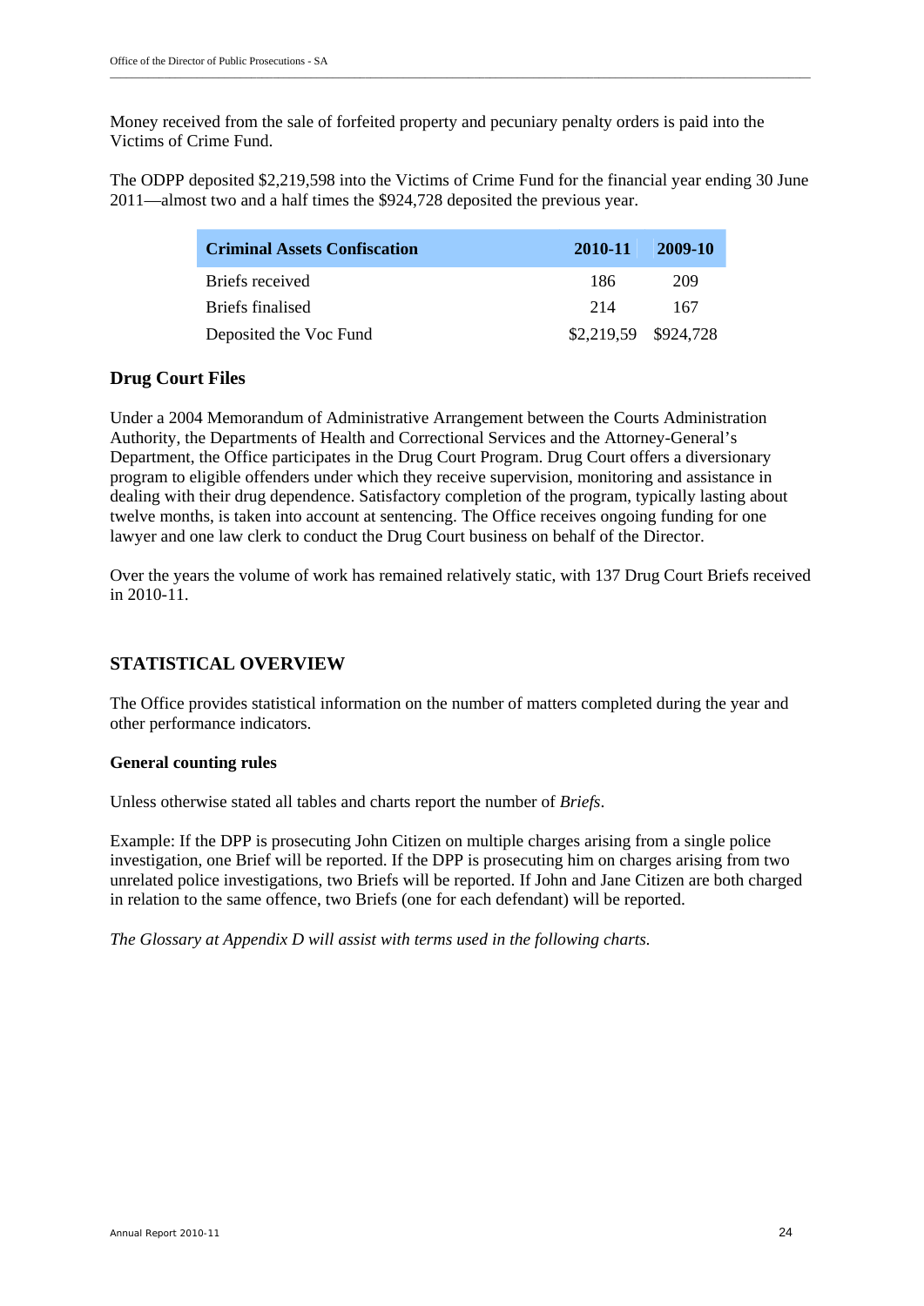Money received from the sale of forfeited property and pecuniary penalty orders is paid into the Victims of Crime Fund.

The ODPP deposited $2,219,598 into the Victims of Crime Fund for the financial year ending 30 June 2011—almost two and a half times the $924,728 deposited the previous year.

| Criminal Assets Confiscation | 2010-11 | 2009-10 |
|---|---|---|
| Briefs received | 186 | 209 |
| Briefs finalised | 214 | 167 |
| Deposited the Voc Fund | $2,219,59 | $924,728 |

## Drug Court Files

Under a 2004 Memorandum of Administrative Arrangement between the Courts Administration Authority, the Departments of Health and Correctional Services and the Attorney-General's Department, the Office participates in the Drug Court Program. Drug Court offers a diversionary program to eligible offenders under which they receive supervision, monitoring and assistance in dealing with their drug dependence. Satisfactory completion of the program, typically lasting about twelve months, is taken into account at sentencing. The Office receives ongoing funding for one lawyer and one law clerk to conduct the Drug Court business on behalf of the Director.

Over the years the volume of work has remained relatively static, with 137 Drug Court Briefs received in 2010-11.

## STATISTICAL OVERVIEW

The Office provides statistical information on the number of matters completed during the year and other performance indicators.

### General counting rules

Unless otherwise stated all tables and charts report the number of *Briefs*.

Example: If the DPP is prosecuting John Citizen on multiple charges arising from a single police investigation, one Brief will be reported. If the DPP is prosecuting him on charges arising from two unrelated police investigations, two Briefs will be reported. If John and Jane Citizen are both charged in relation to the same offence, two Briefs (one for each defendant) will be reported.

*The Glossary at Appendix D will assist with terms used in the following charts.*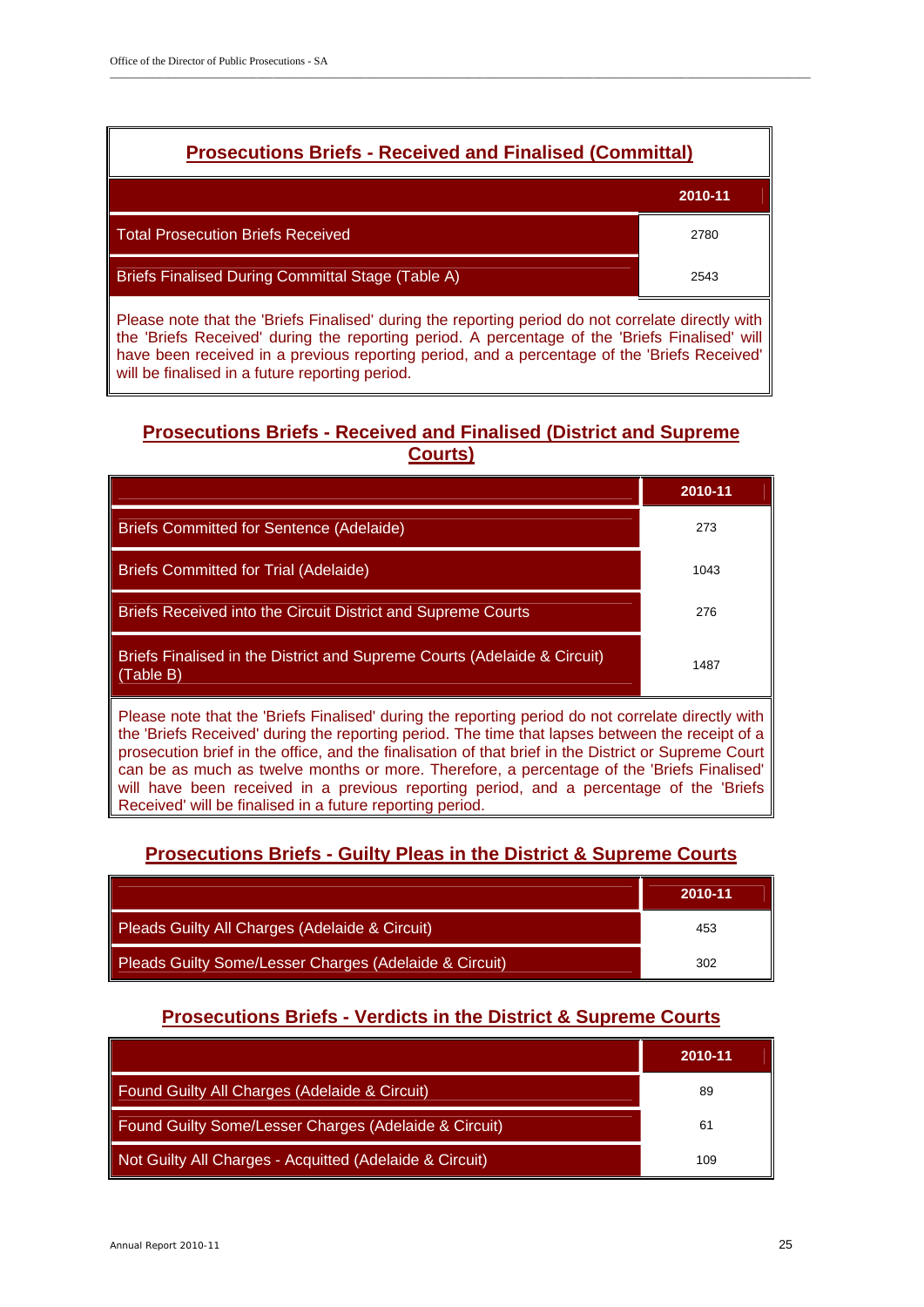## Prosecutions Briefs - Received and Finalised (Committal)

| | 2010-11 |
|---|---|
| Total Prosecution Briefs Received | 2780 |
| Briefs Finalised During Committal Stage (Table A) | 2543 |

Please note that the 'Briefs Finalised' during the reporting period do not correlate directly with the 'Briefs Received' during the reporting period. A percentage of the 'Briefs Finalised' will have been received in a previous reporting period, and a percentage of the 'Briefs Received' will be finalised in a future reporting period.

## Prosecutions Briefs - Received and Finalised (District and Supreme Courts)

| | 2010-11 |
|---|---|
| Briefs Committed for Sentence (Adelaide) | 273 |
| Briefs Committed for Trial (Adelaide) | 1043 |
| Briefs Received into the Circuit District and Supreme Courts | 276 |
| Briefs Finalised in the District and Supreme Courts (Adelaide & Circuit) (Table B) | 1487 |

Please note that the 'Briefs Finalised' during the reporting period do not correlate directly with the 'Briefs Received' during the reporting period. The time that lapses between the receipt of a prosecution brief in the office, and the finalisation of that brief in the District or Supreme Court can be as much as twelve months or more. Therefore, a percentage of the 'Briefs Finalised' will have been received in a previous reporting period, and a percentage of the 'Briefs Received' will be finalised in a future reporting period.

## Prosecutions Briefs - Guilty Pleas in the District & Supreme Courts

| | 2010-11 |
|---|---|
| Pleads Guilty All Charges (Adelaide & Circuit) | 453 |
| Pleads Guilty Some/Lesser Charges (Adelaide & Circuit) | 302 |

## Prosecutions Briefs - Verdicts in the District & Supreme Courts

| | 2010-11 |
|---|---|
| Found Guilty All Charges (Adelaide & Circuit) | 89 |
| Found Guilty Some/Lesser Charges (Adelaide & Circuit) | 61 |
| Not Guilty All Charges - Acquitted (Adelaide & Circuit) | 109 |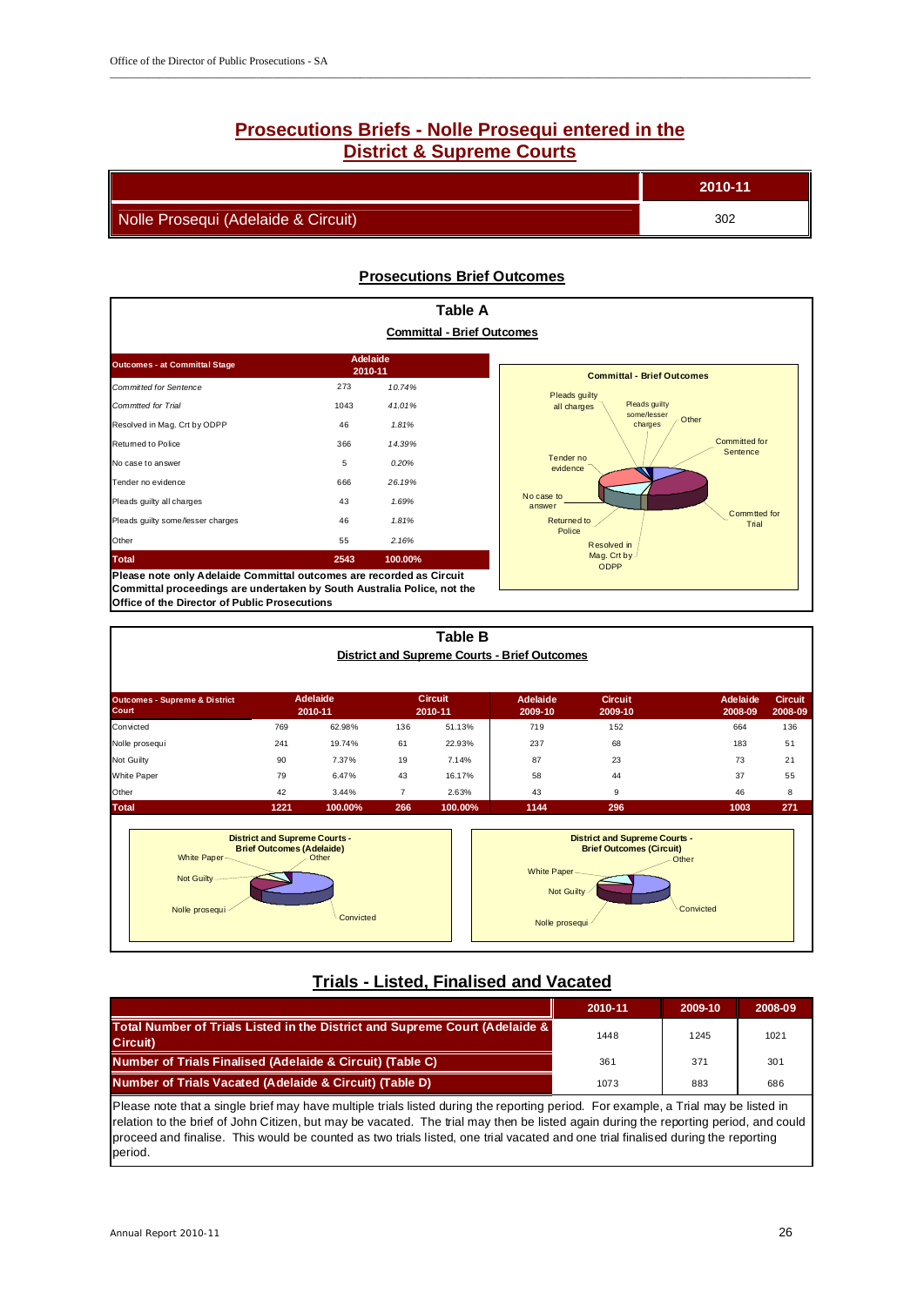## Prosecutions Briefs - Nolle Prosequi entered in the District & Supreme Courts

| | 2010-11 |
|---|---|
| Nolle Prosequi (Adelaide & Circuit) | 302 |

## Prosecutions Brief Outcomes

### Table A

**Committal - Brief Outcomes**

| Outcomes - at Committal Stage | Adelaide 2010-11 | |
|---|---|---|
| *Committed for Sentence* | 273 | *10.74%* |
| *Commtted for Trial* | 1043 | *41.01%* |
| Resolved in Mag. Crt by ODPP | 46 | *1.81%* |
| Returned to Police | 366 | *14.39%* |
| No case to answer | 5 | *0.20%* |
| Tender no evidence | 666 | *26.19%* |
| Pleads guilty all charges | 43 | *1.69%* |
| Pleads guilty some/lesser charges | 46 | *1.81%* |
| Other | 55 | *2.16%* |
| **Total** | **2543** | **100.00%** |

**Please note only Adelaide Committal outcomes are recorded as Circuit Committal proceedings are undertaken by South Australia Police, not the Office of the Director of Public Prosecutions**

### Table B

**District and Supreme Courts - Brief Outcomes**

| Outcomes - Supreme & District Court | Adelaide 2010-11 | | Circuit 2010-11 | | Adelaide 2009-10 | Circuit 2009-10 | Adelaide 2008-09 | Circuit 2008-09 |
|---|---|---|---|---|---|---|---|---|
| Convicted | 769 | 62.98% | 136 | 51.13% | 719 | 152 | 664 | 136 |
| Nolle prosequi | 241 | 19.74% | 61 | 22.93% | 237 | 68 | 183 | 51 |
| Not Guilty | 90 | 7.37% | 19 | 7.14% | 87 | 23 | 73 | 21 |
| White Paper | 79 | 6.47% | 43 | 16.17% | 58 | 44 | 37 | 55 |
| Other | 42 | 3.44% | 7 | 2.63% | 43 | 9 | 46 | 8 |
| **Total** | **1221** | **100.00%** | **266** | **100.00%** | **1144** | **296** | **1003** | **271** |

## Trials - Listed, Finalised and Vacated

| | 2010-11 | 2009-10 | 2008-09 |
|---|---|---|---|
| **Total Number of Trials Listed in the District and Supreme Court (Adelaide & Circuit)** | 1448 | 1245 | 1021 |
| **Number of Trials Finalised (Adelaide & Circuit) (Table C)** | 361 | 371 | 301 |
| **Number of Trials Vacated (Adelaide & Circuit) (Table D)** | 1073 | 883 | 686 |

Please note that a single brief may have multiple trials listed during the reporting period. For example, a Trial may be listed in relation to the brief of John Citizen, but may be vacated. The trial may then be listed again during the reporting period, and could proceed and finalise. This would be counted as two trials listed, one trial vacated and one trial finalised during the reporting period.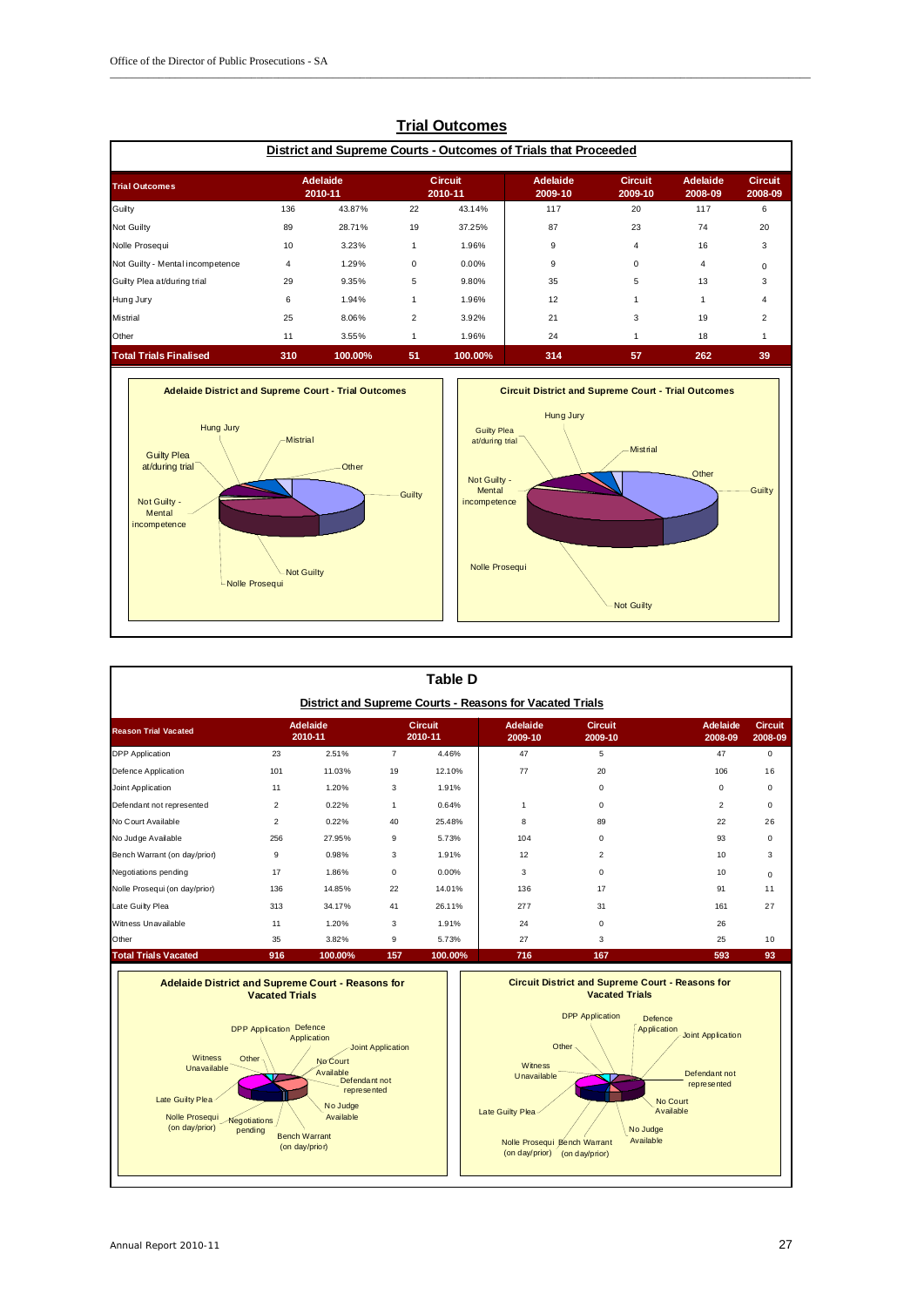## Trial Outcomes

### District and Supreme Courts - Outcomes of Trials that Proceeded

| Trial Outcomes | Adelaide 2010-11 | | Circuit 2010-11 | | Adelaide 2009-10 | Circuit 2009-10 | Adelaide 2008-09 | Circuit 2008-09 |
|---|---|---|---|---|---|---|---|---|
| Guilty | 136 | 43.87% | 22 | 43.14% | 117 | 20 | 117 | 6 |
| Not Guilty | 89 | 28.71% | 19 | 37.25% | 87 | 23 | 74 | 20 |
| Nolle Prosequi | 10 | 3.23% | 1 | 1.96% | 9 | 4 | 16 | 3 |
| Not Guilty - Mental incompetence | 4 | 1.29% | 0 | 0.00% | 9 | 0 | 4 | 0 |
| Guilty Plea at/during trial | 29 | 9.35% | 5 | 9.80% | 35 | 5 | 13 | 3 |
| Hung Jury | 6 | 1.94% | 1 | 1.96% | 12 | 1 | 1 | 4 |
| Mistrial | 25 | 8.06% | 2 | 3.92% | 21 | 3 | 19 | 2 |
| Other | 11 | 3.55% | 1 | 1.96% | 24 | 1 | 18 | 1 |
| **Total Trials Finalised** | **310** | **100.00%** | **51** | **100.00%** | **314** | **57** | **262** | **39** |

Adelaide District and Supreme Court - Trial Outcomes

Circuit District and Supreme Court - Trial Outcomes

## Table D

### District and Supreme Courts - Reasons for Vacated Trials

| Reason Trial Vacated | Adelaide 2010-11 | | Circuit 2010-11 | | Adelaide 2009-10 | Circuit 2009-10 | Adelaide 2008-09 | Circuit 2008-09 |
|---|---|---|---|---|---|---|---|---|
| DPP Application | 23 | 2.51% | 7 | 4.46% | 47 | 5 | 47 | 0 |
| Defence Application | 101 | 11.03% | 19 | 12.10% | 77 | 20 | 106 | 16 |
| Joint Application | 11 | 1.20% | 3 | 1.91% | | 0 | 0 | 0 |
| Defendant not represented | 2 | 0.22% | 1 | 0.64% | 1 | 0 | 2 | 0 |
| No Court Available | 2 | 0.22% | 40 | 25.48% | 8 | 89 | 22 | 26 |
| No Judge Available | 256 | 27.95% | 9 | 5.73% | 104 | 0 | 93 | 0 |
| Bench Warrant (on day/prior) | 9 | 0.98% | 3 | 1.91% | 12 | 2 | 10 | 3 |
| Negotiations pending | 17 | 1.86% | 0 | 0.00% | 3 | 0 | 10 | 0 |
| Nolle Prosequi (on day/prior) | 136 | 14.85% | 22 | 14.01% | 136 | 17 | 91 | 11 |
| Late Guilty Plea | 313 | 34.17% | 41 | 26.11% | 277 | 31 | 161 | 27 |
| Witness Unavailable | 11 | 1.20% | 3 | 1.91% | 24 | 0 | 26 | |
| Other | 35 | 3.82% | 9 | 5.73% | 27 | 3 | 25 | 10 |
| **Total Trials Vacated** | **916** | **100.00%** | **157** | **100.00%** | **716** | **167** | **593** | **93** |

Adelaide District and Supreme Court - Reasons for Vacated Trials

Circuit District and Supreme Court - Reasons for Vacated Trials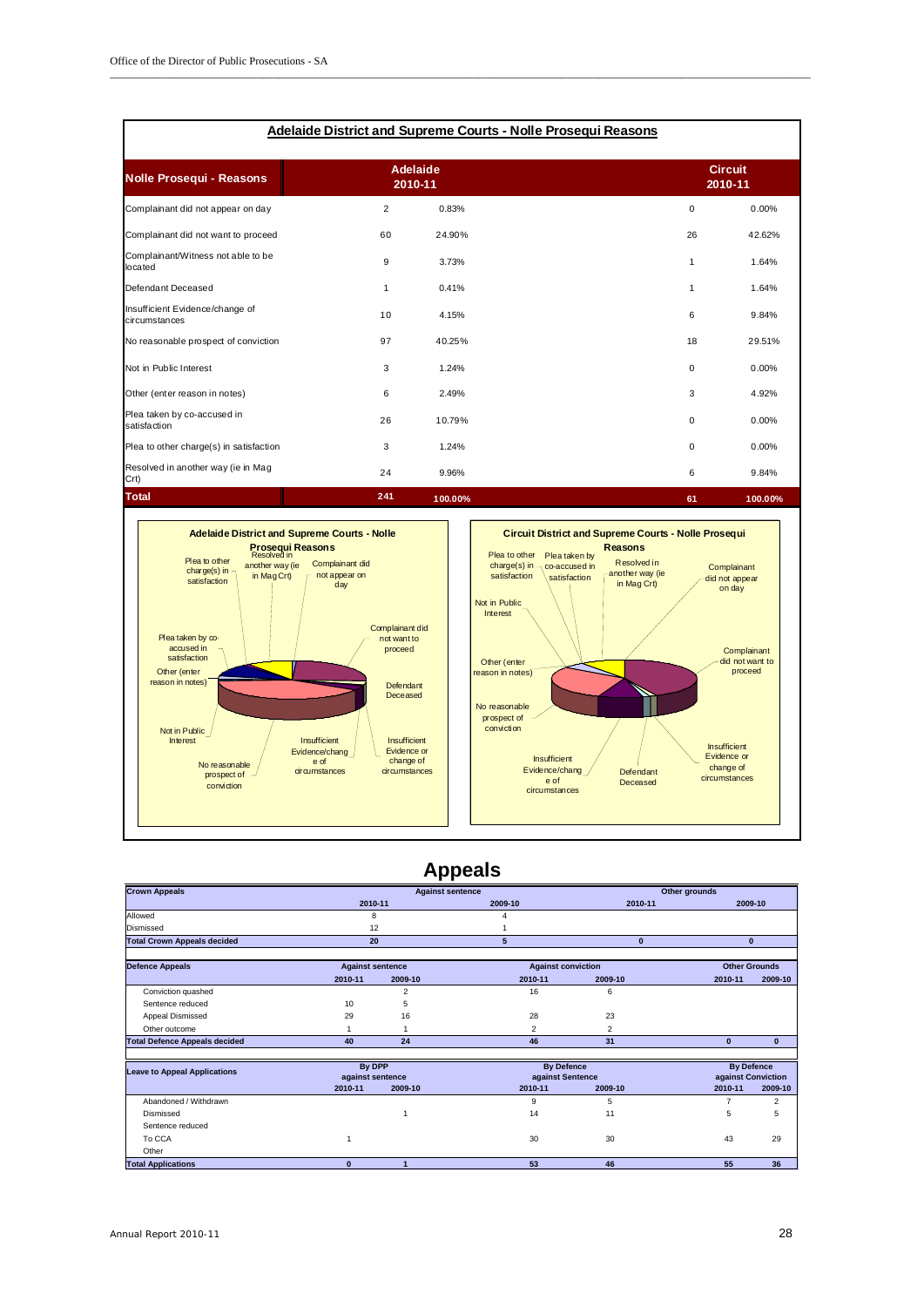## Adelaide District and Supreme Courts - Nolle Prosequi Reasons

| Nolle Prosequi - Reasons | Adelaide 2010-11 | | Circuit 2010-11 | |
|---|---|---|---|---|
| Complainant did not appear on day | 2 | 0.83% | 0 | 0.00% |
| Complainant did not want to proceed | 60 | 24.90% | 26 | 42.62% |
| Complainant/Witness not able to be located | 9 | 3.73% | 1 | 1.64% |
| Defendant Deceased | 1 | 0.41% | 1 | 1.64% |
| Insufficient Evidence/change of circumstances | 10 | 4.15% | 6 | 9.84% |
| No reasonable prospect of conviction | 97 | 40.25% | 18 | 29.51% |
| Not in Public Interest | 3 | 1.24% | 0 | 0.00% |
| Other (enter reason in notes) | 6 | 2.49% | 3 | 4.92% |
| Plea taken by co-accused in satisfaction | 26 | 10.79% | 0 | 0.00% |
| Plea to other charge(s) in satisfaction | 3 | 1.24% | 0 | 0.00% |
| Resolved in another way (ie in Mag Crt) | 24 | 9.96% | 6 | 9.84% |
| **Total** | **241** | **100.00%** | **61** | **100.00%** |

Adelaide District and Supreme Courts - Nolle Prosequi Reasons

Circuit District and Supreme Courts - Nolle Prosequi Reasons

# Appeals

| Crown Appeals | Against sentence | | Other grounds | |
|---|---|---|---|---|
| | 2010-11 | 2009-10 | 2010-11 | 2009-10 |
| Allowed | 8 | 4 | | |
| Dismissed | 12 | 1 | | |
| **Total Crown Appeals decided** | **20** | **5** | **0** | **0** |

| Defence Appeals | Against sentence | | Against conviction | | Other Grounds | |
|---|---|---|---|---|---|---|
| | 2010-11 | 2009-10 | 2010-11 | 2009-10 | 2010-11 | 2009-10 |
| Conviction quashed | | 2 | 16 | 6 | | |
| Sentence reduced | 10 | 5 | | | | |
| Appeal Dismissed | 29 | 16 | 28 | 23 | | |
| Other outcome | 1 | 1 | 2 | 2 | | |
| **Total Defence Appeals decided** | **40** | **24** | **46** | **31** | **0** | **0** |

| Leave to Appeal Applications | By DPP against sentence | | By Defence against Sentence | | By Defence against Conviction | |
|---|---|---|---|---|---|---|
| | 2010-11 | 2009-10 | 2010-11 | 2009-10 | 2010-11 | 2009-10 |
| Abandoned / Withdrawn | | | 9 | 5 | 7 | 2 |
| Dismissed | | 1 | 14 | 11 | 5 | 5 |
| Sentence reduced | | | | | | |
| To CCA | 1 | | 30 | 30 | 43 | 29 |
| Other | | | | | | |
| **Total Applications** | **0** | **1** | **53** | **46** | **55** | **36** |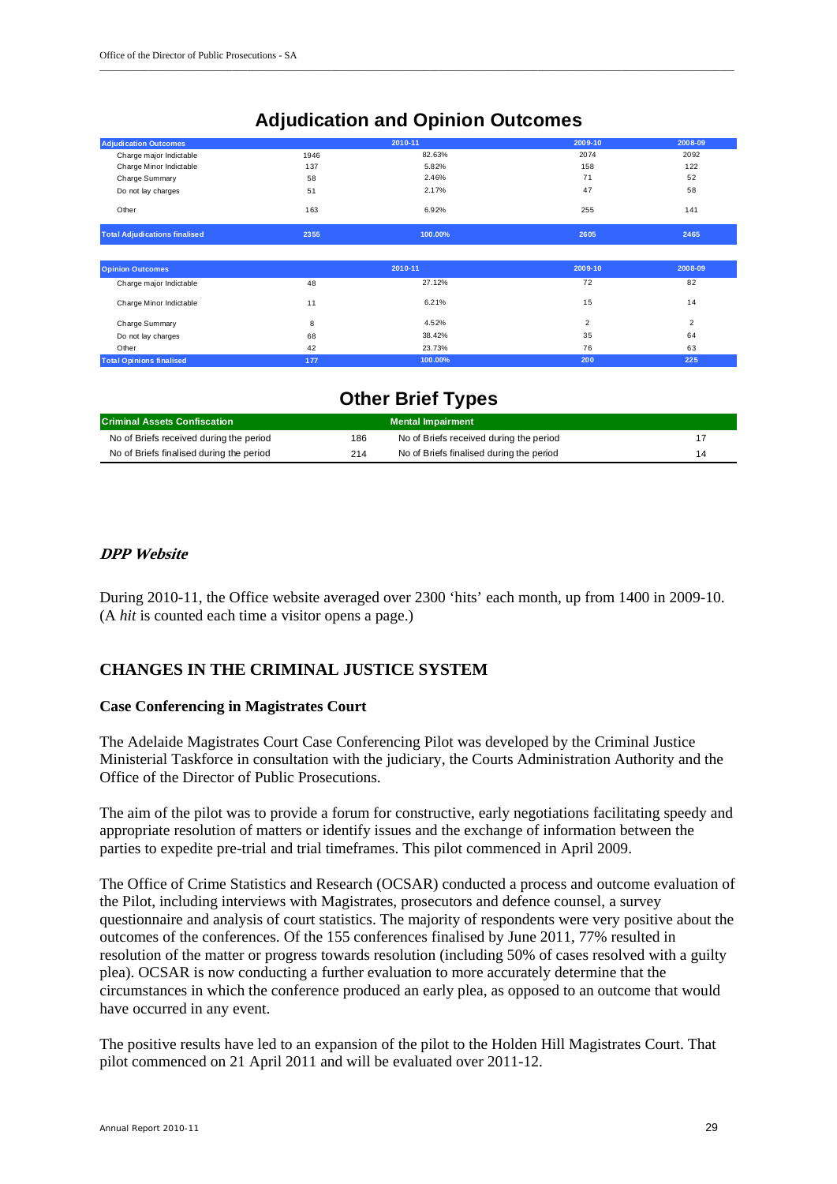# Adjudication and Opinion Outcomes

| Adjudication Outcomes | 2010-11 | | 2009-10 | 2008-09 |
|---|---|---|---|---|
| Charge major Indictable | 1946 | 82.63% | 2074 | 2092 |
| Charge Minor Indictable | 137 | 5.82% | 158 | 122 |
| Charge Summary | 58 | 2.46% | 71 | 52 |
| Do not lay charges | 51 | 2.17% | 47 | 58 |
| Other | 163 | 6.92% | 255 | 141 |
| **Total Adjudications finalised** | **2355** | **100.00%** | **2605** | **2465** |

| Opinion Outcomes | 2010-11 | | 2009-10 | 2008-09 |
|---|---|---|---|---|
| Charge major Indictable | 48 | 27.12% | 72 | 82 |
| Charge Minor Indictable | 11 | 6.21% | 15 | 14 |
| Charge Summary | 8 | 4.52% | 2 | 2 |
| Do not lay charges | 68 | 38.42% | 35 | 64 |
| Other | 42 | 23.73% | 76 | 63 |
| **Total Opinions finalised** | **177** | **100.00%** | **200** | **225** |

# Other Brief Types

| Criminal Assets Confiscation | | Mental Impairment | |
|---|---|---|---|
| No of Briefs received during the period | 186 | No of Briefs received during the period | 17 |
| No of Briefs finalised during the period | 214 | No of Briefs finalised during the period | 14 |

### *DPP Website*

During 2010-11, the Office website averaged over 2300 'hits' each month, up from 1400 in 2009-10. (A *hit* is counted each time a visitor opens a page.)

## CHANGES IN THE CRIMINAL JUSTICE SYSTEM

### Case Conferencing in Magistrates Court

The Adelaide Magistrates Court Case Conferencing Pilot was developed by the Criminal Justice Ministerial Taskforce in consultation with the judiciary, the Courts Administration Authority and the Office of the Director of Public Prosecutions.

The aim of the pilot was to provide a forum for constructive, early negotiations facilitating speedy and appropriate resolution of matters or identify issues and the exchange of information between the parties to expedite pre-trial and trial timeframes. This pilot commenced in April 2009.

The Office of Crime Statistics and Research (OCSAR) conducted a process and outcome evaluation of the Pilot, including interviews with Magistrates, prosecutors and defence counsel, a survey questionnaire and analysis of court statistics. The majority of respondents were very positive about the outcomes of the conferences. Of the 155 conferences finalised by June 2011, 77% resulted in resolution of the matter or progress towards resolution (including 50% of cases resolved with a guilty plea). OCSAR is now conducting a further evaluation to more accurately determine that the circumstances in which the conference produced an early plea, as opposed to an outcome that would have occurred in any event.

The positive results have led to an expansion of the pilot to the Holden Hill Magistrates Court. That pilot commenced on 21 April 2011 and will be evaluated over 2011-12.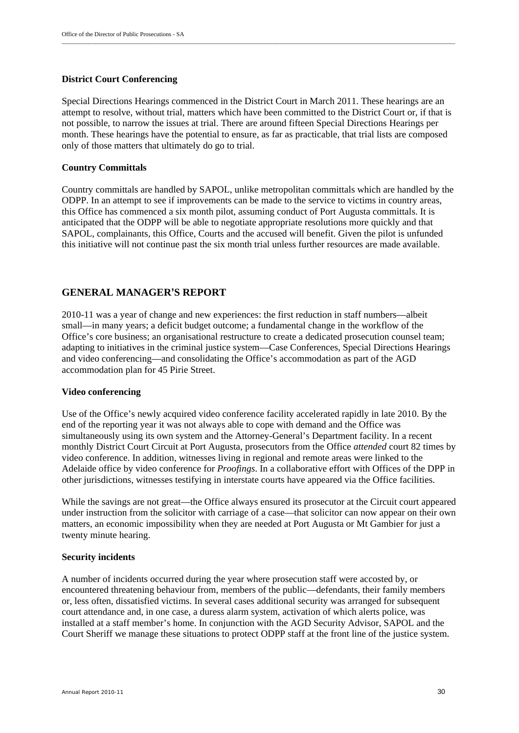### District Court Conferencing

Special Directions Hearings commenced in the District Court in March 2011. These hearings are an attempt to resolve, without trial, matters which have been committed to the District Court or, if that is not possible, to narrow the issues at trial. There are around fifteen Special Directions Hearings per month. These hearings have the potential to ensure, as far as practicable, that trial lists are composed only of those matters that ultimately do go to trial.

### Country Committals

Country committals are handled by SAPOL, unlike metropolitan committals which are handled by the ODPP. In an attempt to see if improvements can be made to the service to victims in country areas, this Office has commenced a six month pilot, assuming conduct of Port Augusta committals. It is anticipated that the ODPP will be able to negotiate appropriate resolutions more quickly and that SAPOL, complainants, this Office, Courts and the accused will benefit. Given the pilot is unfunded this initiative will not continue past the six month trial unless further resources are made available.

## GENERAL MANAGER'S REPORT

2010-11 was a year of change and new experiences: the first reduction in staff numbers—albeit small—in many years; a deficit budget outcome; a fundamental change in the workflow of the Office's core business; an organisational restructure to create a dedicated prosecution counsel team; adapting to initiatives in the criminal justice system—Case Conferences, Special Directions Hearings and video conferencing—and consolidating the Office's accommodation as part of the AGD accommodation plan for 45 Pirie Street.

### Video conferencing

Use of the Office's newly acquired video conference facility accelerated rapidly in late 2010. By the end of the reporting year it was not always able to cope with demand and the Office was simultaneously using its own system and the Attorney-General's Department facility. In a recent monthly District Court Circuit at Port Augusta, prosecutors from the Office *attended* court 82 times by video conference. In addition, witnesses living in regional and remote areas were linked to the Adelaide office by video conference for *Proofings*. In a collaborative effort with Offices of the DPP in other jurisdictions, witnesses testifying in interstate courts have appeared via the Office facilities.

While the savings are not great—the Office always ensured its prosecutor at the Circuit court appeared under instruction from the solicitor with carriage of a case—that solicitor can now appear on their own matters, an economic impossibility when they are needed at Port Augusta or Mt Gambier for just a twenty minute hearing.

### Security incidents

A number of incidents occurred during the year where prosecution staff were accosted by, or encountered threatening behaviour from, members of the public—defendants, their family members or, less often, dissatisfied victims. In several cases additional security was arranged for subsequent court attendance and, in one case, a duress alarm system, activation of which alerts police, was installed at a staff member's home. In conjunction with the AGD Security Advisor, SAPOL and the Court Sheriff we manage these situations to protect ODPP staff at the front line of the justice system.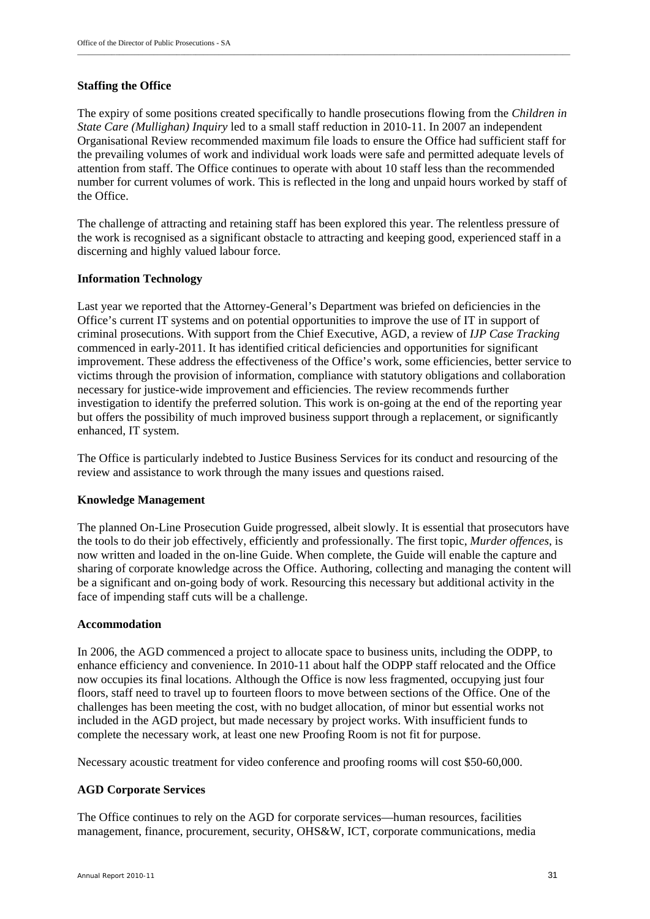### Staffing the Office

The expiry of some positions created specifically to handle prosecutions flowing from the *Children in State Care (Mullighan) Inquiry* led to a small staff reduction in 2010-11. In 2007 an independent Organisational Review recommended maximum file loads to ensure the Office had sufficient staff for the prevailing volumes of work and individual work loads were safe and permitted adequate levels of attention from staff. The Office continues to operate with about 10 staff less than the recommended number for current volumes of work. This is reflected in the long and unpaid hours worked by staff of the Office.

The challenge of attracting and retaining staff has been explored this year. The relentless pressure of the work is recognised as a significant obstacle to attracting and keeping good, experienced staff in a discerning and highly valued labour force.

### Information Technology

Last year we reported that the Attorney-General's Department was briefed on deficiencies in the Office's current IT systems and on potential opportunities to improve the use of IT in support of criminal prosecutions. With support from the Chief Executive, AGD, a review of *IJP Case Tracking* commenced in early-2011. It has identified critical deficiencies and opportunities for significant improvement. These address the effectiveness of the Office's work, some efficiencies, better service to victims through the provision of information, compliance with statutory obligations and collaboration necessary for justice-wide improvement and efficiencies. The review recommends further investigation to identify the preferred solution. This work is on-going at the end of the reporting year but offers the possibility of much improved business support through a replacement, or significantly enhanced, IT system.

The Office is particularly indebted to Justice Business Services for its conduct and resourcing of the review and assistance to work through the many issues and questions raised.

### Knowledge Management

The planned On-Line Prosecution Guide progressed, albeit slowly. It is essential that prosecutors have the tools to do their job effectively, efficiently and professionally. The first topic, *Murder offences*, is now written and loaded in the on-line Guide. When complete, the Guide will enable the capture and sharing of corporate knowledge across the Office. Authoring, collecting and managing the content will be a significant and on-going body of work. Resourcing this necessary but additional activity in the face of impending staff cuts will be a challenge.

### Accommodation

In 2006, the AGD commenced a project to allocate space to business units, including the ODPP, to enhance efficiency and convenience. In 2010-11 about half the ODPP staff relocated and the Office now occupies its final locations. Although the Office is now less fragmented, occupying just four floors, staff need to travel up to fourteen floors to move between sections of the Office. One of the challenges has been meeting the cost, with no budget allocation, of minor but essential works not included in the AGD project, but made necessary by project works. With insufficient funds to complete the necessary work, at least one new Proofing Room is not fit for purpose.

Necessary acoustic treatment for video conference and proofing rooms will cost $50-60,000.

### AGD Corporate Services

The Office continues to rely on the AGD for corporate services—human resources, facilities management, finance, procurement, security, OHS&W, ICT, corporate communications, media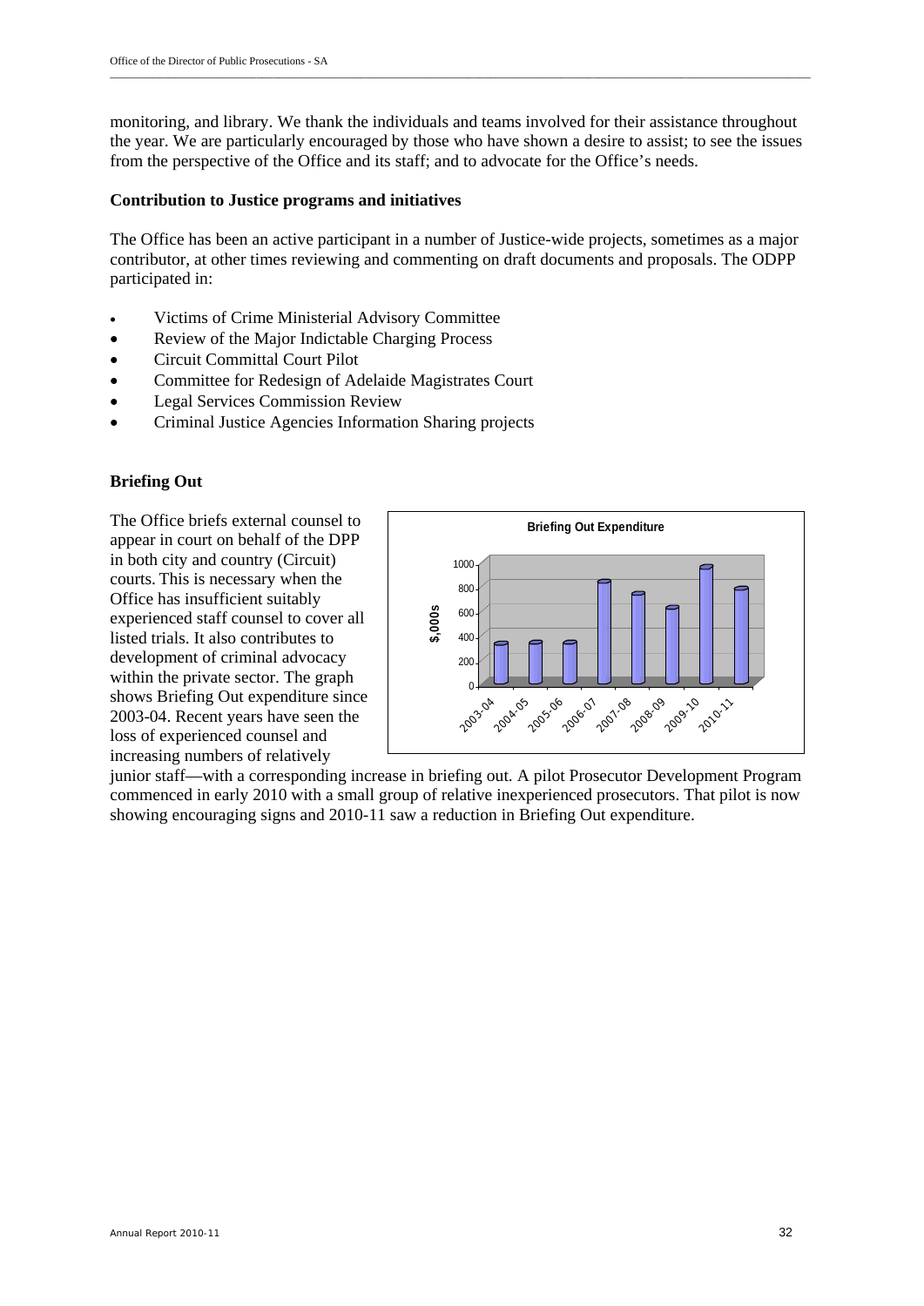monitoring, and library. We thank the individuals and teams involved for their assistance throughout the year. We are particularly encouraged by those who have shown a desire to assist; to see the issues from the perspective of the Office and its staff; and to advocate for the Office's needs.

**Contribution to Justice programs and initiatives**

The Office has been an active participant in a number of Justice-wide projects, sometimes as a major contributor, at other times reviewing and commenting on draft documents and proposals. The ODPP participated in:

- Victims of Crime Ministerial Advisory Committee
- Review of the Major Indictable Charging Process
- Circuit Committal Court Pilot
- Committee for Redesign of Adelaide Magistrates Court
- Legal Services Commission Review
- Criminal Justice Agencies Information Sharing projects

**Briefing Out**

The Office briefs external counsel to appear in court on behalf of the DPP in both city and country (Circuit) courts. This is necessary when the Office has insufficient suitably experienced staff counsel to cover all listed trials. It also contributes to development of criminal advocacy within the private sector. The graph shows Briefing Out expenditure since 2003-04. Recent years have seen the loss of experienced counsel and increasing numbers of relatively junior staff—with a corresponding increase in briefing out. A pilot Prosecutor Development Program commenced in early 2010 with a small group of relative inexperienced prosecutors. That pilot is now showing encouraging signs and 2010-11 saw a reduction in Briefing Out expenditure.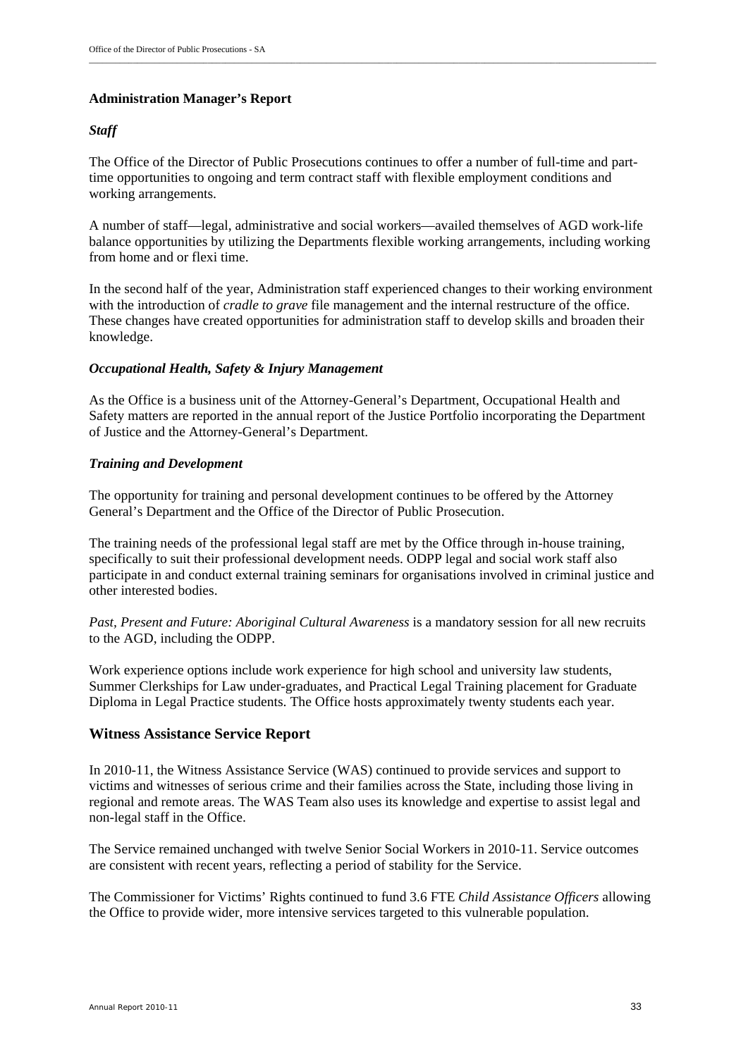## Administration Manager's Report

### *Staff*

The Office of the Director of Public Prosecutions continues to offer a number of full-time and part-time opportunities to ongoing and term contract staff with flexible employment conditions and working arrangements.

A number of staff—legal, administrative and social workers—availed themselves of AGD work-life balance opportunities by utilizing the Departments flexible working arrangements, including working from home and or flexi time.

In the second half of the year, Administration staff experienced changes to their working environment with the introduction of *cradle to grave* file management and the internal restructure of the office. These changes have created opportunities for administration staff to develop skills and broaden their knowledge.

### *Occupational Health, Safety & Injury Management*

As the Office is a business unit of the Attorney-General's Department, Occupational Health and Safety matters are reported in the annual report of the Justice Portfolio incorporating the Department of Justice and the Attorney-General's Department.

### *Training and Development*

The opportunity for training and personal development continues to be offered by the Attorney General's Department and the Office of the Director of Public Prosecution.

The training needs of the professional legal staff are met by the Office through in-house training, specifically to suit their professional development needs. ODPP legal and social work staff also participate in and conduct external training seminars for organisations involved in criminal justice and other interested bodies.

*Past, Present and Future: Aboriginal Cultural Awareness* is a mandatory session for all new recruits to the AGD, including the ODPP.

Work experience options include work experience for high school and university law students, Summer Clerkships for Law under-graduates, and Practical Legal Training placement for Graduate Diploma in Legal Practice students. The Office hosts approximately twenty students each year.

## Witness Assistance Service Report

In 2010-11, the Witness Assistance Service (WAS) continued to provide services and support to victims and witnesses of serious crime and their families across the State, including those living in regional and remote areas. The WAS Team also uses its knowledge and expertise to assist legal and non-legal staff in the Office.

The Service remained unchanged with twelve Senior Social Workers in 2010-11. Service outcomes are consistent with recent years, reflecting a period of stability for the Service.

The Commissioner for Victims' Rights continued to fund 3.6 FTE *Child Assistance Officers* allowing the Office to provide wider, more intensive services targeted to this vulnerable population.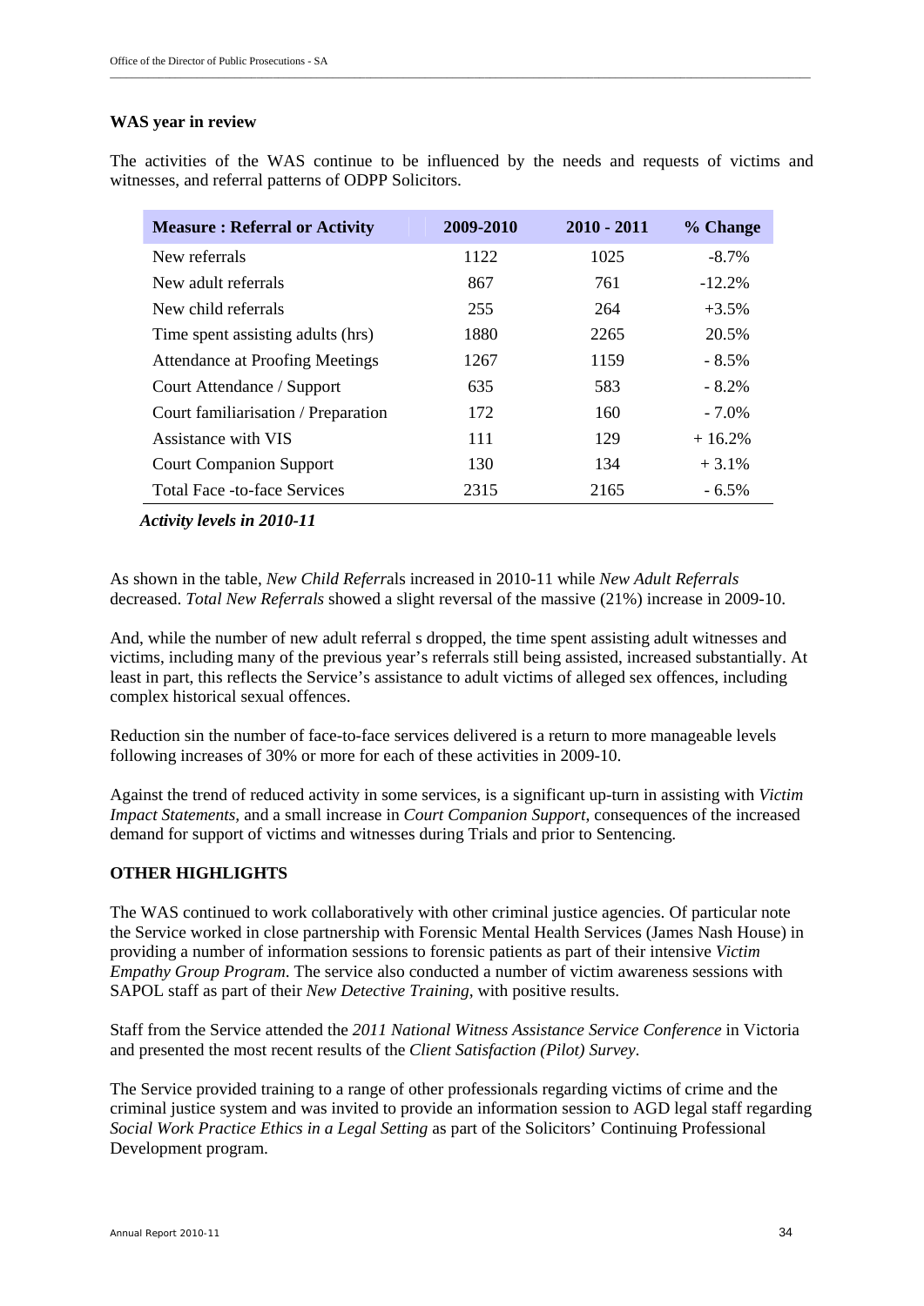**WAS year in review**

The activities of the WAS continue to be influenced by the needs and requests of victims and witnesses, and referral patterns of ODPP Solicitors.

| Measure : Referral or Activity | 2009-2010 | 2010 - 2011 | % Change |
|---|---|---|---|
| New referrals | 1122 | 1025 | -8.7% |
| New adult referrals | 867 | 761 | -12.2% |
| New child referrals | 255 | 264 | +3.5% |
| Time spent assisting adults (hrs) | 1880 | 2265 | 20.5% |
| Attendance at Proofing Meetings | 1267 | 1159 | - 8.5% |
| Court Attendance / Support | 635 | 583 | - 8.2% |
| Court familiarisation / Preparation | 172 | 160 | - 7.0% |
| Assistance with VIS | 111 | 129 | + 16.2% |
| Court Companion Support | 130 | 134 | + 3.1% |
| Total Face -to-face Services | 2315 | 2165 | - 6.5% |

*Activity levels in 2010-11*

As shown in the table, *New Child Referr*als increased in 2010-11 while *New Adult Referrals* decreased. *Total New Referrals* showed a slight reversal of the massive (21%) increase in 2009-10.

And, while the number of new adult referral s dropped, the time spent assisting adult witnesses and victims, including many of the previous year's referrals still being assisted, increased substantially. At least in part, this reflects the Service's assistance to adult victims of alleged sex offences, including complex historical sexual offences.

Reduction sin the number of face-to-face services delivered is a return to more manageable levels following increases of 30% or more for each of these activities in 2009-10.

Against the trend of reduced activity in some services, is a significant up-turn in assisting with *Victim Impact Statements,* and a small increase in *Court Companion Support*, consequences of the increased demand for support of victims and witnesses during Trials and prior to Sentencing.

**OTHER HIGHLIGHTS**

The WAS continued to work collaboratively with other criminal justice agencies. Of particular note the Service worked in close partnership with Forensic Mental Health Services (James Nash House) in providing a number of information sessions to forensic patients as part of their intensive *Victim Empathy Group Program*. The service also conducted a number of victim awareness sessions with SAPOL staff as part of their *New Detective Training,* with positive results.

Staff from the Service attended the *2011 National Witness Assistance Service Conference* in Victoria and presented the most recent results of the *Client Satisfaction (Pilot) Survey*.

The Service provided training to a range of other professionals regarding victims of crime and the criminal justice system and was invited to provide an information session to AGD legal staff regarding *Social Work Practice Ethics in a Legal Setting* as part of the Solicitors' Continuing Professional Development program.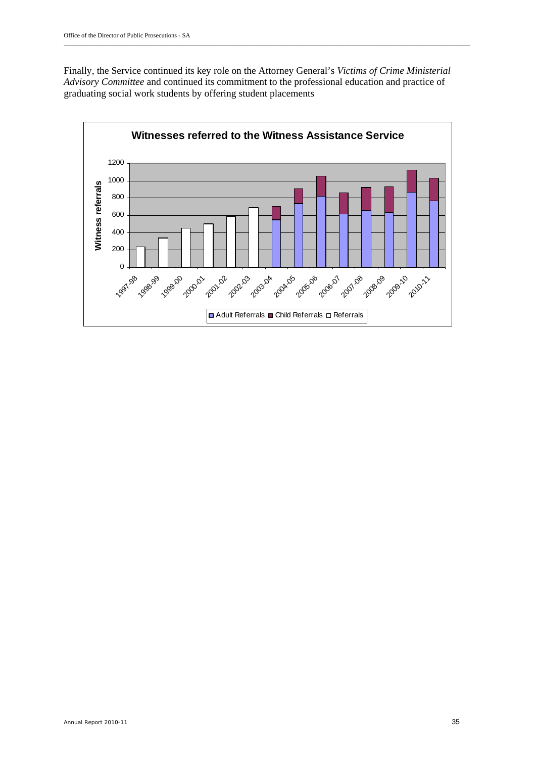Finally, the Service continued its key role on the Attorney General's *Victims of Crime Ministerial Advisory Committee* and continued its commitment to the professional education and practice of graduating social work students by offering student placements

**Witnesses referred to the Witness Assistance Service**

Witness referrals

1200
1000
800
600
400
200
0

1997-98 1998-99 1999-00 2000-01 2001-02 2002-03 2003-04 2004-05 2005-06 2006-07 2007-08 2008-09 2009-10 2010-11

Adult Referrals ■ Child Referrals □ Referrals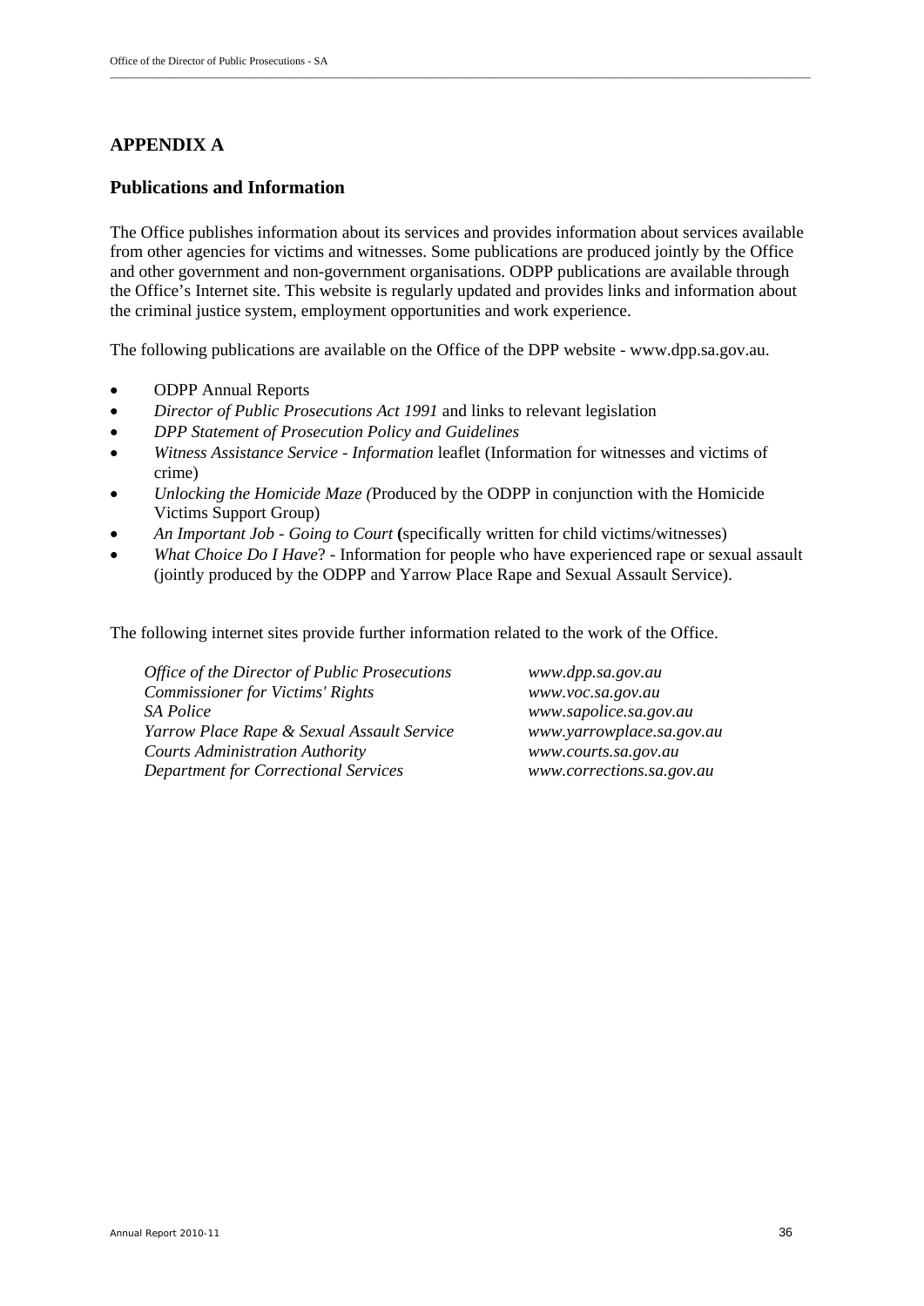# APPENDIX A

## Publications and Information

The Office publishes information about its services and provides information about services available from other agencies for victims and witnesses. Some publications are produced jointly by the Office and other government and non-government organisations. ODPP publications are available through the Office's Internet site. This website is regularly updated and provides links and information about the criminal justice system, employment opportunities and work experience.

The following publications are available on the Office of the DPP website - www.dpp.sa.gov.au.

- ODPP Annual Reports
- *Director of Public Prosecutions Act 1991* and links to relevant legislation
- *DPP Statement of Prosecution Policy and Guidelines*
- *Witness Assistance Service - Information* leaflet (Information for witnesses and victims of crime)
- *Unlocking the Homicide Maze (*Produced by the ODPP in conjunction with the Homicide Victims Support Group)
- *An Important Job - Going to Court* **(**specifically written for child victims/witnesses)
- *What Choice Do I Have*? - Information for people who have experienced rape or sexual assault (jointly produced by the ODPP and Yarrow Place Rape and Sexual Assault Service).

The following internet sites provide further information related to the work of the Office.

| | |
|---|---|
| *Office of the Director of Public Prosecutions* | *www.dpp.sa.gov.au* |
| *Commissioner for Victims' Rights* | *www.voc.sa.gov.au* |
| *SA Police* | *www.sapolice.sa.gov.au* |
| *Yarrow Place Rape & Sexual Assault Service* | *www.yarrowplace.sa.gov.au* |
| *Courts Administration Authority* | *www.courts.sa.gov.au* |
| *Department for Correctional Services* | *www.corrections.sa.gov.au* |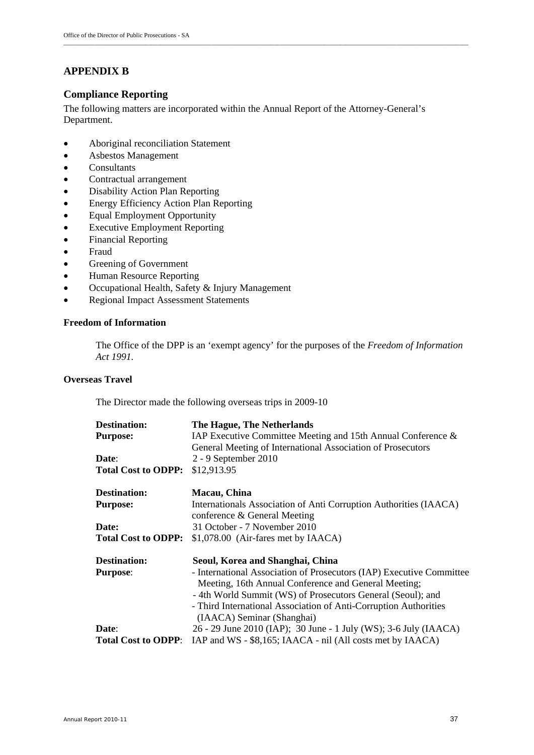## APPENDIX B

### Compliance Reporting

The following matters are incorporated within the Annual Report of the Attorney-General's Department.

- Aboriginal reconciliation Statement
- Asbestos Management
- Consultants
- Contractual arrangement
- Disability Action Plan Reporting
- Energy Efficiency Action Plan Reporting
- Equal Employment Opportunity
- Executive Employment Reporting
- Financial Reporting
- Fraud
- Greening of Government
- Human Resource Reporting
- Occupational Health, Safety & Injury Management
- Regional Impact Assessment Statements

#### Freedom of Information

The Office of the DPP is an 'exempt agency' for the purposes of the *Freedom of Information Act 1991*.

#### Overseas Travel

The Director made the following overseas trips in 2009-10

**Destination:** **The Hague, The Netherlands**
**Purpose:** IAP Executive Committee Meeting and 15th Annual Conference & General Meeting of International Association of Prosecutors
**Date:** 2 - 9 September 2010
**Total Cost to ODPP:** $12,913.95

**Destination:** **Macau, China**
**Purpose:** Internationals Association of Anti Corruption Authorities (IAACA) conference & General Meeting
**Date:** 31 October - 7 November 2010
**Total Cost to ODPP:** $1,078.00 (Air-fares met by IAACA)

**Destination:** **Seoul, Korea and Shanghai, China**
**Purpose:**
- International Association of Prosecutors (IAP) Executive Committee Meeting, 16th Annual Conference and General Meeting;
- 4th World Summit (WS) of Prosecutors General (Seoul); and
- Third International Association of Anti-Corruption Authorities (IAACA) Seminar (Shanghai)

**Date:** 26 - 29 June 2010 (IAP); 30 June - 1 July (WS); 3-6 July (IAACA)
**Total Cost to ODPP:** IAP and WS - $8,165; IAACA - nil (All costs met by IAACA)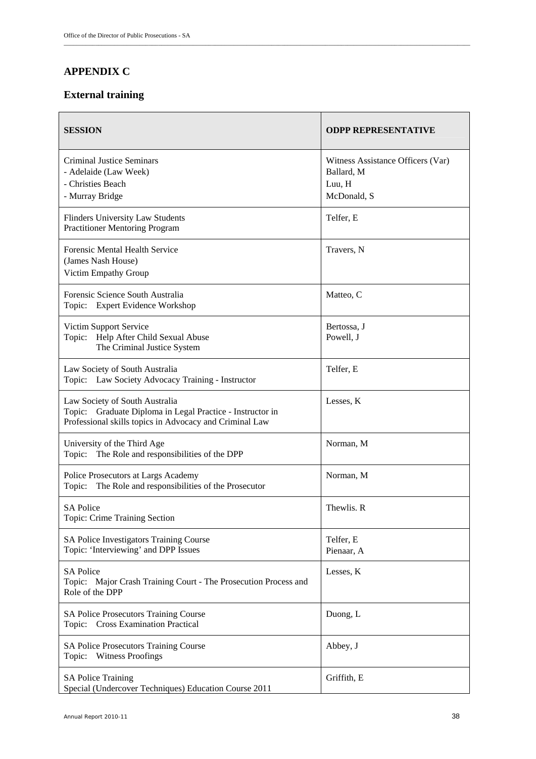## APPENDIX C

### External training

| SESSION | ODPP REPRESENTATIVE |
|---|---|
| Criminal Justice Seminars<br>- Adelaide (Law Week)<br>- Christies Beach<br>- Murray Bridge | Witness Assistance Officers (Var)<br>Ballard, M<br>Luu, H<br>McDonald, S |
| Flinders University Law Students<br>Practitioner Mentoring Program | Telfer, E |
| Forensic Mental Health Service<br>(James Nash House)<br>Victim Empathy Group | Travers, N |
| Forensic Science South Australia<br>Topic: Expert Evidence Workshop | Matteo, C |
| Victim Support Service<br>Topic: Help After Child Sexual Abuse<br>The Criminal Justice System | Bertossa, J<br>Powell, J |
| Law Society of South Australia<br>Topic: Law Society Advocacy Training - Instructor | Telfer, E |
| Law Society of South Australia<br>Topic: Graduate Diploma in Legal Practice - Instructor in Professional skills topics in Advocacy and Criminal Law | Lesses, K |
| University of the Third Age<br>Topic: The Role and responsibilities of the DPP | Norman, M |
| Police Prosecutors at Largs Academy<br>Topic: The Role and responsibilities of the Prosecutor | Norman, M |
| SA Police<br>Topic: Crime Training Section | Thewlis. R |
| SA Police Investigators Training Course<br>Topic: 'Interviewing' and DPP Issues | Telfer, E<br>Pienaar, A |
| SA Police<br>Topic: Major Crash Training Court - The Prosecution Process and Role of the DPP | Lesses, K |
| SA Police Prosecutors Training Course<br>Topic: Cross Examination Practical | Duong, L |
| SA Police Prosecutors Training Course<br>Topic: Witness Proofings | Abbey, J |
| SA Police Training<br>Special (Undercover Techniques) Education Course 2011 | Griffith, E |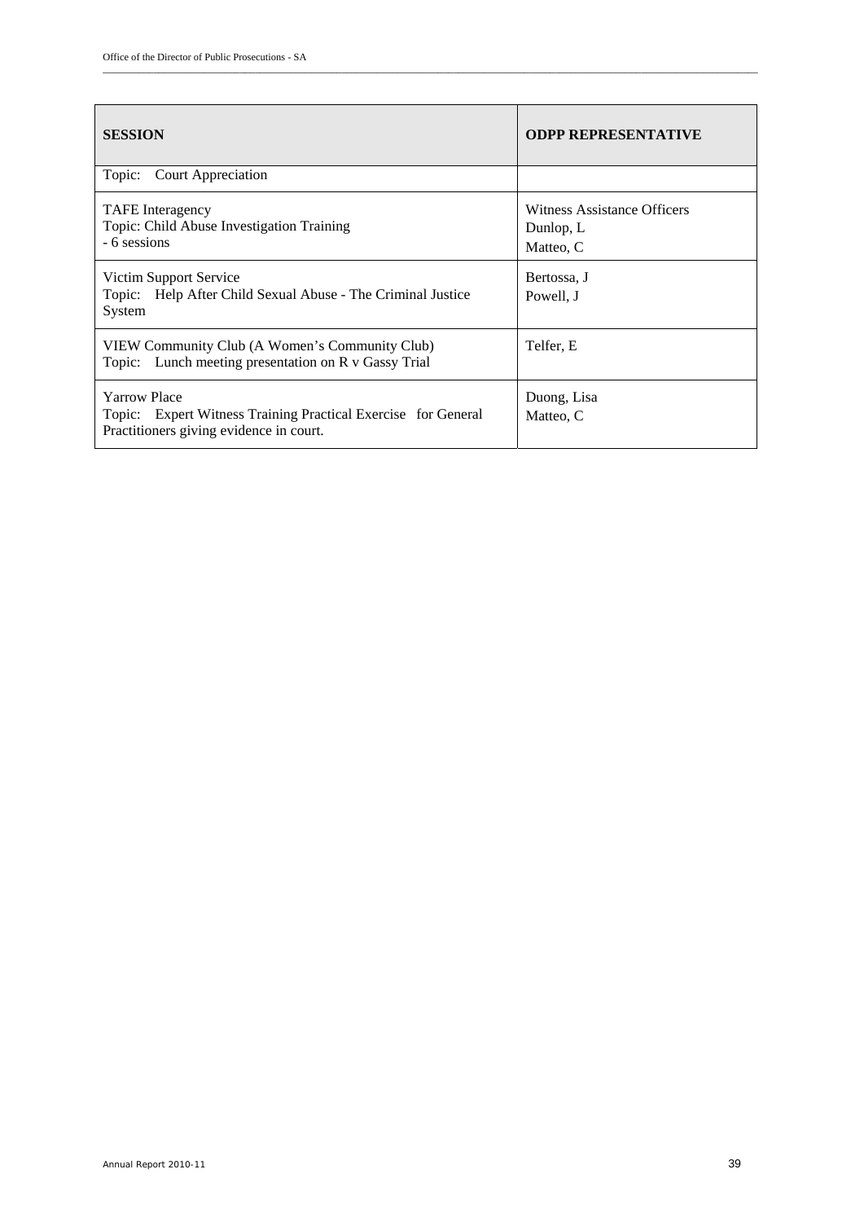| SESSION | ODPP REPRESENTATIVE |
|---|---|
| Topic: Court Appreciation | |
| TAFE Interagency<br>Topic: Child Abuse Investigation Training<br>- 6 sessions | Witness Assistance Officers<br>Dunlop, L<br>Matteo, C |
| Victim Support Service<br>Topic: Help After Child Sexual Abuse - The Criminal Justice System | Bertossa, J<br>Powell, J |
| VIEW Community Club (A Women's Community Club)<br>Topic: Lunch meeting presentation on R v Gassy Trial | Telfer, E |
| Yarrow Place<br>Topic: Expert Witness Training Practical Exercise for General Practitioners giving evidence in court. | Duong, Lisa<br>Matteo, C |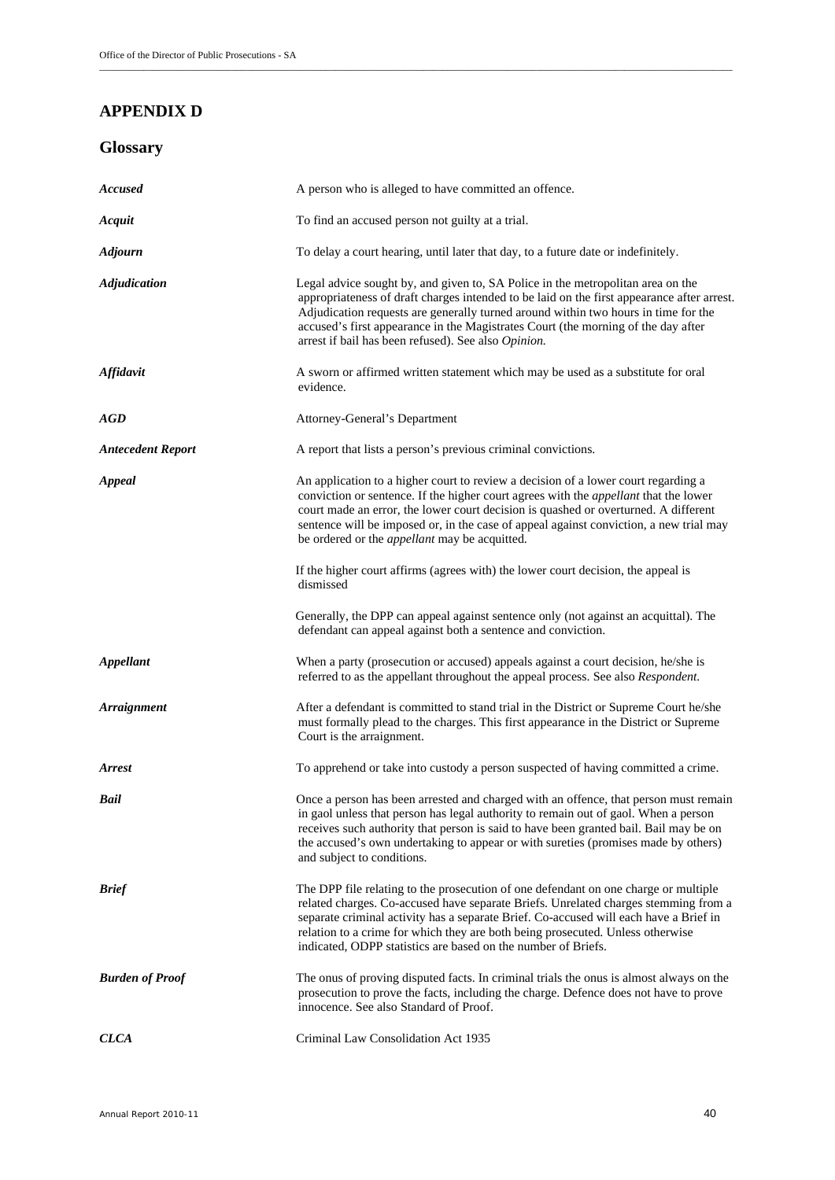# APPENDIX D

## Glossary

| | |
|---|---|
| ***Accused*** | A person who is alleged to have committed an offence. |
| ***Acquit*** | To find an accused person not guilty at a trial. |
| ***Adjourn*** | To delay a court hearing, until later that day, to a future date or indefinitely. |
| ***Adjudication*** | Legal advice sought by, and given to, SA Police in the metropolitan area on the appropriateness of draft charges intended to be laid on the first appearance after arrest. Adjudication requests are generally turned around within two hours in time for the accused's first appearance in the Magistrates Court (the morning of the day after arrest if bail has been refused). See also *Opinion.* |
| ***Affidavit*** | A sworn or affirmed written statement which may be used as a substitute for oral evidence. |
| ***AGD*** | Attorney-General's Department |
| ***Antecedent Report*** | A report that lists a person's previous criminal convictions. |
| ***Appeal*** | An application to a higher court to review a decision of a lower court regarding a conviction or sentence. If the higher court agrees with the *appellant* that the lower court made an error, the lower court decision is quashed or overturned. A different sentence will be imposed or, in the case of appeal against conviction, a new trial may be ordered or the *appellant* may be acquitted.<br><br>If the higher court affirms (agrees with) the lower court decision, the appeal is dismissed<br><br>Generally, the DPP can appeal against sentence only (not against an acquittal). The defendant can appeal against both a sentence and conviction. |
| ***Appellant*** | When a party (prosecution or accused) appeals against a court decision, he/she is referred to as the appellant throughout the appeal process. See also *Respondent.* |
| ***Arraignment*** | After a defendant is committed to stand trial in the District or Supreme Court he/she must formally plead to the charges. This first appearance in the District or Supreme Court is the arraignment. |
| ***Arrest*** | To apprehend or take into custody a person suspected of having committed a crime. |
| ***Bail*** | Once a person has been arrested and charged with an offence, that person must remain in gaol unless that person has legal authority to remain out of gaol. When a person receives such authority that person is said to have been granted bail. Bail may be on the accused's own undertaking to appear or with sureties (promises made by others) and subject to conditions. |
| ***Brief*** | The DPP file relating to the prosecution of one defendant on one charge or multiple related charges. Co-accused have separate Briefs. Unrelated charges stemming from a separate criminal activity has a separate Brief. Co-accused will each have a Brief in relation to a crime for which they are both being prosecuted. Unless otherwise indicated, ODPP statistics are based on the number of Briefs. |
| ***Burden of Proof*** | The onus of proving disputed facts. In criminal trials the onus is almost always on the prosecution to prove the facts, including the charge. Defence does not have to prove innocence. See also Standard of Proof. |
| ***CLCA*** | Criminal Law Consolidation Act 1935 |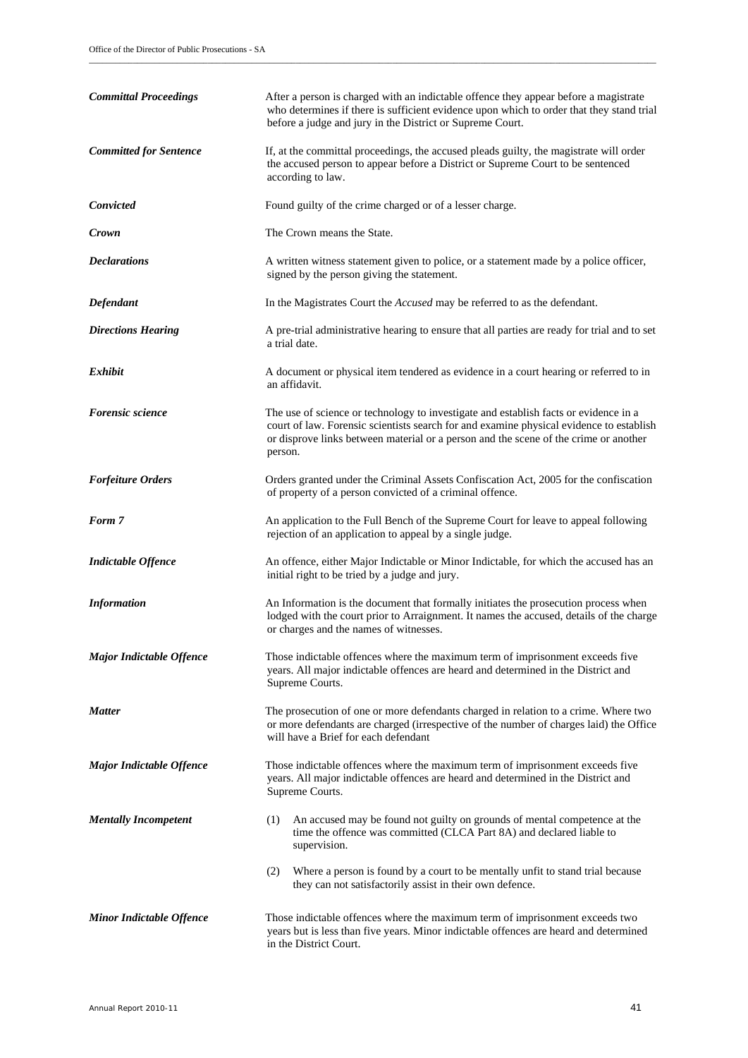| | |
|---|---|
| ***Committal Proceedings*** | After a person is charged with an indictable offence they appear before a magistrate who determines if there is sufficient evidence upon which to order that they stand trial before a judge and jury in the District or Supreme Court. |
| ***Committed for Sentence*** | If, at the committal proceedings, the accused pleads guilty, the magistrate will order the accused person to appear before a District or Supreme Court to be sentenced according to law. |
| ***Convicted*** | Found guilty of the crime charged or of a lesser charge. |
| ***Crown*** | The Crown means the State. |
| ***Declarations*** | A written witness statement given to police, or a statement made by a police officer, signed by the person giving the statement. |
| ***Defendant*** | In the Magistrates Court the *Accused* may be referred to as the defendant. |
| ***Directions Hearing*** | A pre-trial administrative hearing to ensure that all parties are ready for trial and to set a trial date. |
| ***Exhibit*** | A document or physical item tendered as evidence in a court hearing or referred to in an affidavit. |
| ***Forensic science*** | The use of science or technology to investigate and establish facts or evidence in a court of law. Forensic scientists search for and examine physical evidence to establish or disprove links between material or a person and the scene of the crime or another person. |
| ***Forfeiture Orders*** | Orders granted under the Criminal Assets Confiscation Act, 2005 for the confiscation of property of a person convicted of a criminal offence. |
| ***Form 7*** | An application to the Full Bench of the Supreme Court for leave to appeal following rejection of an application to appeal by a single judge. |
| ***Indictable Offence*** | An offence, either Major Indictable or Minor Indictable, for which the accused has an initial right to be tried by a judge and jury. |
| ***Information*** | An Information is the document that formally initiates the prosecution process when lodged with the court prior to Arraignment. It names the accused, details of the charge or charges and the names of witnesses. |
| ***Major Indictable Offence*** | Those indictable offences where the maximum term of imprisonment exceeds five years. All major indictable offences are heard and determined in the District and Supreme Courts. |
| ***Matter*** | The prosecution of one or more defendants charged in relation to a crime. Where two or more defendants are charged (irrespective of the number of charges laid) the Office will have a Brief for each defendant |
| ***Major Indictable Offence*** | Those indictable offences where the maximum term of imprisonment exceeds five years. All major indictable offences are heard and determined in the District and Supreme Courts. |
| ***Mentally Incompetent*** | (1) An accused may be found not guilty on grounds of mental competence at the time the offence was committed (CLCA Part 8A) and declared liable to supervision.<br>(2) Where a person is found by a court to be mentally unfit to stand trial because they can not satisfactorily assist in their own defence. |
| ***Minor Indictable Offence*** | Those indictable offences where the maximum term of imprisonment exceeds two years but is less than five years. Minor indictable offences are heard and determined in the District Court. |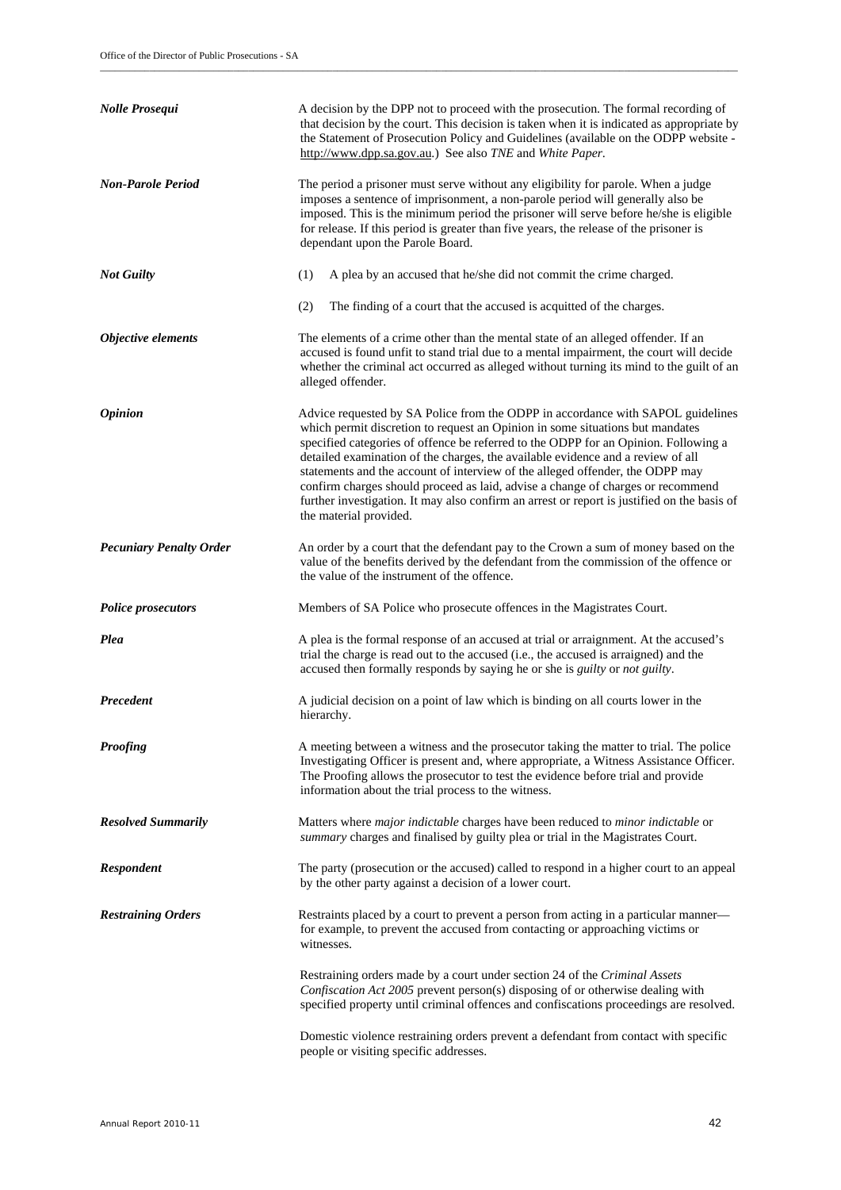***Nolle Prosequi***

A decision by the DPP not to proceed with the prosecution. The formal recording of that decision by the court. This decision is taken when it is indicated as appropriate by the Statement of Prosecution Policy and Guidelines (available on the ODPP website - http://www.dpp.sa.gov.au.) See also *TNE* and *White Paper*.

***Non-Parole Period***

The period a prisoner must serve without any eligibility for parole. When a judge imposes a sentence of imprisonment, a non-parole period will generally also be imposed. This is the minimum period the prisoner will serve before he/she is eligible for release. If this period is greater than five years, the release of the prisoner is dependant upon the Parole Board.

***Not Guilty***

(1) A plea by an accused that he/she did not commit the crime charged.

(2) The finding of a court that the accused is acquitted of the charges.

***Objective elements***

The elements of a crime other than the mental state of an alleged offender. If an accused is found unfit to stand trial due to a mental impairment, the court will decide whether the criminal act occurred as alleged without turning its mind to the guilt of an alleged offender.

***Opinion***

Advice requested by SA Police from the ODPP in accordance with SAPOL guidelines which permit discretion to request an Opinion in some situations but mandates specified categories of offence be referred to the ODPP for an Opinion. Following a detailed examination of the charges, the available evidence and a review of all statements and the account of interview of the alleged offender, the ODPP may confirm charges should proceed as laid, advise a change of charges or recommend further investigation. It may also confirm an arrest or report is justified on the basis of the material provided.

***Pecuniary Penalty Order***

An order by a court that the defendant pay to the Crown a sum of money based on the value of the benefits derived by the defendant from the commission of the offence or the value of the instrument of the offence.

***Police prosecutors***

Members of SA Police who prosecute offences in the Magistrates Court.

***Plea***

A plea is the formal response of an accused at trial or arraignment. At the accused's trial the charge is read out to the accused (i.e., the accused is arraigned) and the accused then formally responds by saying he or she is *guilty* or *not guilty*.

***Precedent***

A judicial decision on a point of law which is binding on all courts lower in the hierarchy.

***Proofing***

A meeting between a witness and the prosecutor taking the matter to trial. The police Investigating Officer is present and, where appropriate, a Witness Assistance Officer. The Proofing allows the prosecutor to test the evidence before trial and provide information about the trial process to the witness.

***Resolved Summarily***

Matters where *major indictable* charges have been reduced to *minor indictable* or *summary* charges and finalised by guilty plea or trial in the Magistrates Court.

***Respondent***

The party (prosecution or the accused) called to respond in a higher court to an appeal by the other party against a decision of a lower court.

***Restraining Orders***

Restraints placed by a court to prevent a person from acting in a particular manner—for example, to prevent the accused from contacting or approaching victims or witnesses.

Restraining orders made by a court under section 24 of the *Criminal Assets Confiscation Act 2005* prevent person(s) disposing of or otherwise dealing with specified property until criminal offences and confiscations proceedings are resolved.

Domestic violence restraining orders prevent a defendant from contact with specific people or visiting specific addresses.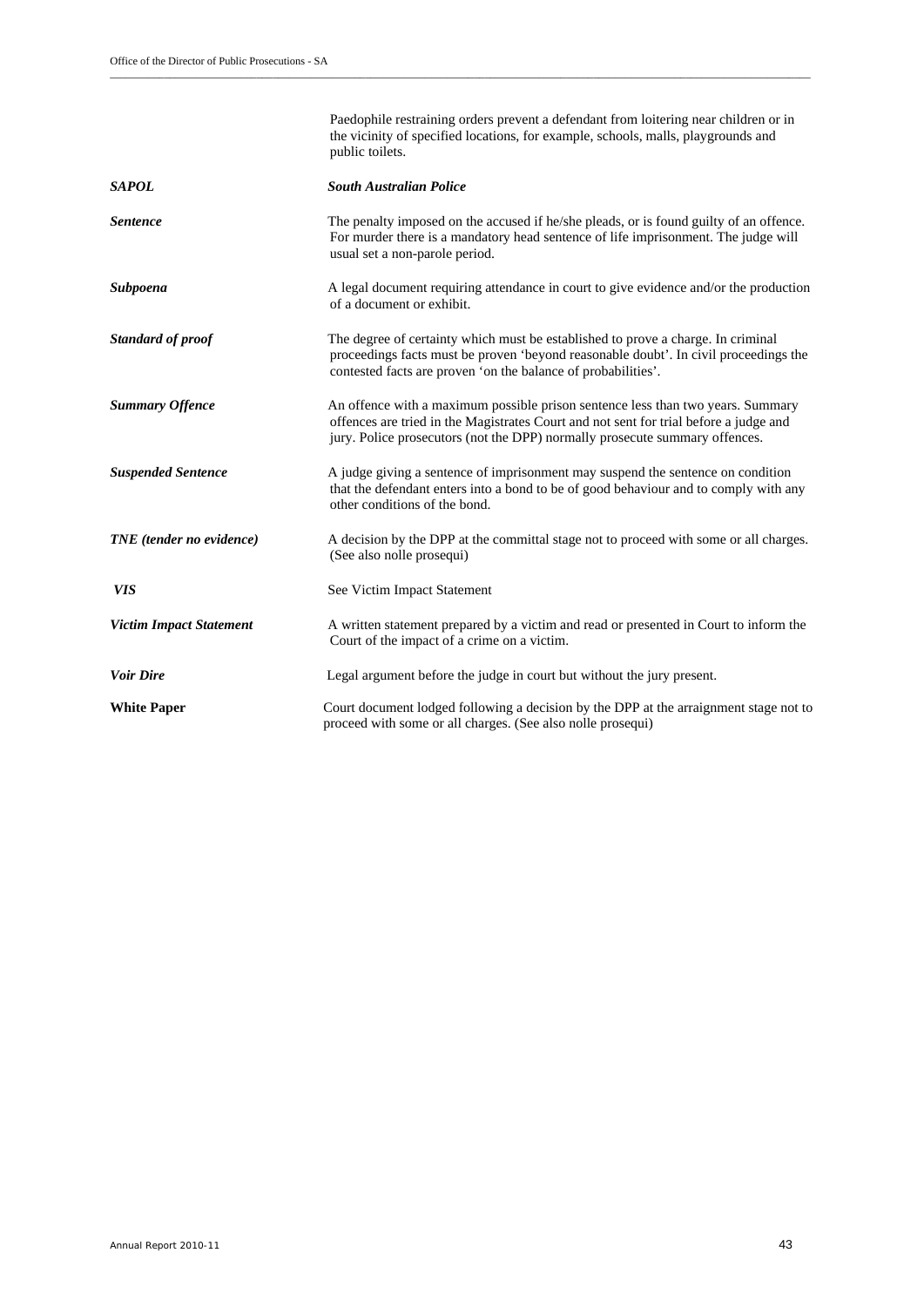| | |
|---|---|
| | Paedophile restraining orders prevent a defendant from loitering near children or in the vicinity of specified locations, for example, schools, malls, playgrounds and public toilets. |
| ***SAPOL*** | ***South Australian Police*** |
| ***Sentence*** | The penalty imposed on the accused if he/she pleads, or is found guilty of an offence. For murder there is a mandatory head sentence of life imprisonment. The judge will usual set a non-parole period. |
| ***Subpoena*** | A legal document requiring attendance in court to give evidence and/or the production of a document or exhibit. |
| ***Standard of proof*** | The degree of certainty which must be established to prove a charge. In criminal proceedings facts must be proven 'beyond reasonable doubt'. In civil proceedings the contested facts are proven 'on the balance of probabilities'. |
| ***Summary Offence*** | An offence with a maximum possible prison sentence less than two years. Summary offences are tried in the Magistrates Court and not sent for trial before a judge and jury. Police prosecutors (not the DPP) normally prosecute summary offences. |
| ***Suspended Sentence*** | A judge giving a sentence of imprisonment may suspend the sentence on condition that the defendant enters into a bond to be of good behaviour and to comply with any other conditions of the bond. |
| ***TNE (tender no evidence)*** | A decision by the DPP at the committal stage not to proceed with some or all charges. (See also nolle prosequi) |
| ***VIS*** | See Victim Impact Statement |
| ***Victim Impact Statement*** | A written statement prepared by a victim and read or presented in Court to inform the Court of the impact of a crime on a victim. |
| ***Voir Dire*** | Legal argument before the judge in court but without the jury present. |
| **White Paper** | Court document lodged following a decision by the DPP at the arraignment stage not to proceed with some or all charges. (See also nolle prosequi) |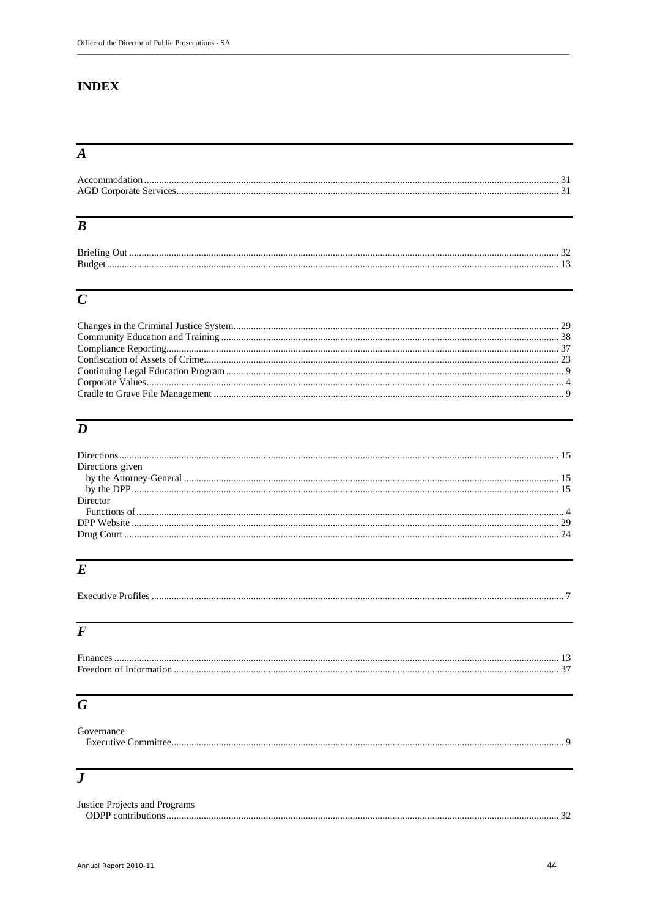# INDEX

## *A*

Accommodation ... 31
AGD Corporate Services ... 31

## *B*

Briefing Out ... 32
Budget ... 13

## *C*

Changes in the Criminal Justice System ... 29
Community Education and Training ... 38
Compliance Reporting ... 37
Confiscation of Assets of Crime ... 23
Continuing Legal Education Program ... 9
Corporate Values ... 4
Cradle to Grave File Management ... 9

## *D*

Directions ... 15
Directions given
- by the Attorney-General ... 15
- by the DPP ... 15

Director
- Functions of ... 4

DPP Website ... 29
Drug Court ... 24

## *E*

Executive Profiles ... 7

## *F*

Finances ... 13
Freedom of Information ... 37

## *G*

Governance
- Executive Committee ... 9

## *J*

Justice Projects and Programs
- ODPP contributions ... 32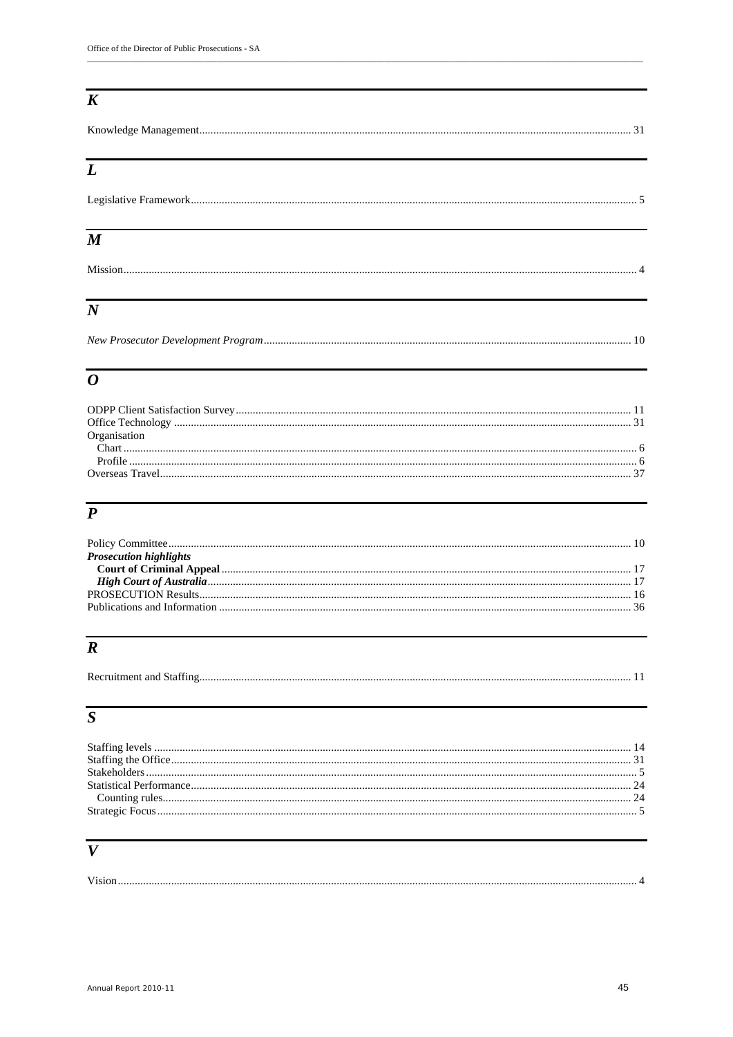## *K*

Knowledge Management ........ 31

## *L*

Legislative Framework ........ 5

## *M*

Mission ........ 4

## *N*

*New Prosecutor Development Program* ........ 10

## *O*

ODPP Client Satisfaction Survey ........ 11
Office Technology ........ 31
Organisation
  Chart ........ 6
  Profile ........ 6
Overseas Travel ........ 37

## *P*

Policy Committee ........ 10
***Prosecution highlights***
  **Court of Criminal Appeal** ........ 17
  ***High Court of Australia*** ........ 17
PROSECUTION Results ........ 16
Publications and Information ........ 36

## *R*

Recruitment and Staffing ........ 11

## *S*

Staffing levels ........ 14
Staffing the Office ........ 31
Stakeholders ........ 5
Statistical Performance ........ 24
  Counting rules ........ 24
Strategic Focus ........ 5

## *V*

Vision ........ 4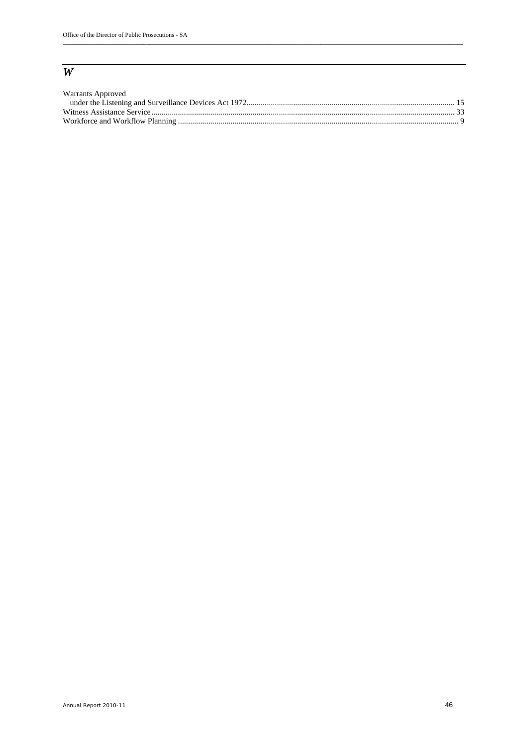## *W*

Warrants Approved
  under the Listening and Surveillance Devices Act 1972 ..................... 15
Witness Assistance Service ..................... 33
Workforce and Workflow Planning ..................... 9